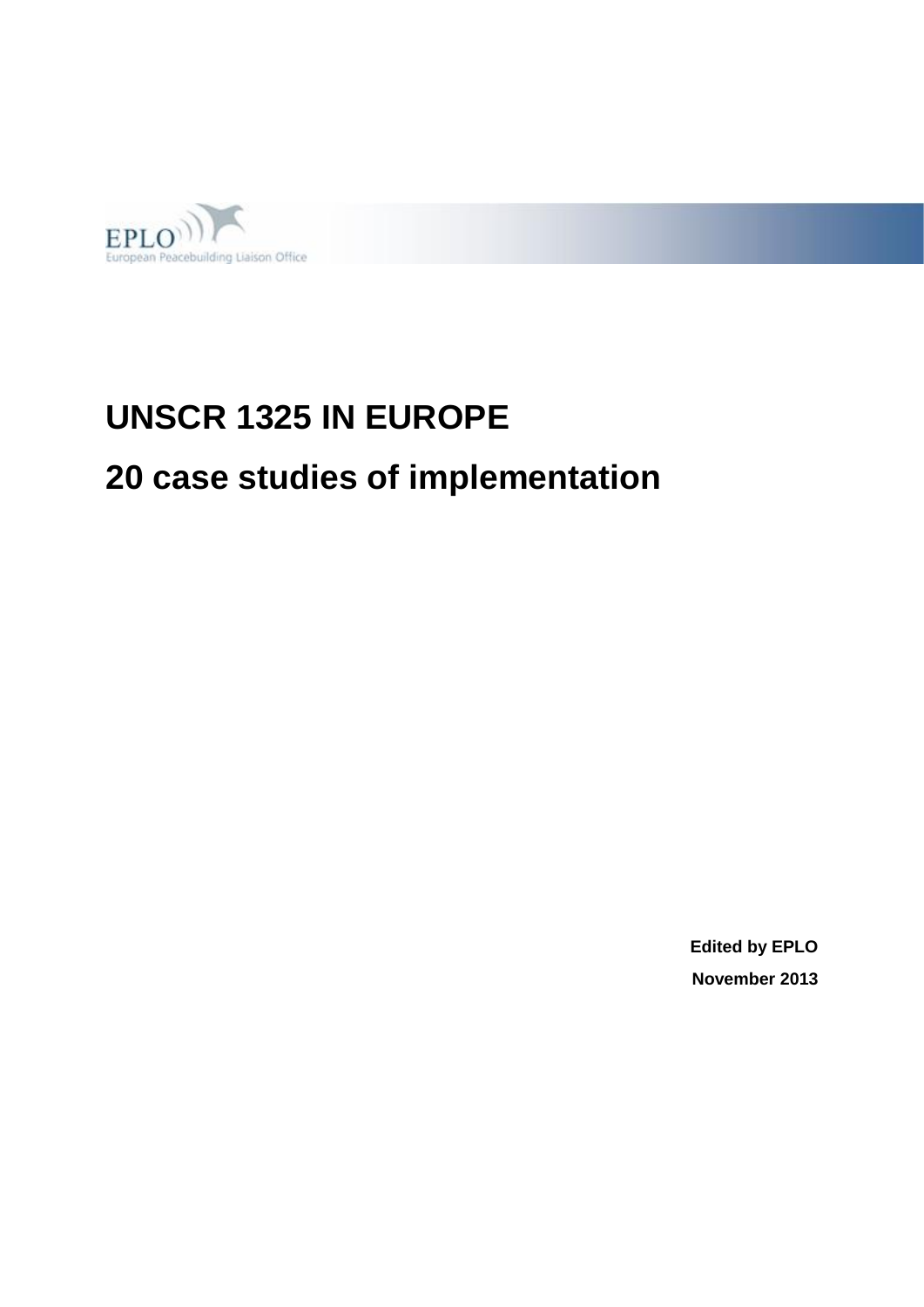EPLO

European Peacebuilding Liaison Office

# UNSCR 1325 IN EUROPE

# 20 case studies of implementation

**Edited by EPLO**

**November 2013**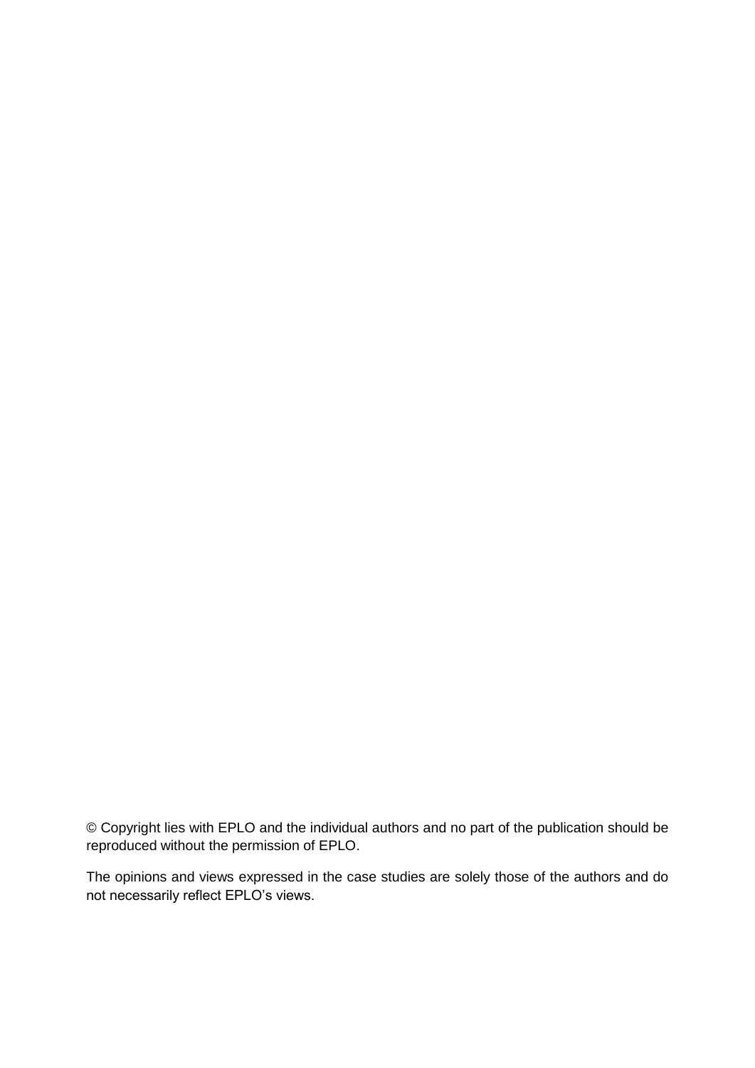© Copyright lies with EPLO and the individual authors and no part of the publication should be reproduced without the permission of EPLO.

The opinions and views expressed in the case studies are solely those of the authors and do not necessarily reflect EPLO's views.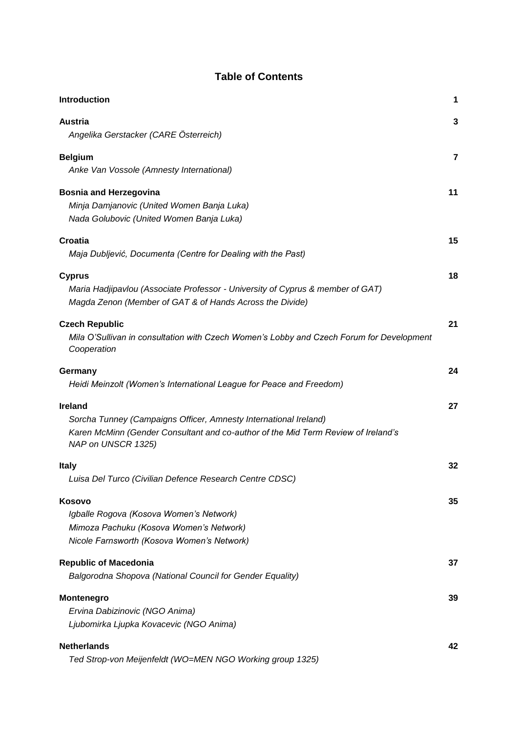# Table of Contents

**Introduction** **1**

**Austria** **3**
*Angelika Gerstacker (CARE Österreich)*

**Belgium** **7**
*Anke Van Vossole (Amnesty International)*

**Bosnia and Herzegovina** **11**
*Minja Damjanovic (United Women Banja Luka)*
*Nada Golubovic (United Women Banja Luka)*

**Croatia** **15**
*Maja Dubljević, Documenta (Centre for Dealing with the Past)*

**Cyprus** **18**
*Maria Hadjipavlou (Associate Professor - University of Cyprus & member of GAT)*
*Magda Zenon (Member of GAT & of Hands Across the Divide)*

**Czech Republic** **21**
*Mila O'Sullivan in consultation with Czech Women's Lobby and Czech Forum for Development Cooperation*

**Germany** **24**
*Heidi Meinzolt (Women's International League for Peace and Freedom)*

**Ireland** **27**
*Sorcha Tunney (Campaigns Officer, Amnesty International Ireland)*
*Karen McMinn (Gender Consultant and co-author of the Mid Term Review of Ireland's NAP on UNSCR 1325)*

**Italy** **32**
*Luisa Del Turco (Civilian Defence Research Centre CDSC)*

**Kosovo** **35**
*Igballe Rogova (Kosova Women's Network)*
*Mimoza Pachuku (Kosova Women's Network)*
*Nicole Farnsworth (Kosova Women's Network)*

**Republic of Macedonia** **37**
*Balgorodna Shopova (National Council for Gender Equality)*

**Montenegro** **39**
*Ervina Dabizinovic (NGO Anima)*
*Ljubomirka Ljupka Kovacevic (NGO Anima)*

**Netherlands** **42**
*Ted Strop-von Meijenfeldt (WO=MEN NGO Working group 1325)*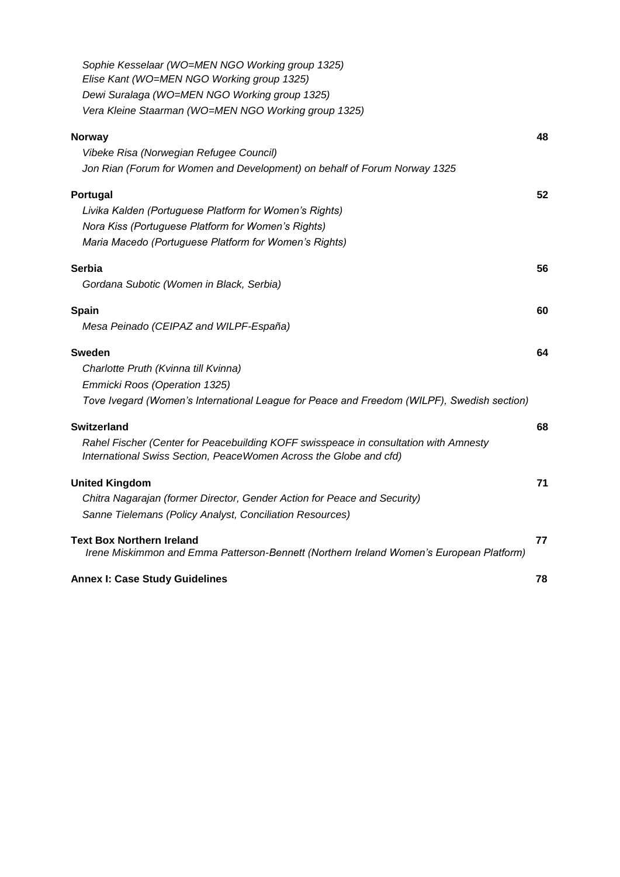*Sophie Kesselaar (WO=MEN NGO Working group 1325)*
*Elise Kant (WO=MEN NGO Working group 1325)*
*Dewi Suralaga (WO=MEN NGO Working group 1325)*
*Vera Kleine Staarman (WO=MEN NGO Working group 1325)*

**Norway** **48**
*Vibeke Risa (Norwegian Refugee Council)*
*Jon Rian (Forum for Women and Development) on behalf of Forum Norway 1325*

**Portugal** **52**
*Livika Kalden (Portuguese Platform for Women's Rights)*
*Nora Kiss (Portuguese Platform for Women's Rights)*
*Maria Macedo (Portuguese Platform for Women's Rights)*

**Serbia** **56**
*Gordana Subotic (Women in Black, Serbia)*

**Spain** **60**
*Mesa Peinado (CEIPAZ and WILPF-España)*

**Sweden** **64**
*Charlotte Pruth (Kvinna till Kvinna)*
*Emmicki Roos (Operation 1325)*
*Tove Ivegard (Women's International League for Peace and Freedom (WILPF), Swedish section)*

**Switzerland** **68**
*Rahel Fischer (Center for Peacebuilding KOFF swisspeace in consultation with Amnesty International Swiss Section, PeaceWomen Across the Globe and cfd)*

**United Kingdom** **71**
*Chitra Nagarajan (former Director, Gender Action for Peace and Security)*
*Sanne Tielemans (Policy Analyst, Conciliation Resources)*

**Text Box Northern Ireland** **77**
*Irene Miskimmon and Emma Patterson-Bennett (Northern Ireland Women's European Platform)*

**Annex I: Case Study Guidelines** **78**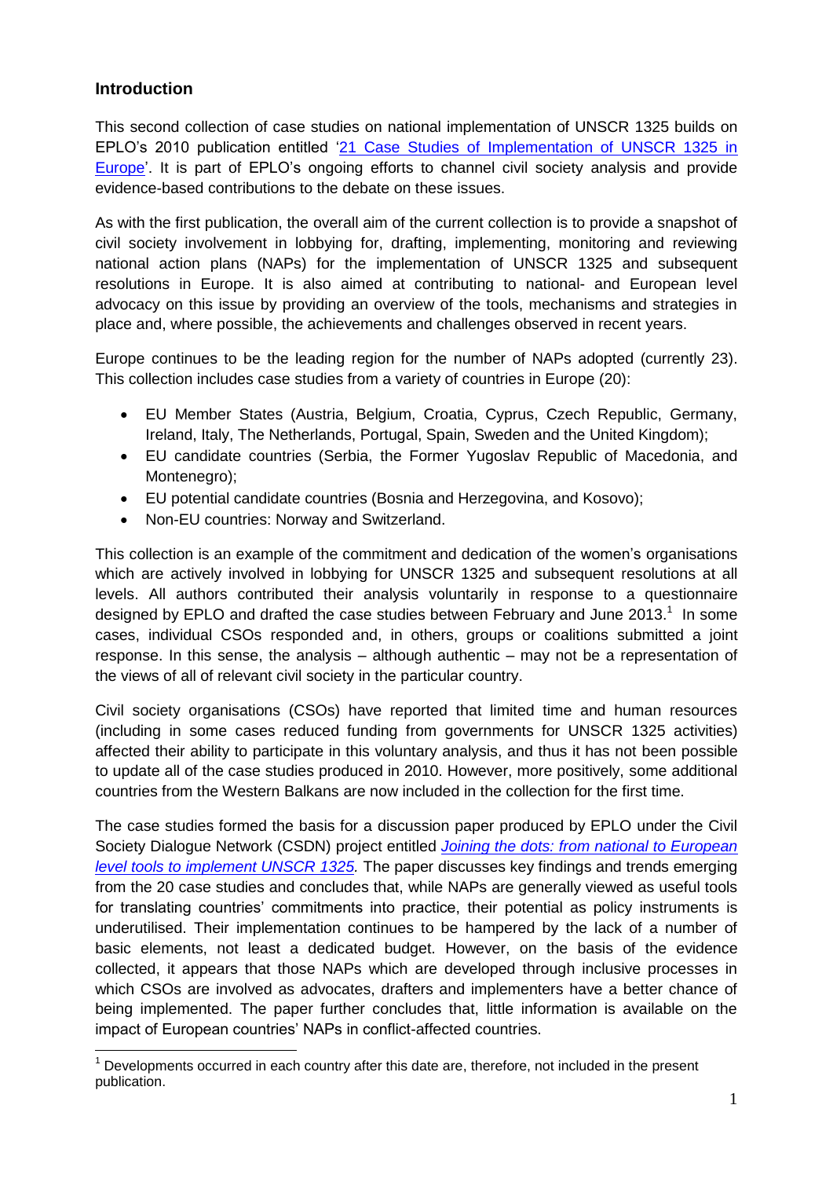## Introduction

This second collection of case studies on national implementation of UNSCR 1325 builds on EPLO's 2010 publication entitled '21 Case Studies of Implementation of UNSCR 1325 in Europe'. It is part of EPLO's ongoing efforts to channel civil society analysis and provide evidence-based contributions to the debate on these issues.

As with the first publication, the overall aim of the current collection is to provide a snapshot of civil society involvement in lobbying for, drafting, implementing, monitoring and reviewing national action plans (NAPs) for the implementation of UNSCR 1325 and subsequent resolutions in Europe. It is also aimed at contributing to national- and European level advocacy on this issue by providing an overview of the tools, mechanisms and strategies in place and, where possible, the achievements and challenges observed in recent years.

Europe continues to be the leading region for the number of NAPs adopted (currently 23). This collection includes case studies from a variety of countries in Europe (20):

- EU Member States (Austria, Belgium, Croatia, Cyprus, Czech Republic, Germany, Ireland, Italy, The Netherlands, Portugal, Spain, Sweden and the United Kingdom);
- EU candidate countries (Serbia, the Former Yugoslav Republic of Macedonia, and Montenegro);
- EU potential candidate countries (Bosnia and Herzegovina, and Kosovo);
- Non-EU countries: Norway and Switzerland.

This collection is an example of the commitment and dedication of the women's organisations which are actively involved in lobbying for UNSCR 1325 and subsequent resolutions at all levels. All authors contributed their analysis voluntarily in response to a questionnaire designed by EPLO and drafted the case studies between February and June 2013.[1] In some cases, individual CSOs responded and, in others, groups or coalitions submitted a joint response. In this sense, the analysis – although authentic – may not be a representation of the views of all of relevant civil society in the particular country.

Civil society organisations (CSOs) have reported that limited time and human resources (including in some cases reduced funding from governments for UNSCR 1325 activities) affected their ability to participate in this voluntary analysis, and thus it has not been possible to update all of the case studies produced in 2010. However, more positively, some additional countries from the Western Balkans are now included in the collection for the first time.

The case studies formed the basis for a discussion paper produced by EPLO under the Civil Society Dialogue Network (CSDN) project entitled *Joining the dots: from national to European level tools to implement UNSCR 1325.* The paper discusses key findings and trends emerging from the 20 case studies and concludes that, while NAPs are generally viewed as useful tools for translating countries' commitments into practice, their potential as policy instruments is underutilised. Their implementation continues to be hampered by the lack of a number of basic elements, not least a dedicated budget. However, on the basis of the evidence collected, it appears that those NAPs which are developed through inclusive processes in which CSOs are involved as advocates, drafters and implementers have a better chance of being implemented. The paper further concludes that, little information is available on the impact of European countries' NAPs in conflict-affected countries.

[1] Developments occurred in each country after this date are, therefore, not included in the present publication.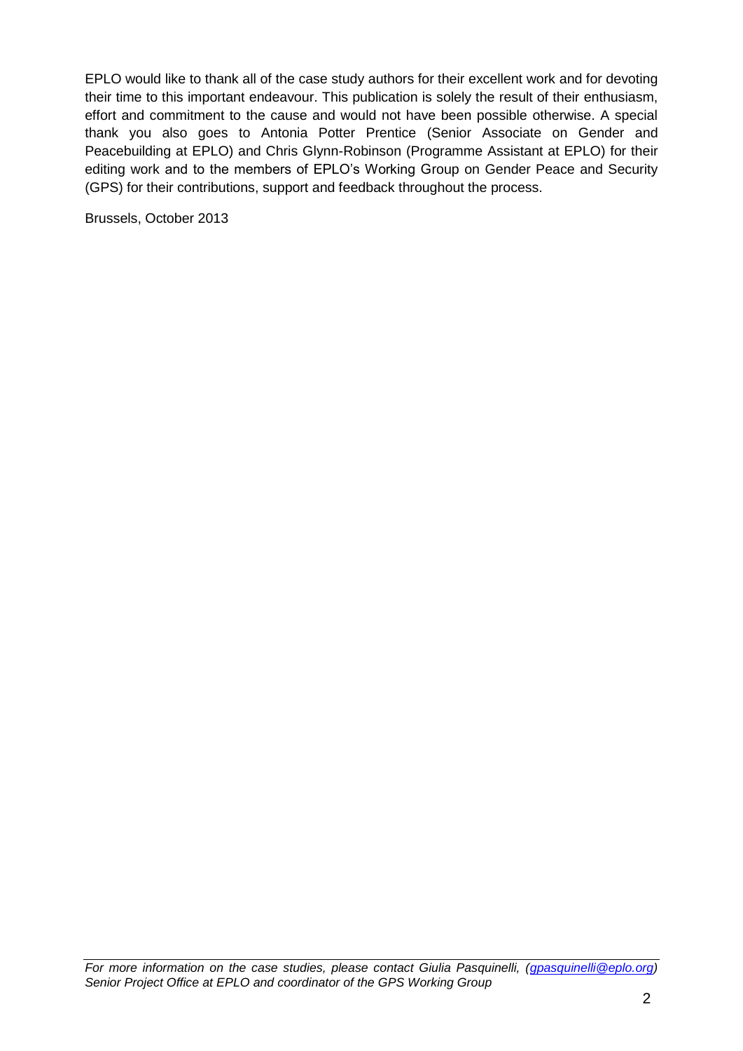EPLO would like to thank all of the case study authors for their excellent work and for devoting their time to this important endeavour. This publication is solely the result of their enthusiasm, effort and commitment to the cause and would not have been possible otherwise. A special thank you also goes to Antonia Potter Prentice (Senior Associate on Gender and Peacebuilding at EPLO) and Chris Glynn-Robinson (Programme Assistant at EPLO) for their editing work and to the members of EPLO's Working Group on Gender Peace and Security (GPS) for their contributions, support and feedback throughout the process.

Brussels, October 2013

---

*For more information on the case studies, please contact Giulia Pasquinelli, ([gpasquinelli@eplo.org](mailto:gpasquinelli@eplo.org)) Senior Project Office at EPLO and coordinator of the GPS Working Group*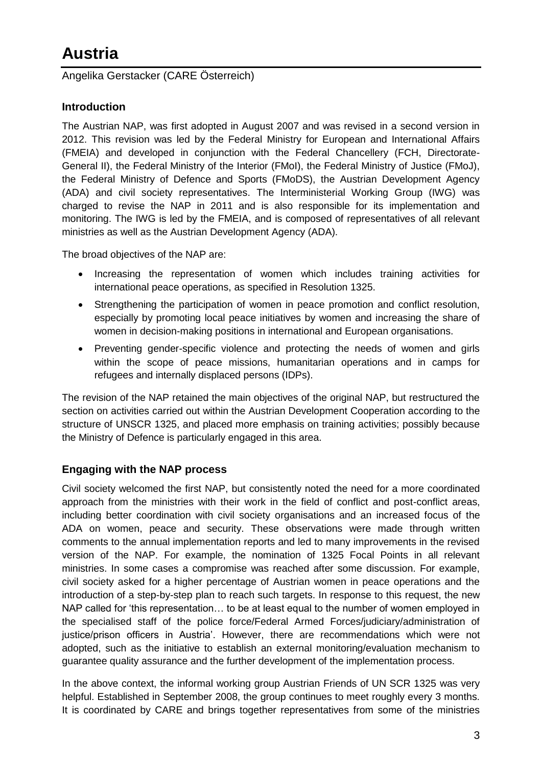# Austria

Angelika Gerstacker (CARE Österreich)

## Introduction

The Austrian NAP, was first adopted in August 2007 and was revised in a second version in 2012. This revision was led by the Federal Ministry for European and International Affairs (FMEIA) and developed in conjunction with the Federal Chancellery (FCH, Directorate-General II), the Federal Ministry of the Interior (FMoI), the Federal Ministry of Justice (FMoJ), the Federal Ministry of Defence and Sports (FMoDS), the Austrian Development Agency (ADA) and civil society representatives. The Interministerial Working Group (IWG) was charged to revise the NAP in 2011 and is also responsible for its implementation and monitoring. The IWG is led by the FMEIA, and is composed of representatives of all relevant ministries as well as the Austrian Development Agency (ADA).

The broad objectives of the NAP are:

- Increasing the representation of women which includes training activities for international peace operations, as specified in Resolution 1325.
- Strengthening the participation of women in peace promotion and conflict resolution, especially by promoting local peace initiatives by women and increasing the share of women in decision-making positions in international and European organisations.
- Preventing gender-specific violence and protecting the needs of women and girls within the scope of peace missions, humanitarian operations and in camps for refugees and internally displaced persons (IDPs).

The revision of the NAP retained the main objectives of the original NAP, but restructured the section on activities carried out within the Austrian Development Cooperation according to the structure of UNSCR 1325, and placed more emphasis on training activities; possibly because the Ministry of Defence is particularly engaged in this area.

## Engaging with the NAP process

Civil society welcomed the first NAP, but consistently noted the need for a more coordinated approach from the ministries with their work in the field of conflict and post-conflict areas, including better coordination with civil society organisations and an increased focus of the ADA on women, peace and security. These observations were made through written comments to the annual implementation reports and led to many improvements in the revised version of the NAP. For example, the nomination of 1325 Focal Points in all relevant ministries. In some cases a compromise was reached after some discussion. For example, civil society asked for a higher percentage of Austrian women in peace operations and the introduction of a step-by-step plan to reach such targets. In response to this request, the new NAP called for 'this representation… to be at least equal to the number of women employed in the specialised staff of the police force/Federal Armed Forces/judiciary/administration of justice/prison officers in Austria'. However, there are recommendations which were not adopted, such as the initiative to establish an external monitoring/evaluation mechanism to guarantee quality assurance and the further development of the implementation process.

In the above context, the informal working group Austrian Friends of UN SCR 1325 was very helpful. Established in September 2008, the group continues to meet roughly every 3 months. It is coordinated by CARE and brings together representatives from some of the ministries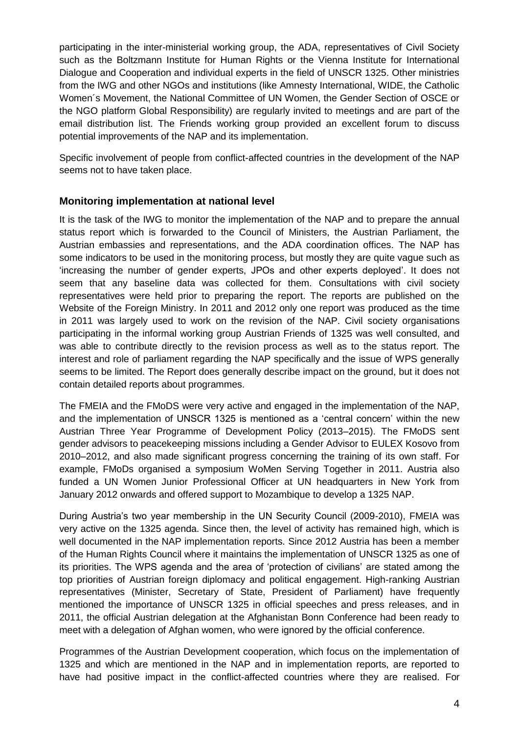participating in the inter-ministerial working group, the ADA, representatives of Civil Society such as the Boltzmann Institute for Human Rights or the Vienna Institute for International Dialogue and Cooperation and individual experts in the field of UNSCR 1325. Other ministries from the IWG and other NGOs and institutions (like Amnesty International, WIDE, the Catholic Women´s Movement, the National Committee of UN Women, the Gender Section of OSCE or the NGO platform Global Responsibility) are regularly invited to meetings and are part of the email distribution list. The Friends working group provided an excellent forum to discuss potential improvements of the NAP and its implementation.

Specific involvement of people from conflict-affected countries in the development of the NAP seems not to have taken place.

### Monitoring implementation at national level

It is the task of the IWG to monitor the implementation of the NAP and to prepare the annual status report which is forwarded to the Council of Ministers, the Austrian Parliament, the Austrian embassies and representations, and the ADA coordination offices. The NAP has some indicators to be used in the monitoring process, but mostly they are quite vague such as 'increasing the number of gender experts, JPOs and other experts deployed'. It does not seem that any baseline data was collected for them. Consultations with civil society representatives were held prior to preparing the report. The reports are published on the Website of the Foreign Ministry. In 2011 and 2012 only one report was produced as the time in 2011 was largely used to work on the revision of the NAP. Civil society organisations participating in the informal working group Austrian Friends of 1325 was well consulted, and was able to contribute directly to the revision process as well as to the status report. The interest and role of parliament regarding the NAP specifically and the issue of WPS generally seems to be limited. The Report does generally describe impact on the ground, but it does not contain detailed reports about programmes.

The FMEIA and the FMoDS were very active and engaged in the implementation of the NAP, and the implementation of UNSCR 1325 is mentioned as a 'central concern' within the new Austrian Three Year Programme of Development Policy (2013–2015). The FMoDS sent gender advisors to peacekeeping missions including a Gender Advisor to EULEX Kosovo from 2010–2012, and also made significant progress concerning the training of its own staff. For example, FMoDs organised a symposium WoMen Serving Together in 2011. Austria also funded a UN Women Junior Professional Officer at UN headquarters in New York from January 2012 onwards and offered support to Mozambique to develop a 1325 NAP.

During Austria's two year membership in the UN Security Council (2009-2010), FMEIA was very active on the 1325 agenda. Since then, the level of activity has remained high, which is well documented in the NAP implementation reports. Since 2012 Austria has been a member of the Human Rights Council where it maintains the implementation of UNSCR 1325 as one of its priorities. The WPS agenda and the area of 'protection of civilians' are stated among the top priorities of Austrian foreign diplomacy and political engagement. High-ranking Austrian representatives (Minister, Secretary of State, President of Parliament) have frequently mentioned the importance of UNSCR 1325 in official speeches and press releases, and in 2011, the official Austrian delegation at the Afghanistan Bonn Conference had been ready to meet with a delegation of Afghan women, who were ignored by the official conference.

Programmes of the Austrian Development cooperation, which focus on the implementation of 1325 and which are mentioned in the NAP and in implementation reports, are reported to have had positive impact in the conflict-affected countries where they are realised. For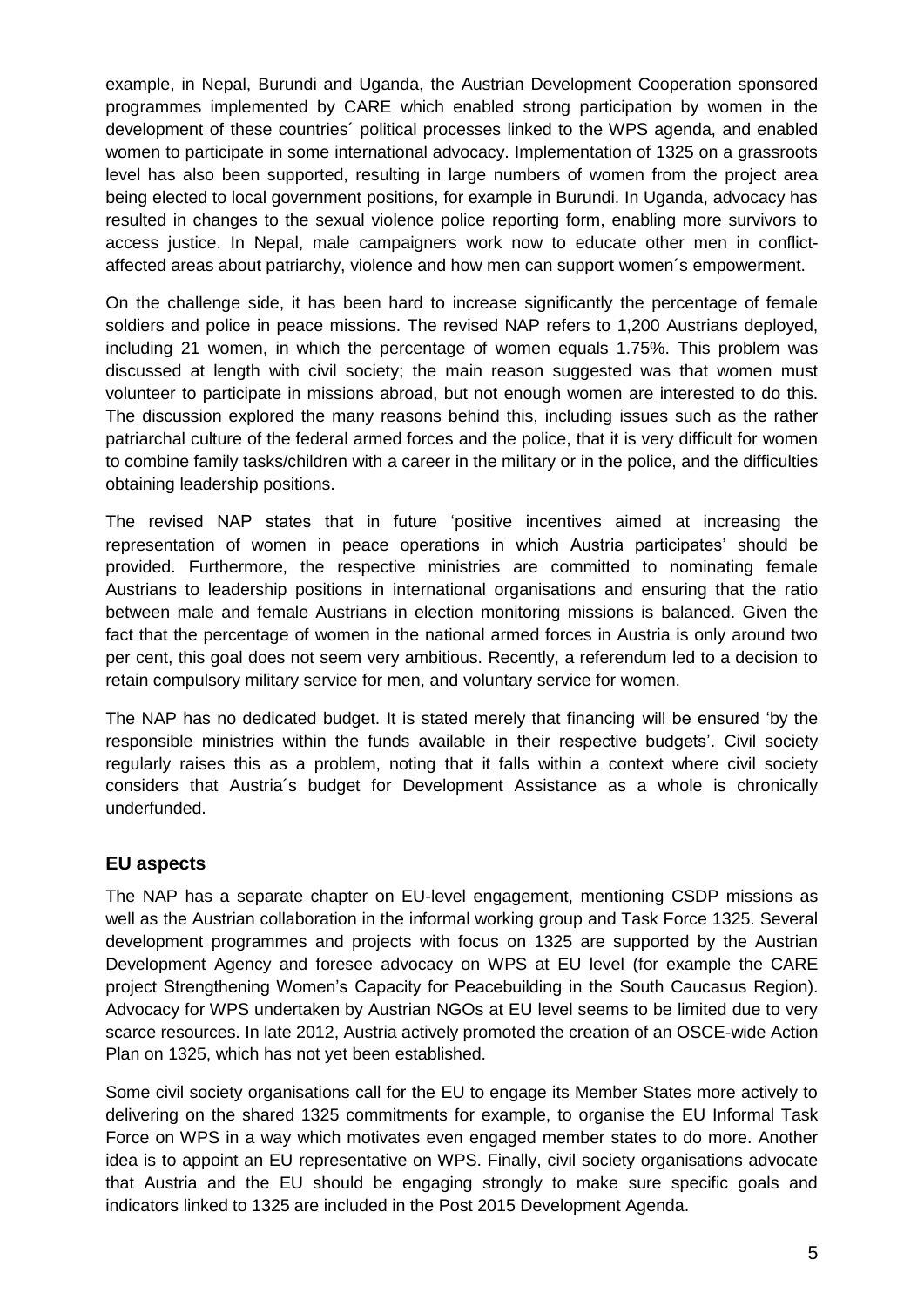example, in Nepal, Burundi and Uganda, the Austrian Development Cooperation sponsored programmes implemented by CARE which enabled strong participation by women in the development of these countries´ political processes linked to the WPS agenda, and enabled women to participate in some international advocacy. Implementation of 1325 on a grassroots level has also been supported, resulting in large numbers of women from the project area being elected to local government positions, for example in Burundi. In Uganda, advocacy has resulted in changes to the sexual violence police reporting form, enabling more survivors to access justice. In Nepal, male campaigners work now to educate other men in conflict-affected areas about patriarchy, violence and how men can support women´s empowerment.

On the challenge side, it has been hard to increase significantly the percentage of female soldiers and police in peace missions. The revised NAP refers to 1,200 Austrians deployed, including 21 women, in which the percentage of women equals 1.75%. This problem was discussed at length with civil society; the main reason suggested was that women must volunteer to participate in missions abroad, but not enough women are interested to do this. The discussion explored the many reasons behind this, including issues such as the rather patriarchal culture of the federal armed forces and the police, that it is very difficult for women to combine family tasks/children with a career in the military or in the police, and the difficulties obtaining leadership positions.

The revised NAP states that in future 'positive incentives aimed at increasing the representation of women in peace operations in which Austria participates' should be provided. Furthermore, the respective ministries are committed to nominating female Austrians to leadership positions in international organisations and ensuring that the ratio between male and female Austrians in election monitoring missions is balanced. Given the fact that the percentage of women in the national armed forces in Austria is only around two per cent, this goal does not seem very ambitious. Recently, a referendum led to a decision to retain compulsory military service for men, and voluntary service for women.

The NAP has no dedicated budget. It is stated merely that financing will be ensured 'by the responsible ministries within the funds available in their respective budgets'. Civil society regularly raises this as a problem, noting that it falls within a context where civil society considers that Austria´s budget for Development Assistance as a whole is chronically underfunded.

## EU aspects

The NAP has a separate chapter on EU-level engagement, mentioning CSDP missions as well as the Austrian collaboration in the informal working group and Task Force 1325. Several development programmes and projects with focus on 1325 are supported by the Austrian Development Agency and foresee advocacy on WPS at EU level (for example the CARE project Strengthening Women's Capacity for Peacebuilding in the South Caucasus Region). Advocacy for WPS undertaken by Austrian NGOs at EU level seems to be limited due to very scarce resources. In late 2012, Austria actively promoted the creation of an OSCE-wide Action Plan on 1325, which has not yet been established.

Some civil society organisations call for the EU to engage its Member States more actively to delivering on the shared 1325 commitments for example, to organise the EU Informal Task Force on WPS in a way which motivates even engaged member states to do more. Another idea is to appoint an EU representative on WPS. Finally, civil society organisations advocate that Austria and the EU should be engaging strongly to make sure specific goals and indicators linked to 1325 are included in the Post 2015 Development Agenda.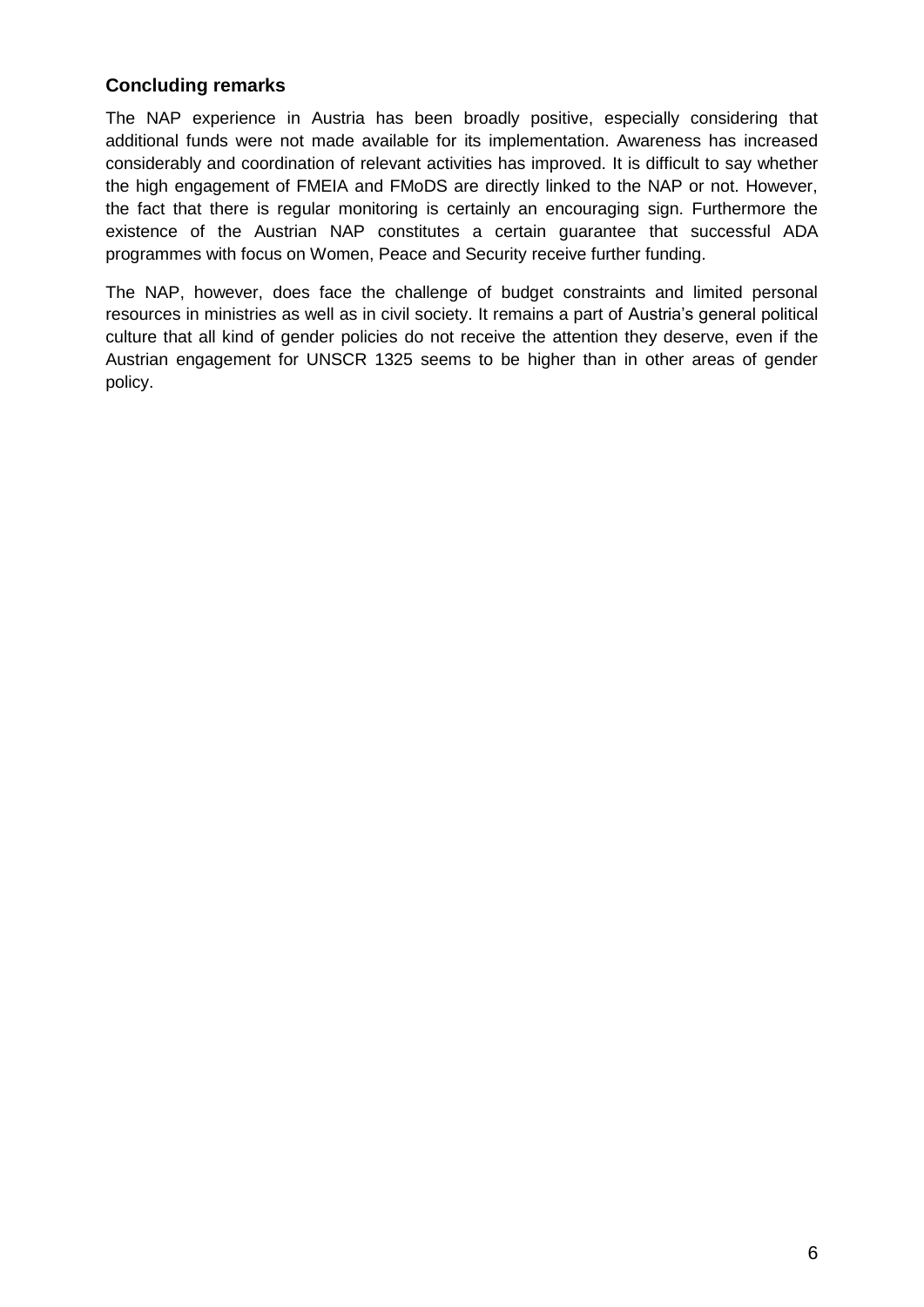## Concluding remarks

The NAP experience in Austria has been broadly positive, especially considering that additional funds were not made available for its implementation. Awareness has increased considerably and coordination of relevant activities has improved. It is difficult to say whether the high engagement of FMEIA and FMoDS are directly linked to the NAP or not. However, the fact that there is regular monitoring is certainly an encouraging sign. Furthermore the existence of the Austrian NAP constitutes a certain guarantee that successful ADA programmes with focus on Women, Peace and Security receive further funding.

The NAP, however, does face the challenge of budget constraints and limited personal resources in ministries as well as in civil society. It remains a part of Austria's general political culture that all kind of gender policies do not receive the attention they deserve, even if the Austrian engagement for UNSCR 1325 seems to be higher than in other areas of gender policy.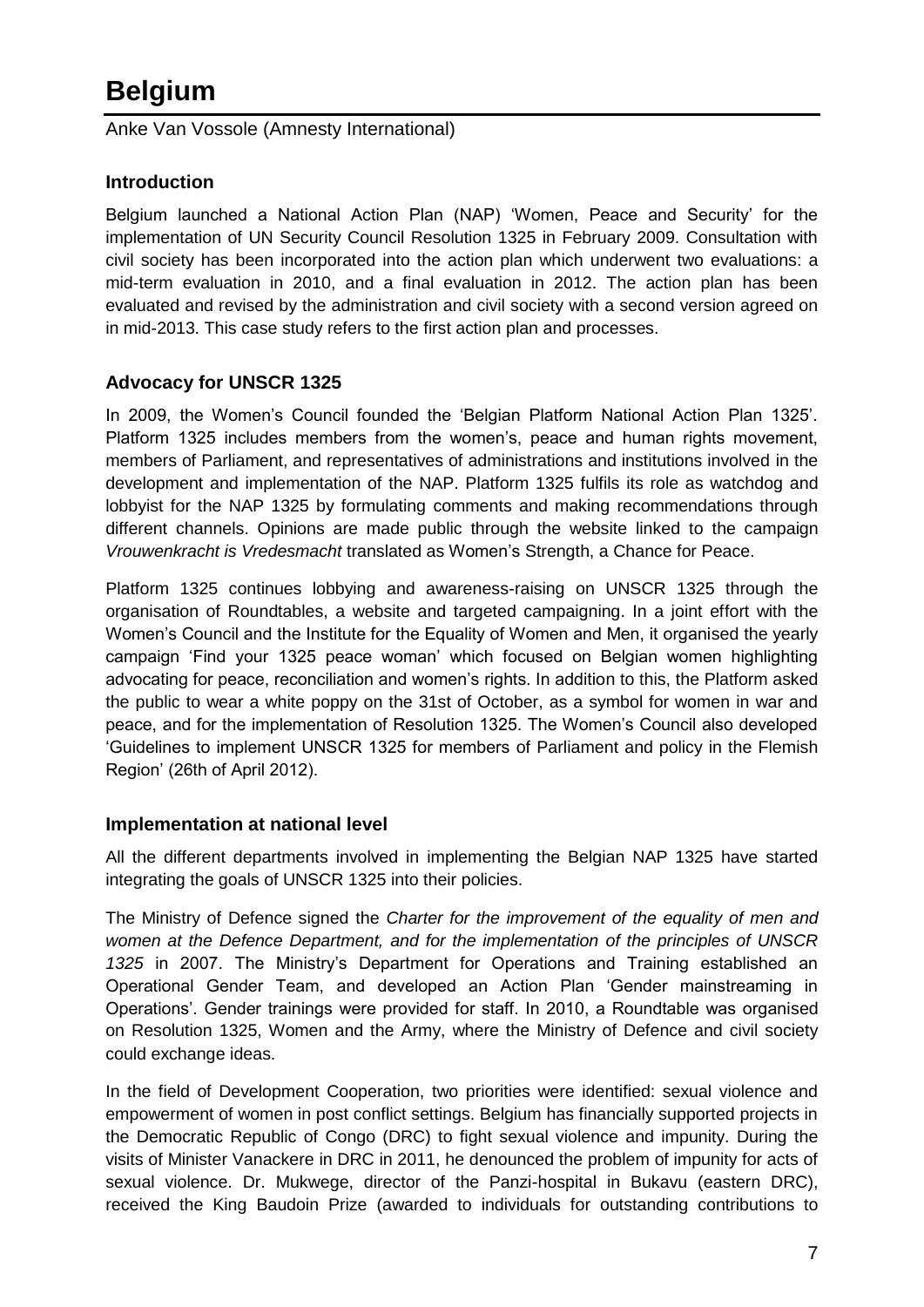# Belgium

Anke Van Vossole (Amnesty International)

## Introduction

Belgium launched a National Action Plan (NAP) 'Women, Peace and Security' for the implementation of UN Security Council Resolution 1325 in February 2009. Consultation with civil society has been incorporated into the action plan which underwent two evaluations: a mid-term evaluation in 2010, and a final evaluation in 2012. The action plan has been evaluated and revised by the administration and civil society with a second version agreed on in mid-2013. This case study refers to the first action plan and processes.

## Advocacy for UNSCR 1325

In 2009, the Women's Council founded the 'Belgian Platform National Action Plan 1325'. Platform 1325 includes members from the women's, peace and human rights movement, members of Parliament, and representatives of administrations and institutions involved in the development and implementation of the NAP. Platform 1325 fulfils its role as watchdog and lobbyist for the NAP 1325 by formulating comments and making recommendations through different channels. Opinions are made public through the website linked to the campaign *Vrouwenkracht is Vredesmacht* translated as Women's Strength, a Chance for Peace.

Platform 1325 continues lobbying and awareness-raising on UNSCR 1325 through the organisation of Roundtables, a website and targeted campaigning. In a joint effort with the Women's Council and the Institute for the Equality of Women and Men, it organised the yearly campaign 'Find your 1325 peace woman' which focused on Belgian women highlighting advocating for peace, reconciliation and women's rights. In addition to this, the Platform asked the public to wear a white poppy on the 31st of October, as a symbol for women in war and peace, and for the implementation of Resolution 1325. The Women's Council also developed 'Guidelines to implement UNSCR 1325 for members of Parliament and policy in the Flemish Region' (26th of April 2012).

## Implementation at national level

All the different departments involved in implementing the Belgian NAP 1325 have started integrating the goals of UNSCR 1325 into their policies.

The Ministry of Defence signed the *Charter for the improvement of the equality of men and women at the Defence Department, and for the implementation of the principles of UNSCR 1325* in 2007. The Ministry's Department for Operations and Training established an Operational Gender Team, and developed an Action Plan 'Gender mainstreaming in Operations'. Gender trainings were provided for staff. In 2010, a Roundtable was organised on Resolution 1325, Women and the Army, where the Ministry of Defence and civil society could exchange ideas.

In the field of Development Cooperation, two priorities were identified: sexual violence and empowerment of women in post conflict settings. Belgium has financially supported projects in the Democratic Republic of Congo (DRC) to fight sexual violence and impunity. During the visits of Minister Vanackere in DRC in 2011, he denounced the problem of impunity for acts of sexual violence. Dr. Mukwege, director of the Panzi-hospital in Bukavu (eastern DRC), received the King Baudoin Prize (awarded to individuals for outstanding contributions to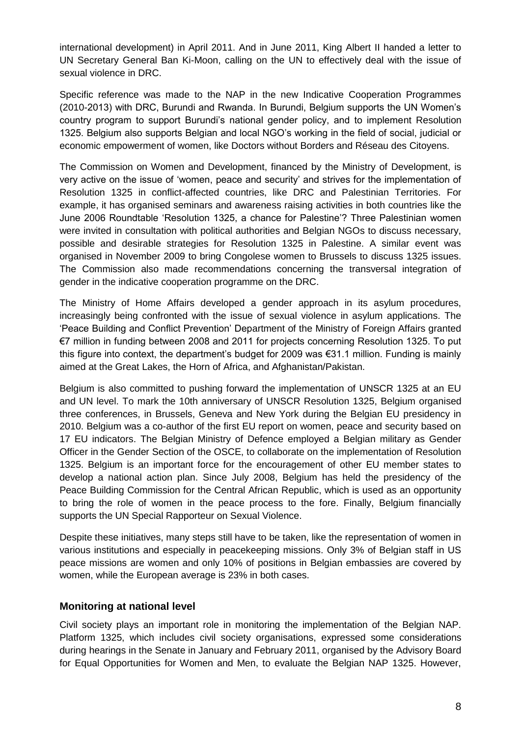international development) in April 2011. And in June 2011, King Albert II handed a letter to UN Secretary General Ban Ki-Moon, calling on the UN to effectively deal with the issue of sexual violence in DRC.

Specific reference was made to the NAP in the new Indicative Cooperation Programmes (2010-2013) with DRC, Burundi and Rwanda. In Burundi, Belgium supports the UN Women's country program to support Burundi's national gender policy, and to implement Resolution 1325. Belgium also supports Belgian and local NGO's working in the field of social, judicial or economic empowerment of women, like Doctors without Borders and Réseau des Citoyens.

The Commission on Women and Development, financed by the Ministry of Development, is very active on the issue of 'women, peace and security' and strives for the implementation of Resolution 1325 in conflict-affected countries, like DRC and Palestinian Territories. For example, it has organised seminars and awareness raising activities in both countries like the June 2006 Roundtable 'Resolution 1325, a chance for Palestine'? Three Palestinian women were invited in consultation with political authorities and Belgian NGOs to discuss necessary, possible and desirable strategies for Resolution 1325 in Palestine. A similar event was organised in November 2009 to bring Congolese women to Brussels to discuss 1325 issues. The Commission also made recommendations concerning the transversal integration of gender in the indicative cooperation programme on the DRC.

The Ministry of Home Affairs developed a gender approach in its asylum procedures, increasingly being confronted with the issue of sexual violence in asylum applications. The 'Peace Building and Conflict Prevention' Department of the Ministry of Foreign Affairs granted €7 million in funding between 2008 and 2011 for projects concerning Resolution 1325. To put this figure into context, the department's budget for 2009 was €31.1 million. Funding is mainly aimed at the Great Lakes, the Horn of Africa, and Afghanistan/Pakistan.

Belgium is also committed to pushing forward the implementation of UNSCR 1325 at an EU and UN level. To mark the 10th anniversary of UNSCR Resolution 1325, Belgium organised three conferences, in Brussels, Geneva and New York during the Belgian EU presidency in 2010. Belgium was a co-author of the first EU report on women, peace and security based on 17 EU indicators. The Belgian Ministry of Defence employed a Belgian military as Gender Officer in the Gender Section of the OSCE, to collaborate on the implementation of Resolution 1325. Belgium is an important force for the encouragement of other EU member states to develop a national action plan. Since July 2008, Belgium has held the presidency of the Peace Building Commission for the Central African Republic, which is used as an opportunity to bring the role of women in the peace process to the fore. Finally, Belgium financially supports the UN Special Rapporteur on Sexual Violence.

Despite these initiatives, many steps still have to be taken, like the representation of women in various institutions and especially in peacekeeping missions. Only 3% of Belgian staff in US peace missions are women and only 10% of positions in Belgian embassies are covered by women, while the European average is 23% in both cases.

### Monitoring at national level

Civil society plays an important role in monitoring the implementation of the Belgian NAP. Platform 1325, which includes civil society organisations, expressed some considerations during hearings in the Senate in January and February 2011, organised by the Advisory Board for Equal Opportunities for Women and Men, to evaluate the Belgian NAP 1325. However,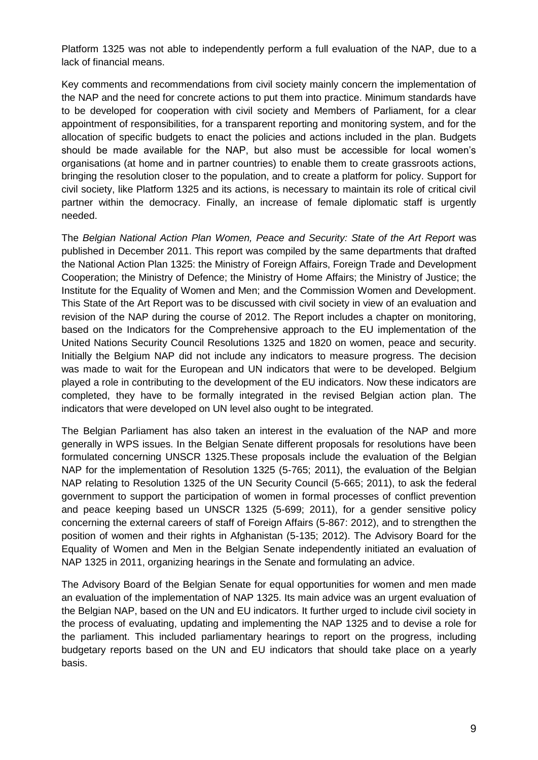Platform 1325 was not able to independently perform a full evaluation of the NAP, due to a lack of financial means.

Key comments and recommendations from civil society mainly concern the implementation of the NAP and the need for concrete actions to put them into practice. Minimum standards have to be developed for cooperation with civil society and Members of Parliament, for a clear appointment of responsibilities, for a transparent reporting and monitoring system, and for the allocation of specific budgets to enact the policies and actions included in the plan. Budgets should be made available for the NAP, but also must be accessible for local women's organisations (at home and in partner countries) to enable them to create grassroots actions, bringing the resolution closer to the population, and to create a platform for policy. Support for civil society, like Platform 1325 and its actions, is necessary to maintain its role of critical civil partner within the democracy. Finally, an increase of female diplomatic staff is urgently needed.

The *Belgian National Action Plan Women, Peace and Security: State of the Art Report* was published in December 2011. This report was compiled by the same departments that drafted the National Action Plan 1325: the Ministry of Foreign Affairs, Foreign Trade and Development Cooperation; the Ministry of Defence; the Ministry of Home Affairs; the Ministry of Justice; the Institute for the Equality of Women and Men; and the Commission Women and Development. This State of the Art Report was to be discussed with civil society in view of an evaluation and revision of the NAP during the course of 2012. The Report includes a chapter on monitoring, based on the Indicators for the Comprehensive approach to the EU implementation of the United Nations Security Council Resolutions 1325 and 1820 on women, peace and security. Initially the Belgium NAP did not include any indicators to measure progress. The decision was made to wait for the European and UN indicators that were to be developed. Belgium played a role in contributing to the development of the EU indicators. Now these indicators are completed, they have to be formally integrated in the revised Belgian action plan. The indicators that were developed on UN level also ought to be integrated.

The Belgian Parliament has also taken an interest in the evaluation of the NAP and more generally in WPS issues. In the Belgian Senate different proposals for resolutions have been formulated concerning UNSCR 1325.These proposals include the evaluation of the Belgian NAP for the implementation of Resolution 1325 (5-765; 2011), the evaluation of the Belgian NAP relating to Resolution 1325 of the UN Security Council (5-665; 2011), to ask the federal government to support the participation of women in formal processes of conflict prevention and peace keeping based un UNSCR 1325 (5-699; 2011), for a gender sensitive policy concerning the external careers of staff of Foreign Affairs (5-867: 2012), and to strengthen the position of women and their rights in Afghanistan (5-135; 2012). The Advisory Board for the Equality of Women and Men in the Belgian Senate independently initiated an evaluation of NAP 1325 in 2011, organizing hearings in the Senate and formulating an advice.

The Advisory Board of the Belgian Senate for equal opportunities for women and men made an evaluation of the implementation of NAP 1325. Its main advice was an urgent evaluation of the Belgian NAP, based on the UN and EU indicators. It further urged to include civil society in the process of evaluating, updating and implementing the NAP 1325 and to devise a role for the parliament. This included parliamentary hearings to report on the progress, including budgetary reports based on the UN and EU indicators that should take place on a yearly basis.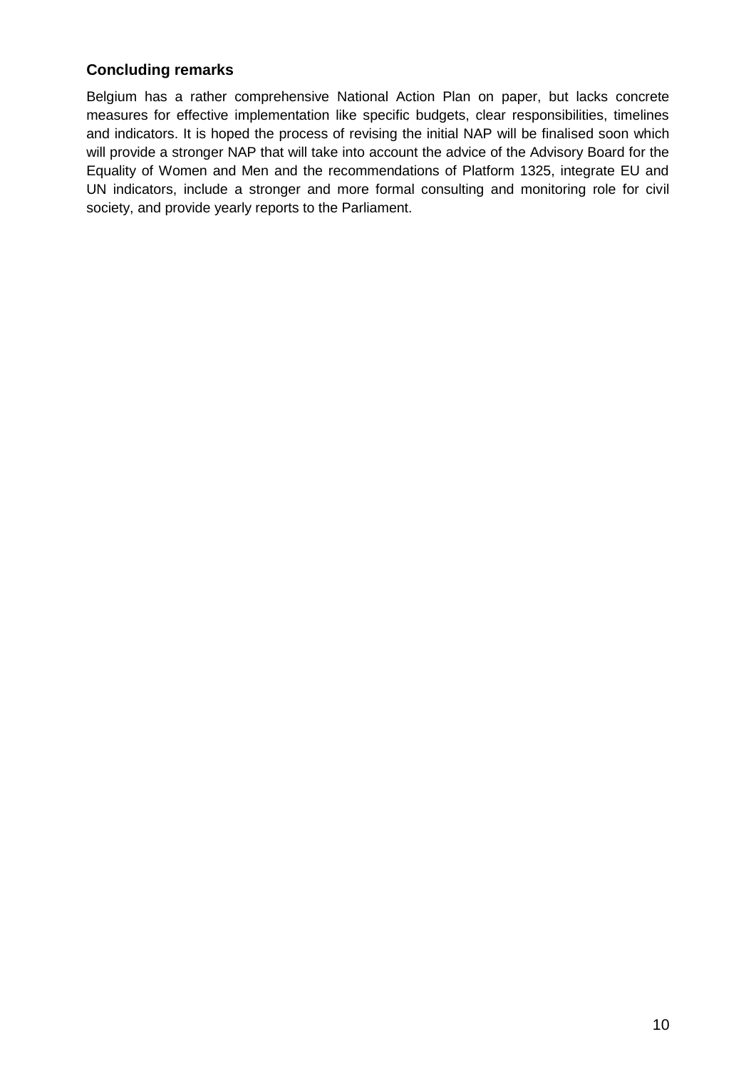### Concluding remarks

Belgium has a rather comprehensive National Action Plan on paper, but lacks concrete measures for effective implementation like specific budgets, clear responsibilities, timelines and indicators. It is hoped the process of revising the initial NAP will be finalised soon which will provide a stronger NAP that will take into account the advice of the Advisory Board for the Equality of Women and Men and the recommendations of Platform 1325, integrate EU and UN indicators, include a stronger and more formal consulting and monitoring role for civil society, and provide yearly reports to the Parliament.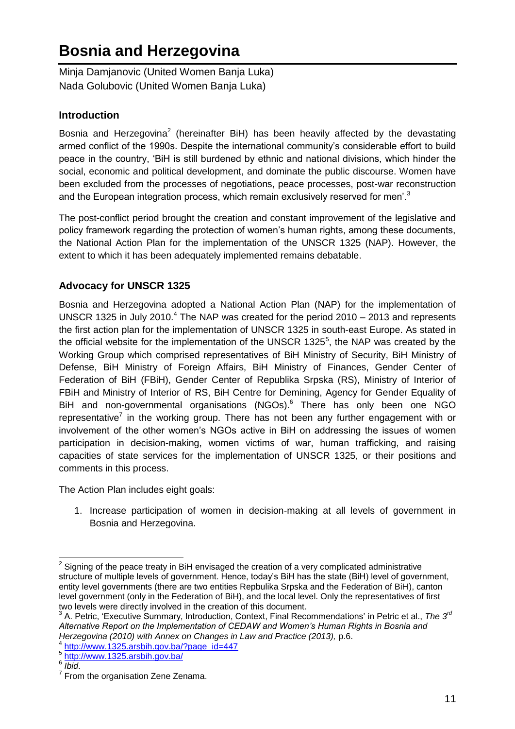# Bosnia and Herzegovina

Minja Damjanovic (United Women Banja Luka)
Nada Golubovic (United Women Banja Luka)

### Introduction

Bosnia and Herzegovina[2] (hereinafter BiH) has been heavily affected by the devastating armed conflict of the 1990s. Despite the international community's considerable effort to build peace in the country, 'BiH is still burdened by ethnic and national divisions, which hinder the social, economic and political development, and dominate the public discourse. Women have been excluded from the processes of negotiations, peace processes, post-war reconstruction and the European integration process, which remain exclusively reserved for men'.[3]

The post-conflict period brought the creation and constant improvement of the legislative and policy framework regarding the protection of women's human rights, among these documents, the National Action Plan for the implementation of the UNSCR 1325 (NAP). However, the extent to which it has been adequately implemented remains debatable.

### Advocacy for UNSCR 1325

Bosnia and Herzegovina adopted a National Action Plan (NAP) for the implementation of UNSCR 1325 in July 2010.[4] The NAP was created for the period 2010 – 2013 and represents the first action plan for the implementation of UNSCR 1325 in south-east Europe. As stated in the official website for the implementation of the UNSCR 1325[5], the NAP was created by the Working Group which comprised representatives of BiH Ministry of Security, BiH Ministry of Defense, BiH Ministry of Foreign Affairs, BiH Ministry of Finances, Gender Center of Federation of BiH (FBiH), Gender Center of Republika Srpska (RS), Ministry of Interior of FBiH and Ministry of Interior of RS, BiH Centre for Demining, Agency for Gender Equality of BiH and non-governmental organisations (NGOs).[6] There has only been one NGO representative[7] in the working group. There has not been any further engagement with or involvement of the other women's NGOs active in BiH on addressing the issues of women participation in decision-making, women victims of war, human trafficking, and raising capacities of state services for the implementation of UNSCR 1325, or their positions and comments in this process.

The Action Plan includes eight goals:

1. Increase participation of women in decision-making at all levels of government in Bosnia and Herzegovina.

---

[2] Signing of the peace treaty in BiH envisaged the creation of a very complicated administrative structure of multiple levels of government. Hence, today's BiH has the state (BiH) level of government, entity level governments (there are two entities Repbulika Srpska and the Federation of BiH), canton level government (only in the Federation of BiH), and the local level. Only the representatives of first two levels were directly involved in the creation of this document.

[3] A. Petric, 'Executive Summary, Introduction, Context, Final Recommendations' in Petric et al., *The 3rd Alternative Report on the Implementation of CEDAW and Women's Human Rights in Bosnia and Herzegovina (2010) with Annex on Changes in Law and Practice (2013),* p.6.

[4] http://www.1325.arsbih.gov.ba/?page_id=447

[5] http://www.1325.arsbih.gov.ba/

[6] *Ibid*.

[7] From the organisation Zene Zenama.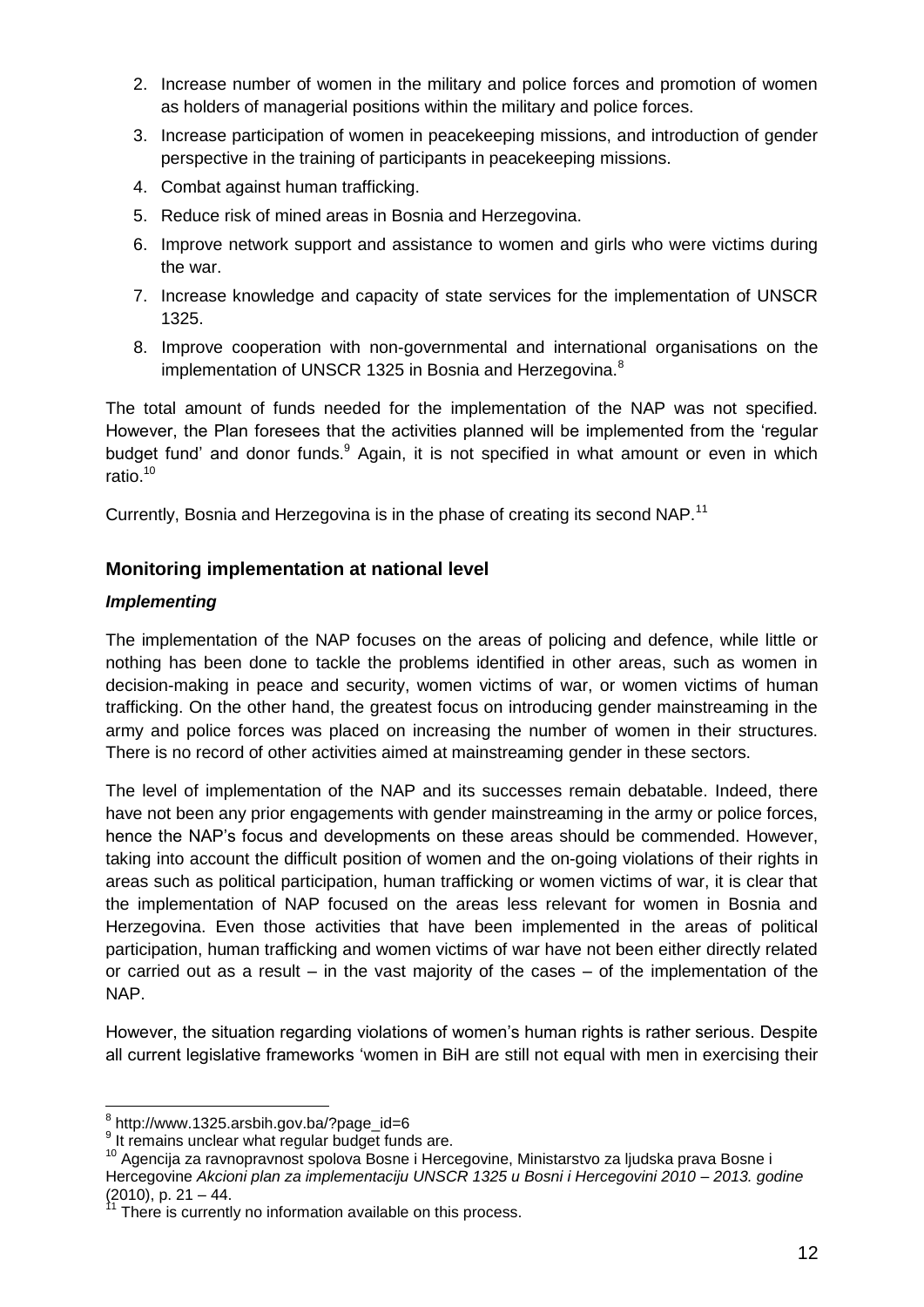2. Increase number of women in the military and police forces and promotion of women as holders of managerial positions within the military and police forces.
3. Increase participation of women in peacekeeping missions, and introduction of gender perspective in the training of participants in peacekeeping missions.
4. Combat against human trafficking.
5. Reduce risk of mined areas in Bosnia and Herzegovina.
6. Improve network support and assistance to women and girls who were victims during the war.
7. Increase knowledge and capacity of state services for the implementation of UNSCR 1325.
8. Improve cooperation with non-governmental and international organisations on the implementation of UNSCR 1325 in Bosnia and Herzegovina.[8]

The total amount of funds needed for the implementation of the NAP was not specified. However, the Plan foresees that the activities planned will be implemented from the 'regular budget fund' and donor funds.[9] Again, it is not specified in what amount or even in which ratio.[10]

Currently, Bosnia and Herzegovina is in the phase of creating its second NAP.[11]

### Monitoring implementation at national level

#### *Implementing*

The implementation of the NAP focuses on the areas of policing and defence, while little or nothing has been done to tackle the problems identified in other areas, such as women in decision-making in peace and security, women victims of war, or women victims of human trafficking. On the other hand, the greatest focus on introducing gender mainstreaming in the army and police forces was placed on increasing the number of women in their structures. There is no record of other activities aimed at mainstreaming gender in these sectors.

The level of implementation of the NAP and its successes remain debatable. Indeed, there have not been any prior engagements with gender mainstreaming in the army or police forces, hence the NAP's focus and developments on these areas should be commended. However, taking into account the difficult position of women and the on-going violations of their rights in areas such as political participation, human trafficking or women victims of war, it is clear that the implementation of NAP focused on the areas less relevant for women in Bosnia and Herzegovina. Even those activities that have been implemented in the areas of political participation, human trafficking and women victims of war have not been either directly related or carried out as a result – in the vast majority of the cases – of the implementation of the NAP.

However, the situation regarding violations of women's human rights is rather serious. Despite all current legislative frameworks 'women in BiH are still not equal with men in exercising their

---

[8] http://www.1325.arsbih.gov.ba/?page_id=6

[9] It remains unclear what regular budget funds are.

[10] Agencija za ravnopravnost spolova Bosne i Hercegovine, Ministarstvo za ljudska prava Bosne i Hercegovine *Akcioni plan za implementaciju UNSCR 1325 u Bosni i Hercegovini 2010 – 2013. godine* (2010), p. 21 – 44.

[11] There is currently no information available on this process.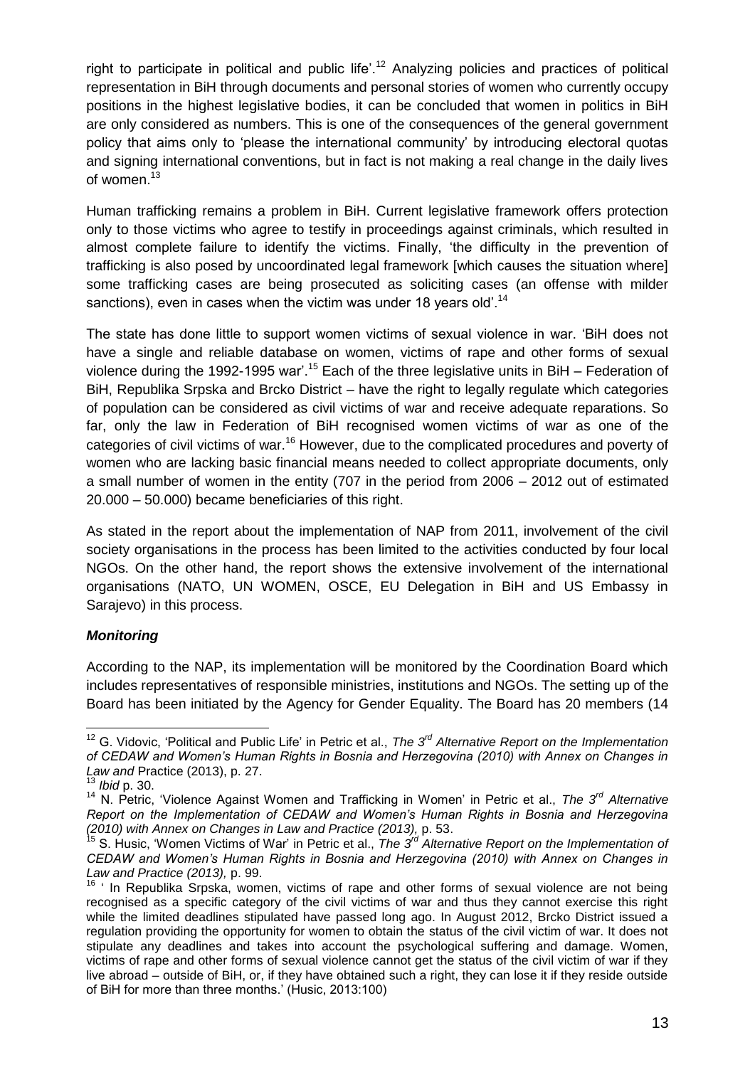right to participate in political and public life'.[12] Analyzing policies and practices of political representation in BiH through documents and personal stories of women who currently occupy positions in the highest legislative bodies, it can be concluded that women in politics in BiH are only considered as numbers. This is one of the consequences of the general government policy that aims only to 'please the international community' by introducing electoral quotas and signing international conventions, but in fact is not making a real change in the daily lives of women.[13]

Human trafficking remains a problem in BiH. Current legislative framework offers protection only to those victims who agree to testify in proceedings against criminals, which resulted in almost complete failure to identify the victims. Finally, 'the difficulty in the prevention of trafficking is also posed by uncoordinated legal framework [which causes the situation where] some trafficking cases are being prosecuted as soliciting cases (an offense with milder sanctions), even in cases when the victim was under 18 years old'.[14]

The state has done little to support women victims of sexual violence in war. 'BiH does not have a single and reliable database on women, victims of rape and other forms of sexual violence during the 1992-1995 war'.[15] Each of the three legislative units in BiH – Federation of BiH, Republika Srpska and Brcko District – have the right to legally regulate which categories of population can be considered as civil victims of war and receive adequate reparations. So far, only the law in Federation of BiH recognised women victims of war as one of the categories of civil victims of war.[16] However, due to the complicated procedures and poverty of women who are lacking basic financial means needed to collect appropriate documents, only a small number of women in the entity (707 in the period from 2006 – 2012 out of estimated 20.000 – 50.000) became beneficiaries of this right.

As stated in the report about the implementation of NAP from 2011, involvement of the civil society organisations in the process has been limited to the activities conducted by four local NGOs. On the other hand, the report shows the extensive involvement of the international organisations (NATO, UN WOMEN, OSCE, EU Delegation in BiH and US Embassy in Sarajevo) in this process.

***Monitoring***

According to the NAP, its implementation will be monitored by the Coordination Board which includes representatives of responsible ministries, institutions and NGOs. The setting up of the Board has been initiated by the Agency for Gender Equality. The Board has 20 members (14

---

[12] G. Vidovic, 'Political and Public Life' in Petric et al., *The 3rd Alternative Report on the Implementation of CEDAW and Women's Human Rights in Bosnia and Herzegovina (2010) with Annex on Changes in Law and* Practice (2013), p. 27.

[13] *Ibid* p. 30.

[14] N. Petric, 'Violence Against Women and Trafficking in Women' in Petric et al., *The 3rd Alternative Report on the Implementation of CEDAW and Women's Human Rights in Bosnia and Herzegovina (2010) with Annex on Changes in Law and Practice (2013),* p. 53.

[15] S. Husic, 'Women Victims of War' in Petric et al., *The 3rd Alternative Report on the Implementation of CEDAW and Women's Human Rights in Bosnia and Herzegovina (2010) with Annex on Changes in Law and Practice (2013),* p. 99.

[16] ' In Republika Srpska, women, victims of rape and other forms of sexual violence are not being recognised as a specific category of the civil victims of war and thus they cannot exercise this right while the limited deadlines stipulated have passed long ago. In August 2012, Brcko District issued a regulation providing the opportunity for women to obtain the status of the civil victim of war. It does not stipulate any deadlines and takes into account the psychological suffering and damage. Women, victims of rape and other forms of sexual violence cannot get the status of the civil victim of war if they live abroad – outside of BiH, or, if they have obtained such a right, they can lose it if they reside outside of BiH for more than three months.' (Husic, 2013:100)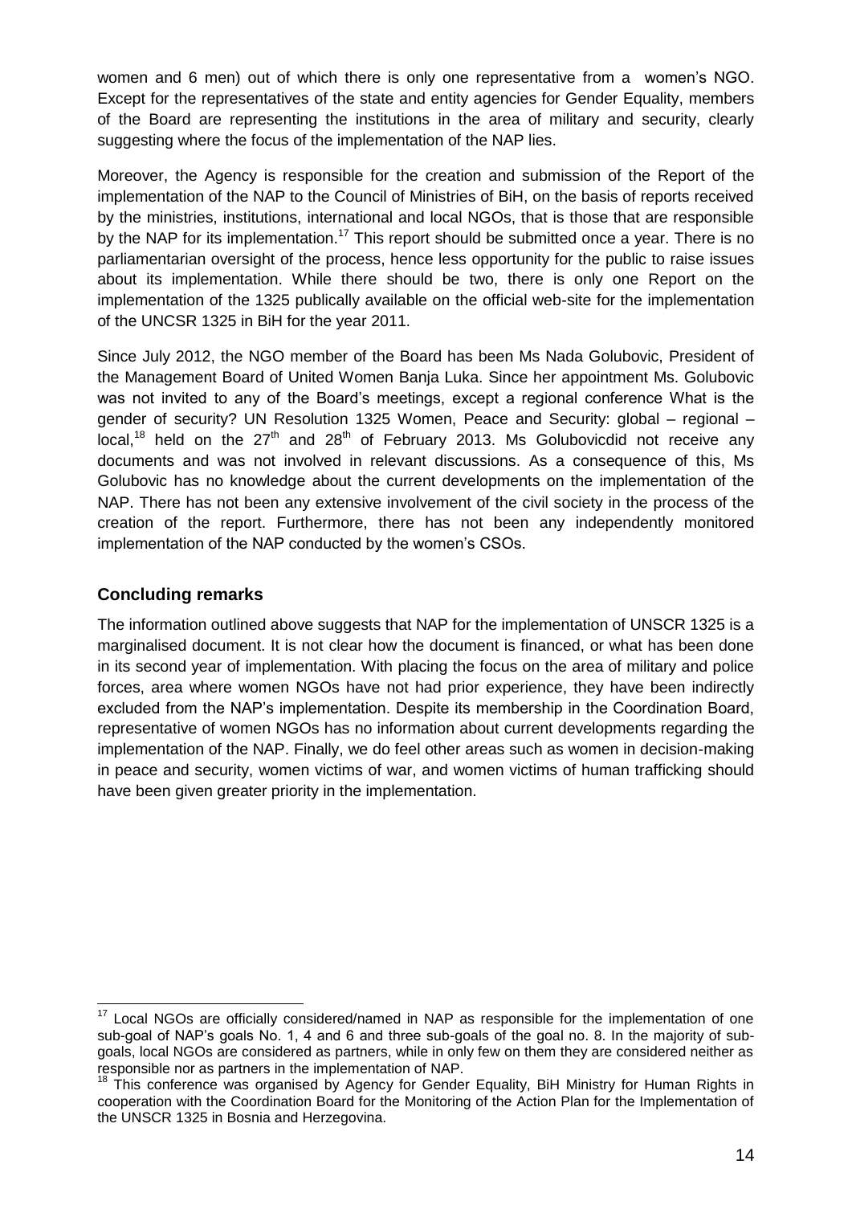women and 6 men) out of which there is only one representative from a women's NGO. Except for the representatives of the state and entity agencies for Gender Equality, members of the Board are representing the institutions in the area of military and security, clearly suggesting where the focus of the implementation of the NAP lies.

Moreover, the Agency is responsible for the creation and submission of the Report of the implementation of the NAP to the Council of Ministries of BiH, on the basis of reports received by the ministries, institutions, international and local NGOs, that is those that are responsible by the NAP for its implementation.[17] This report should be submitted once a year. There is no parliamentarian oversight of the process, hence less opportunity for the public to raise issues about its implementation. While there should be two, there is only one Report on the implementation of the 1325 publically available on the official web-site for the implementation of the UNCSR 1325 in BiH for the year 2011.

Since July 2012, the NGO member of the Board has been Ms Nada Golubovic, President of the Management Board of United Women Banja Luka. Since her appointment Ms. Golubovic was not invited to any of the Board's meetings, except a regional conference What is the gender of security? UN Resolution 1325 Women, Peace and Security: global – regional – local,[18] held on the 27th and 28th of February 2013. Ms Golubovicdid not receive any documents and was not involved in relevant discussions. As a consequence of this, Ms Golubovic has no knowledge about the current developments on the implementation of the NAP. There has not been any extensive involvement of the civil society in the process of the creation of the report. Furthermore, there has not been any independently monitored implementation of the NAP conducted by the women's CSOs.

## Concluding remarks

The information outlined above suggests that NAP for the implementation of UNSCR 1325 is a marginalised document. It is not clear how the document is financed, or what has been done in its second year of implementation. With placing the focus on the area of military and police forces, area where women NGOs have not had prior experience, they have been indirectly excluded from the NAP's implementation. Despite its membership in the Coordination Board, representative of women NGOs has no information about current developments regarding the implementation of the NAP. Finally, we do feel other areas such as women in decision-making in peace and security, women victims of war, and women victims of human trafficking should have been given greater priority in the implementation.

---

[17] Local NGOs are officially considered/named in NAP as responsible for the implementation of one sub-goal of NAP's goals No. 1, 4 and 6 and three sub-goals of the goal no. 8. In the majority of sub-goals, local NGOs are considered as partners, while in only few on them they are considered neither as responsible nor as partners in the implementation of NAP.

[18] This conference was organised by Agency for Gender Equality, BiH Ministry for Human Rights in cooperation with the Coordination Board for the Monitoring of the Action Plan for the Implementation of the UNSCR 1325 in Bosnia and Herzegovina.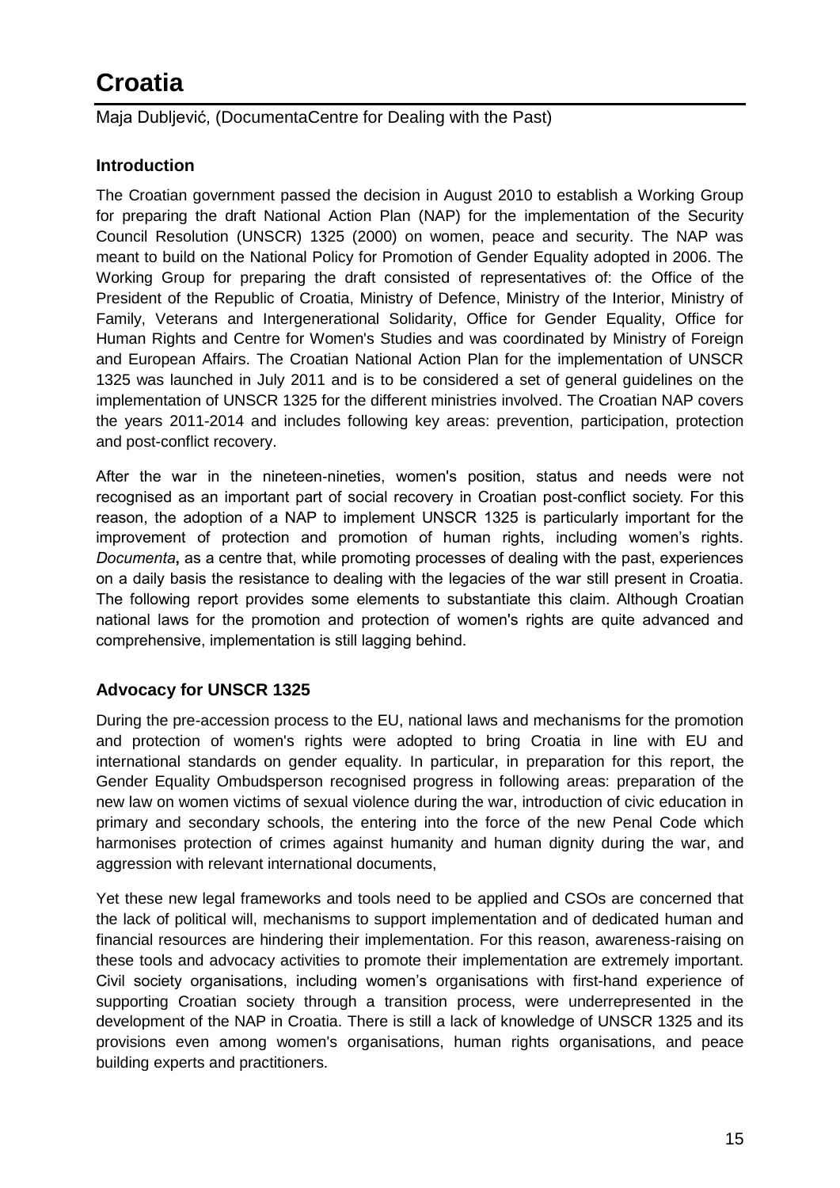# Croatia

Maja Dubljević, (DocumentaCentre for Dealing with the Past)

### Introduction

The Croatian government passed the decision in August 2010 to establish a Working Group for preparing the draft National Action Plan (NAP) for the implementation of the Security Council Resolution (UNSCR) 1325 (2000) on women, peace and security. The NAP was meant to build on the National Policy for Promotion of Gender Equality adopted in 2006. The Working Group for preparing the draft consisted of representatives of: the Office of the President of the Republic of Croatia, Ministry of Defence, Ministry of the Interior, Ministry of Family, Veterans and Intergenerational Solidarity, Office for Gender Equality, Office for Human Rights and Centre for Women's Studies and was coordinated by Ministry of Foreign and European Affairs. The Croatian National Action Plan for the implementation of UNSCR 1325 was launched in July 2011 and is to be considered a set of general guidelines on the implementation of UNSCR 1325 for the different ministries involved. The Croatian NAP covers the years 2011-2014 and includes following key areas: prevention, participation, protection and post-conflict recovery.

After the war in the nineteen-nineties, women's position, status and needs were not recognised as an important part of social recovery in Croatian post-conflict society. For this reason, the adoption of a NAP to implement UNSCR 1325 is particularly important for the improvement of protection and promotion of human rights, including women's rights. *Documenta***,** as a centre that, while promoting processes of dealing with the past, experiences on a daily basis the resistance to dealing with the legacies of the war still present in Croatia. The following report provides some elements to substantiate this claim. Although Croatian national laws for the promotion and protection of women's rights are quite advanced and comprehensive, implementation is still lagging behind.

### Advocacy for UNSCR 1325

During the pre-accession process to the EU, national laws and mechanisms for the promotion and protection of women's rights were adopted to bring Croatia in line with EU and international standards on gender equality. In particular, in preparation for this report, the Gender Equality Ombudsperson recognised progress in following areas: preparation of the new law on women victims of sexual violence during the war, introduction of civic education in primary and secondary schools, the entering into the force of the new Penal Code which harmonises protection of crimes against humanity and human dignity during the war, and aggression with relevant international documents,

Yet these new legal frameworks and tools need to be applied and CSOs are concerned that the lack of political will, mechanisms to support implementation and of dedicated human and financial resources are hindering their implementation. For this reason, awareness-raising on these tools and advocacy activities to promote their implementation are extremely important. Civil society organisations, including women's organisations with first-hand experience of supporting Croatian society through a transition process, were underrepresented in the development of the NAP in Croatia. There is still a lack of knowledge of UNSCR 1325 and its provisions even among women's organisations, human rights organisations, and peace building experts and practitioners.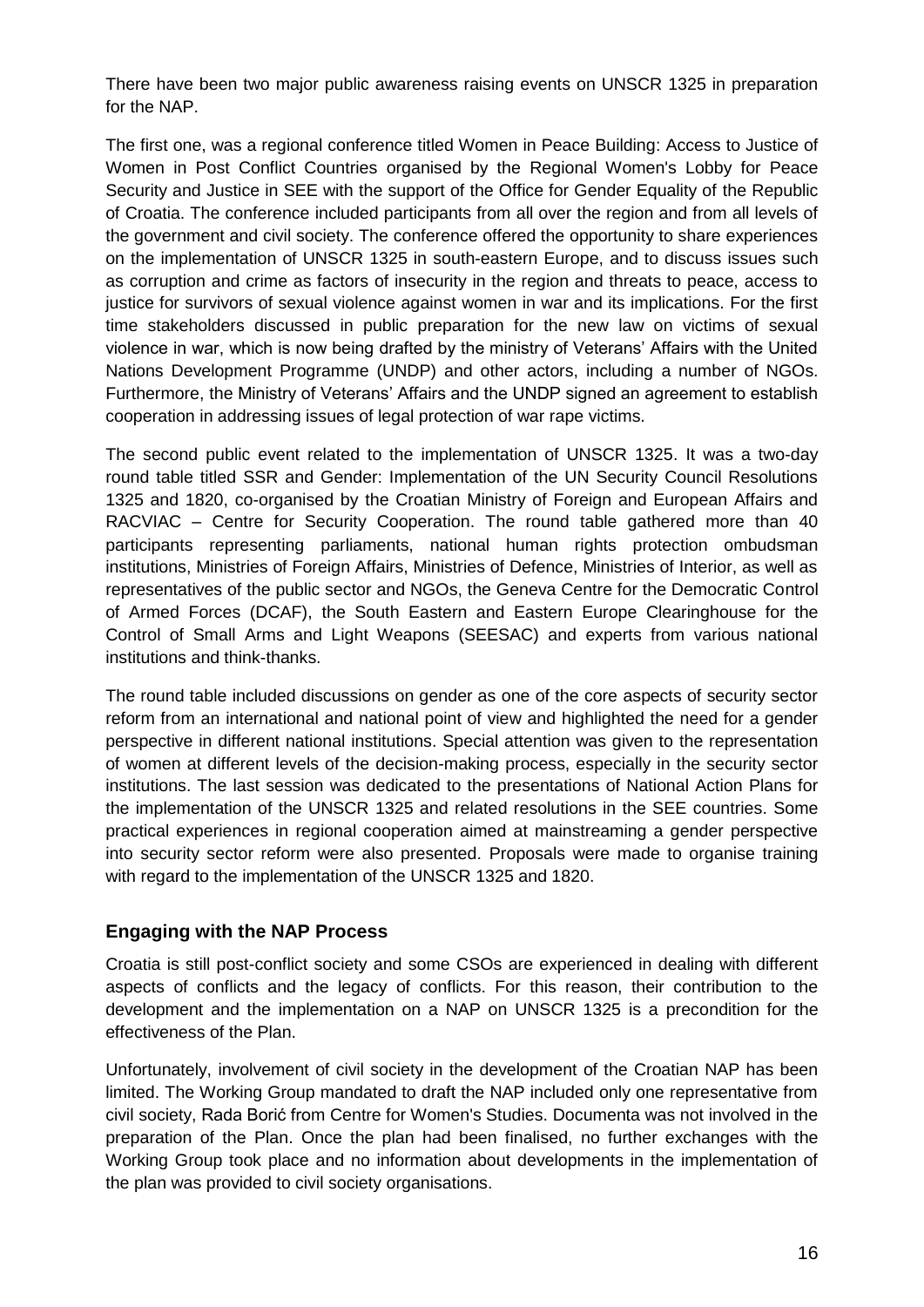There have been two major public awareness raising events on UNSCR 1325 in preparation for the NAP.

The first one, was a regional conference titled Women in Peace Building: Access to Justice of Women in Post Conflict Countries organised by the Regional Women's Lobby for Peace Security and Justice in SEE with the support of the Office for Gender Equality of the Republic of Croatia. The conference included participants from all over the region and from all levels of the government and civil society. The conference offered the opportunity to share experiences on the implementation of UNSCR 1325 in south-eastern Europe, and to discuss issues such as corruption and crime as factors of insecurity in the region and threats to peace, access to justice for survivors of sexual violence against women in war and its implications. For the first time stakeholders discussed in public preparation for the new law on victims of sexual violence in war, which is now being drafted by the ministry of Veterans' Affairs with the United Nations Development Programme (UNDP) and other actors, including a number of NGOs. Furthermore, the Ministry of Veterans' Affairs and the UNDP signed an agreement to establish cooperation in addressing issues of legal protection of war rape victims.

The second public event related to the implementation of UNSCR 1325. It was a two-day round table titled SSR and Gender: Implementation of the UN Security Council Resolutions 1325 and 1820, co-organised by the Croatian Ministry of Foreign and European Affairs and RACVIAC – Centre for Security Cooperation. The round table gathered more than 40 participants representing parliaments, national human rights protection ombudsman institutions, Ministries of Foreign Affairs, Ministries of Defence, Ministries of Interior, as well as representatives of the public sector and NGOs, the Geneva Centre for the Democratic Control of Armed Forces (DCAF), the South Eastern and Eastern Europe Clearinghouse for the Control of Small Arms and Light Weapons (SEESAC) and experts from various national institutions and think-thanks.

The round table included discussions on gender as one of the core aspects of security sector reform from an international and national point of view and highlighted the need for a gender perspective in different national institutions. Special attention was given to the representation of women at different levels of the decision-making process, especially in the security sector institutions. The last session was dedicated to the presentations of National Action Plans for the implementation of the UNSCR 1325 and related resolutions in the SEE countries. Some practical experiences in regional cooperation aimed at mainstreaming a gender perspective into security sector reform were also presented. Proposals were made to organise training with regard to the implementation of the UNSCR 1325 and 1820.

### Engaging with the NAP Process

Croatia is still post-conflict society and some CSOs are experienced in dealing with different aspects of conflicts and the legacy of conflicts. For this reason, their contribution to the development and the implementation on a NAP on UNSCR 1325 is a precondition for the effectiveness of the Plan.

Unfortunately, involvement of civil society in the development of the Croatian NAP has been limited. The Working Group mandated to draft the NAP included only one representative from civil society, Rada Borić from Centre for Women's Studies. Documenta was not involved in the preparation of the Plan. Once the plan had been finalised, no further exchanges with the Working Group took place and no information about developments in the implementation of the plan was provided to civil society organisations.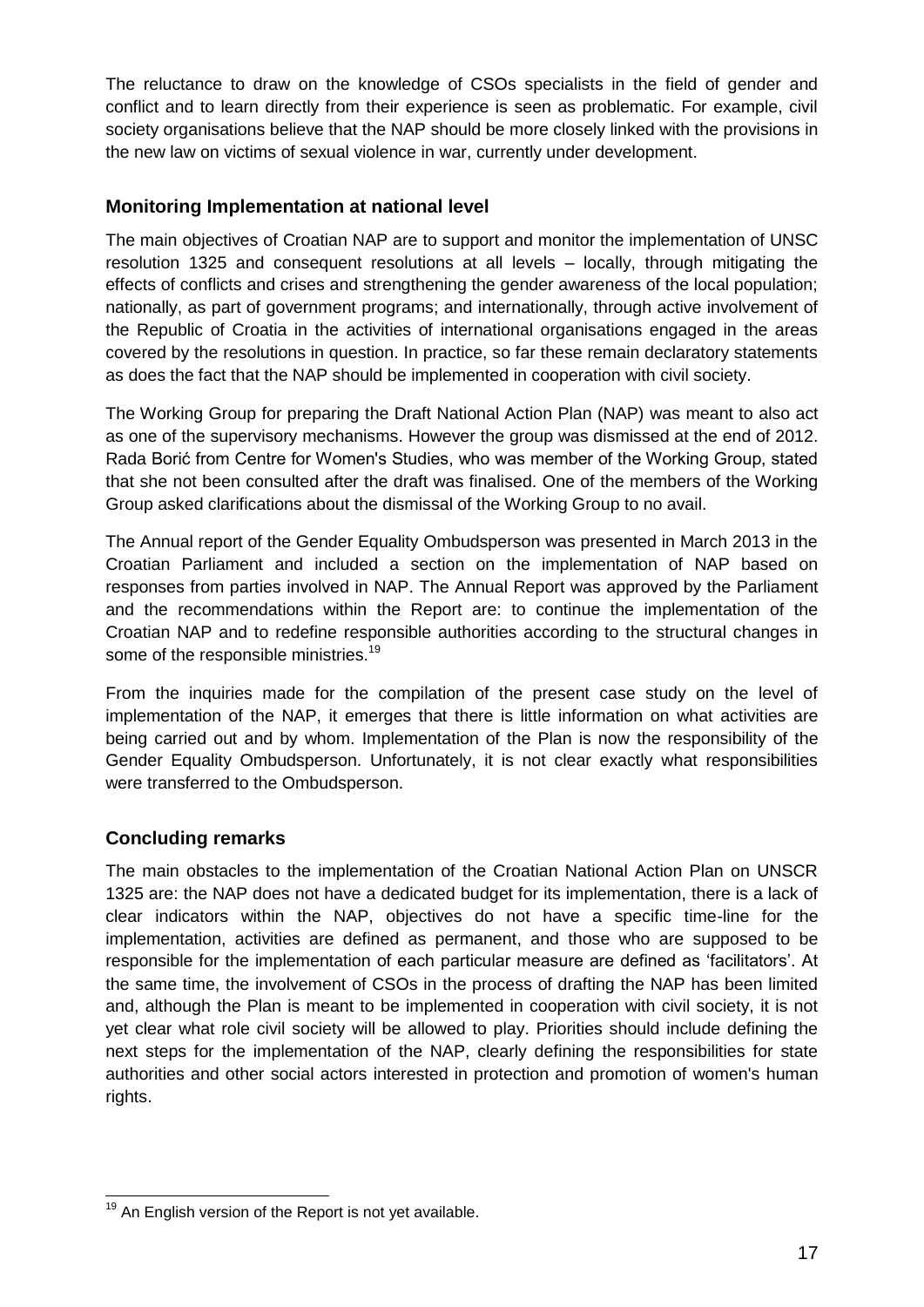The reluctance to draw on the knowledge of CSOs specialists in the field of gender and conflict and to learn directly from their experience is seen as problematic. For example, civil society organisations believe that the NAP should be more closely linked with the provisions in the new law on victims of sexual violence in war, currently under development.

### Monitoring Implementation at national level

The main objectives of Croatian NAP are to support and monitor the implementation of UNSC resolution 1325 and consequent resolutions at all levels – locally, through mitigating the effects of conflicts and crises and strengthening the gender awareness of the local population; nationally, as part of government programs; and internationally, through active involvement of the Republic of Croatia in the activities of international organisations engaged in the areas covered by the resolutions in question. In practice, so far these remain declaratory statements as does the fact that the NAP should be implemented in cooperation with civil society.

The Working Group for preparing the Draft National Action Plan (NAP) was meant to also act as one of the supervisory mechanisms. However the group was dismissed at the end of 2012. Rada Borić from Centre for Women's Studies, who was member of the Working Group, stated that she not been consulted after the draft was finalised. One of the members of the Working Group asked clarifications about the dismissal of the Working Group to no avail.

The Annual report of the Gender Equality Ombudsperson was presented in March 2013 in the Croatian Parliament and included a section on the implementation of NAP based on responses from parties involved in NAP. The Annual Report was approved by the Parliament and the recommendations within the Report are: to continue the implementation of the Croatian NAP and to redefine responsible authorities according to the structural changes in some of the responsible ministries.[19]

From the inquiries made for the compilation of the present case study on the level of implementation of the NAP, it emerges that there is little information on what activities are being carried out and by whom. Implementation of the Plan is now the responsibility of the Gender Equality Ombudsperson. Unfortunately, it is not clear exactly what responsibilities were transferred to the Ombudsperson.

### Concluding remarks

The main obstacles to the implementation of the Croatian National Action Plan on UNSCR 1325 are: the NAP does not have a dedicated budget for its implementation, there is a lack of clear indicators within the NAP, objectives do not have a specific time-line for the implementation, activities are defined as permanent, and those who are supposed to be responsible for the implementation of each particular measure are defined as 'facilitators'. At the same time, the involvement of CSOs in the process of drafting the NAP has been limited and, although the Plan is meant to be implemented in cooperation with civil society, it is not yet clear what role civil society will be allowed to play. Priorities should include defining the next steps for the implementation of the NAP, clearly defining the responsibilities for state authorities and other social actors interested in protection and promotion of women's human rights.

---

[19] An English version of the Report is not yet available.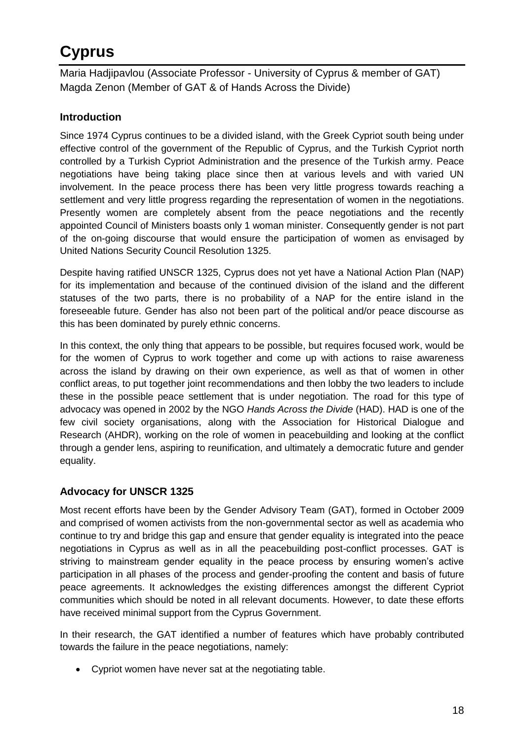# Cyprus

Maria Hadjipavlou (Associate Professor - University of Cyprus & member of GAT)
Magda Zenon (Member of GAT & of Hands Across the Divide)

### Introduction

Since 1974 Cyprus continues to be a divided island, with the Greek Cypriot south being under effective control of the government of the Republic of Cyprus, and the Turkish Cypriot north controlled by a Turkish Cypriot Administration and the presence of the Turkish army. Peace negotiations have being taking place since then at various levels and with varied UN involvement. In the peace process there has been very little progress towards reaching a settlement and very little progress regarding the representation of women in the negotiations. Presently women are completely absent from the peace negotiations and the recently appointed Council of Ministers boasts only 1 woman minister. Consequently gender is not part of the on-going discourse that would ensure the participation of women as envisaged by United Nations Security Council Resolution 1325.

Despite having ratified UNSCR 1325, Cyprus does not yet have a National Action Plan (NAP) for its implementation and because of the continued division of the island and the different statuses of the two parts, there is no probability of a NAP for the entire island in the foreseeable future. Gender has also not been part of the political and/or peace discourse as this has been dominated by purely ethnic concerns.

In this context, the only thing that appears to be possible, but requires focused work, would be for the women of Cyprus to work together and come up with actions to raise awareness across the island by drawing on their own experience, as well as that of women in other conflict areas, to put together joint recommendations and then lobby the two leaders to include these in the possible peace settlement that is under negotiation. The road for this type of advocacy was opened in 2002 by the NGO *Hands Across the Divide* (HAD). HAD is one of the few civil society organisations, along with the Association for Historical Dialogue and Research (AHDR), working on the role of women in peacebuilding and looking at the conflict through a gender lens, aspiring to reunification, and ultimately a democratic future and gender equality.

### Advocacy for UNSCR 1325

Most recent efforts have been by the Gender Advisory Team (GAT), formed in October 2009 and comprised of women activists from the non-governmental sector as well as academia who continue to try and bridge this gap and ensure that gender equality is integrated into the peace negotiations in Cyprus as well as in all the peacebuilding post-conflict processes. GAT is striving to mainstream gender equality in the peace process by ensuring women's active participation in all phases of the process and gender-proofing the content and basis of future peace agreements. It acknowledges the existing differences amongst the different Cypriot communities which should be noted in all relevant documents. However, to date these efforts have received minimal support from the Cyprus Government.

In their research, the GAT identified a number of features which have probably contributed towards the failure in the peace negotiations, namely:

- Cypriot women have never sat at the negotiating table.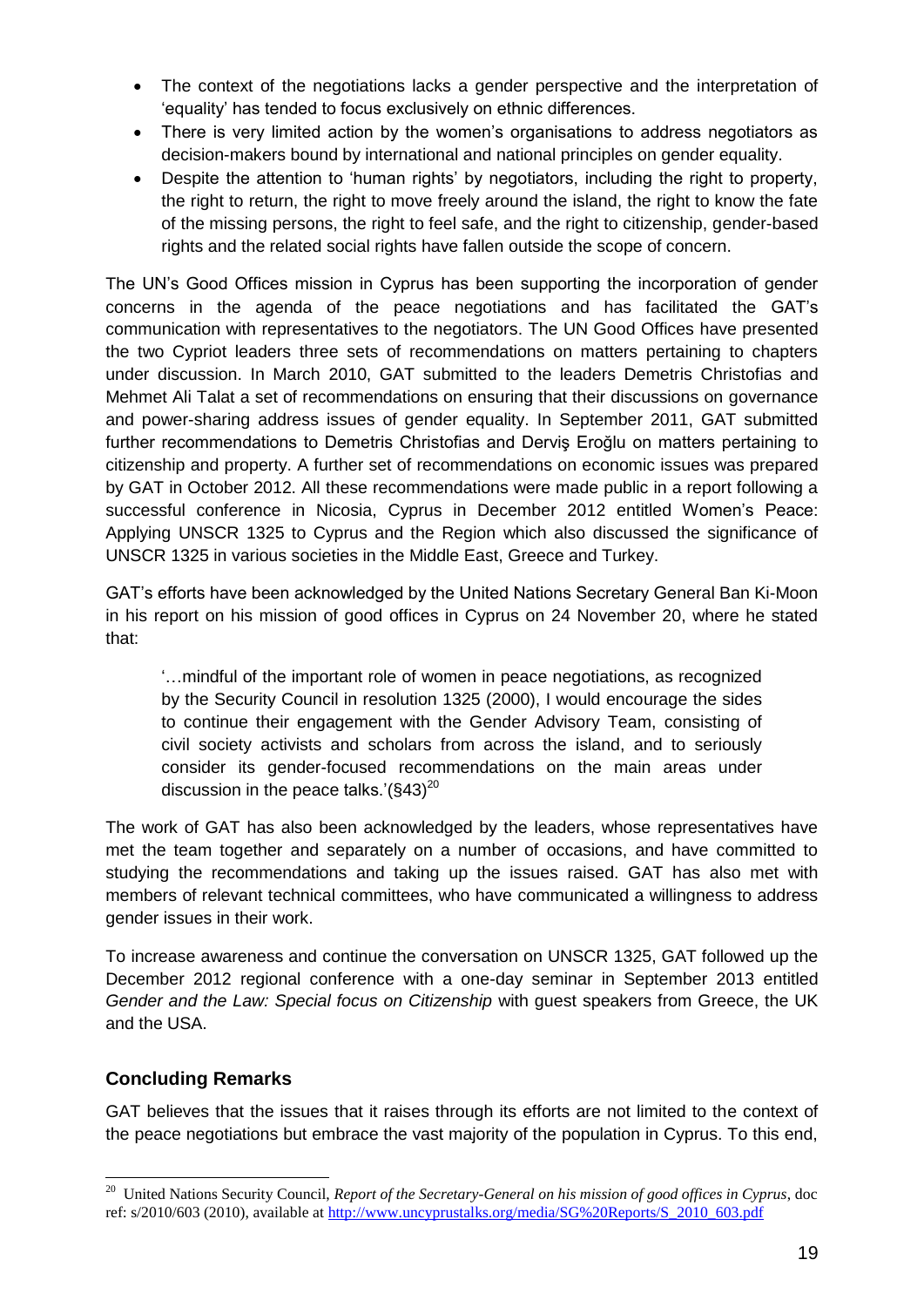- The context of the negotiations lacks a gender perspective and the interpretation of 'equality' has tended to focus exclusively on ethnic differences.
- There is very limited action by the women's organisations to address negotiators as decision-makers bound by international and national principles on gender equality.
- Despite the attention to 'human rights' by negotiators, including the right to property, the right to return, the right to move freely around the island, the right to know the fate of the missing persons, the right to feel safe, and the right to citizenship, gender-based rights and the related social rights have fallen outside the scope of concern.

The UN's Good Offices mission in Cyprus has been supporting the incorporation of gender concerns in the agenda of the peace negotiations and has facilitated the GAT's communication with representatives to the negotiators. The UN Good Offices have presented the two Cypriot leaders three sets of recommendations on matters pertaining to chapters under discussion. In March 2010, GAT submitted to the leaders Demetris Christofias and Mehmet Ali Talat a set of recommendations on ensuring that their discussions on governance and power-sharing address issues of gender equality. In September 2011, GAT submitted further recommendations to Demetris Christofias and Derviş Eroğlu on matters pertaining to citizenship and property. A further set of recommendations on economic issues was prepared by GAT in October 2012. All these recommendations were made public in a report following a successful conference in Nicosia, Cyprus in December 2012 entitled Women's Peace: Applying UNSCR 1325 to Cyprus and the Region which also discussed the significance of UNSCR 1325 in various societies in the Middle East, Greece and Turkey.

GAT's efforts have been acknowledged by the United Nations Secretary General Ban Ki-Moon in his report on his mission of good offices in Cyprus on 24 November 20, where he stated that:

> '…mindful of the important role of women in peace negotiations, as recognized by the Security Council in resolution 1325 (2000), I would encourage the sides to continue their engagement with the Gender Advisory Team, consisting of civil society activists and scholars from across the island, and to seriously consider its gender-focused recommendations on the main areas under discussion in the peace talks.'(§43)[20]

The work of GAT has also been acknowledged by the leaders, whose representatives have met the team together and separately on a number of occasions, and have committed to studying the recommendations and taking up the issues raised. GAT has also met with members of relevant technical committees, who have communicated a willingness to address gender issues in their work.

To increase awareness and continue the conversation on UNSCR 1325, GAT followed up the December 2012 regional conference with a one-day seminar in September 2013 entitled *Gender and the Law: Special focus on Citizenship* with guest speakers from Greece, the UK and the USA.

## Concluding Remarks

GAT believes that the issues that it raises through its efforts are not limited to the context of the peace negotiations but embrace the vast majority of the population in Cyprus. To this end,

---

[20] United Nations Security Council, *Report of the Secretary-General on his mission of good offices in Cyprus*, doc ref: s/2010/603 (2010), available at http://www.uncyprustalks.org/media/SG%20Reports/S_2010_603.pdf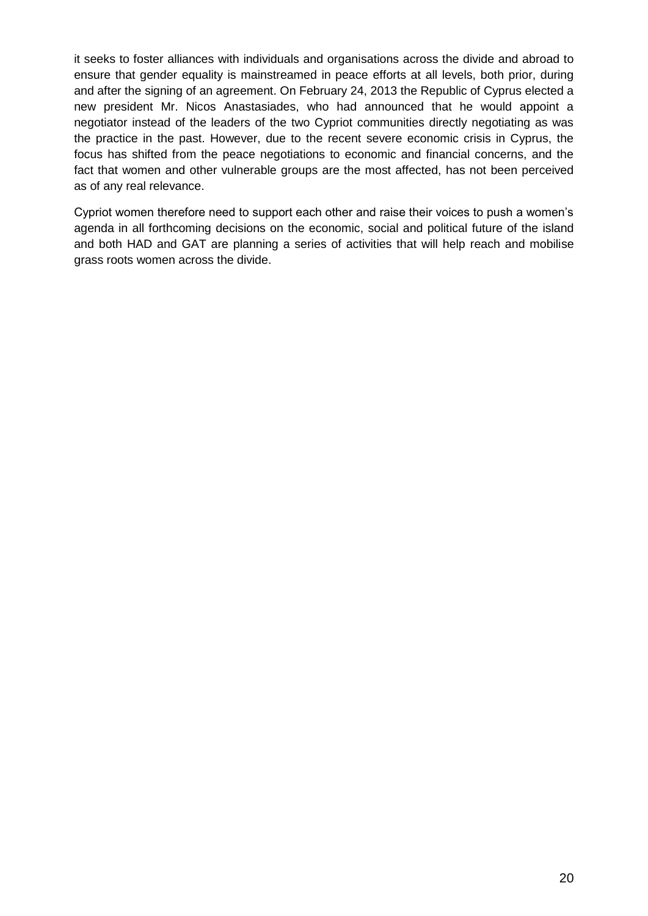it seeks to foster alliances with individuals and organisations across the divide and abroad to ensure that gender equality is mainstreamed in peace efforts at all levels, both prior, during and after the signing of an agreement. On February 24, 2013 the Republic of Cyprus elected a new president Mr. Nicos Anastasiades, who had announced that he would appoint a negotiator instead of the leaders of the two Cypriot communities directly negotiating as was the practice in the past. However, due to the recent severe economic crisis in Cyprus, the focus has shifted from the peace negotiations to economic and financial concerns, and the fact that women and other vulnerable groups are the most affected, has not been perceived as of any real relevance.

Cypriot women therefore need to support each other and raise their voices to push a women's agenda in all forthcoming decisions on the economic, social and political future of the island and both HAD and GAT are planning a series of activities that will help reach and mobilise grass roots women across the divide.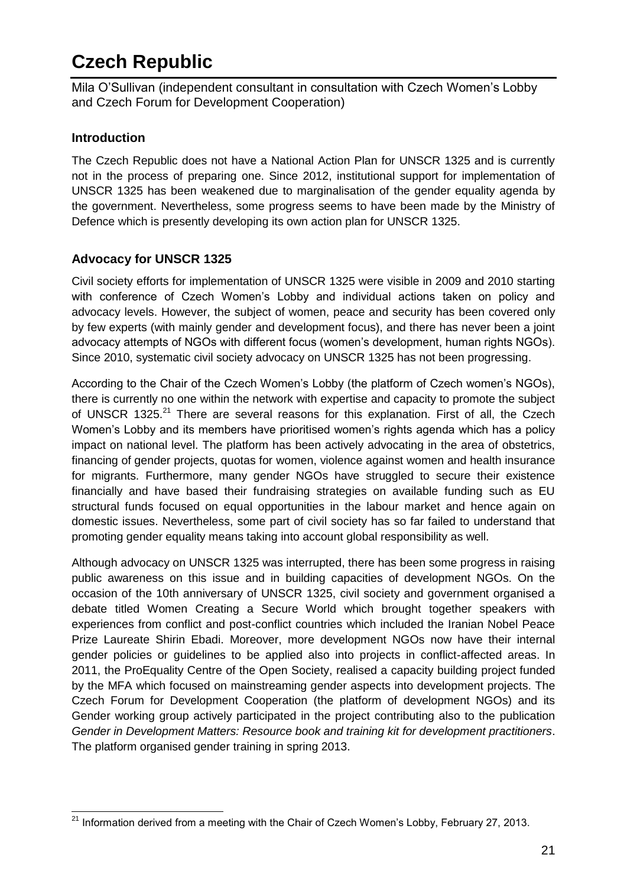# Czech Republic

Mila O'Sullivan (independent consultant in consultation with Czech Women's Lobby and Czech Forum for Development Cooperation)

### Introduction

The Czech Republic does not have a National Action Plan for UNSCR 1325 and is currently not in the process of preparing one. Since 2012, institutional support for implementation of UNSCR 1325 has been weakened due to marginalisation of the gender equality agenda by the government. Nevertheless, some progress seems to have been made by the Ministry of Defence which is presently developing its own action plan for UNSCR 1325.

### Advocacy for UNSCR 1325

Civil society efforts for implementation of UNSCR 1325 were visible in 2009 and 2010 starting with conference of Czech Women's Lobby and individual actions taken on policy and advocacy levels. However, the subject of women, peace and security has been covered only by few experts (with mainly gender and development focus), and there has never been a joint advocacy attempts of NGOs with different focus (women's development, human rights NGOs). Since 2010, systematic civil society advocacy on UNSCR 1325 has not been progressing.

According to the Chair of the Czech Women's Lobby (the platform of Czech women's NGOs), there is currently no one within the network with expertise and capacity to promote the subject of UNSCR 1325.[21] There are several reasons for this explanation. First of all, the Czech Women's Lobby and its members have prioritised women's rights agenda which has a policy impact on national level. The platform has been actively advocating in the area of obstetrics, financing of gender projects, quotas for women, violence against women and health insurance for migrants. Furthermore, many gender NGOs have struggled to secure their existence financially and have based their fundraising strategies on available funding such as EU structural funds focused on equal opportunities in the labour market and hence again on domestic issues. Nevertheless, some part of civil society has so far failed to understand that promoting gender equality means taking into account global responsibility as well.

Although advocacy on UNSCR 1325 was interrupted, there has been some progress in raising public awareness on this issue and in building capacities of development NGOs. On the occasion of the 10th anniversary of UNSCR 1325, civil society and government organised a debate titled Women Creating a Secure World which brought together speakers with experiences from conflict and post-conflict countries which included the Iranian Nobel Peace Prize Laureate Shirin Ebadi. Moreover, more development NGOs now have their internal gender policies or guidelines to be applied also into projects in conflict-affected areas. In 2011, the ProEquality Centre of the Open Society, realised a capacity building project funded by the MFA which focused on mainstreaming gender aspects into development projects. The Czech Forum for Development Cooperation (the platform of development NGOs) and its Gender working group actively participated in the project contributing also to the publication *Gender in Development Matters: Resource book and training kit for development practitioners*. The platform organised gender training in spring 2013.

[21] Information derived from a meeting with the Chair of Czech Women's Lobby, February 27, 2013.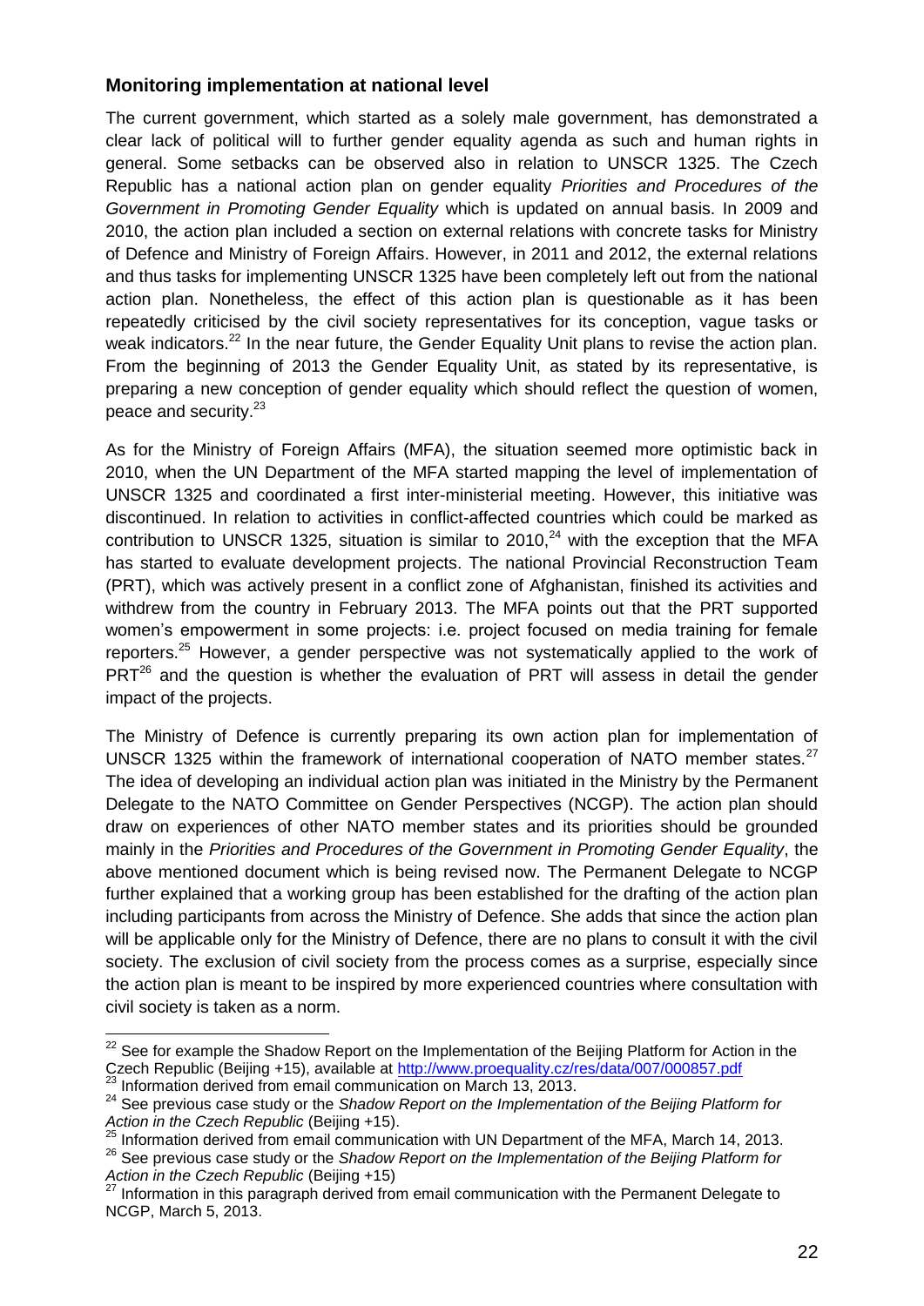### Monitoring implementation at national level

The current government, which started as a solely male government, has demonstrated a clear lack of political will to further gender equality agenda as such and human rights in general. Some setbacks can be observed also in relation to UNSCR 1325. The Czech Republic has a national action plan on gender equality *Priorities and Procedures of the Government in Promoting Gender Equality* which is updated on annual basis. In 2009 and 2010, the action plan included a section on external relations with concrete tasks for Ministry of Defence and Ministry of Foreign Affairs. However, in 2011 and 2012, the external relations and thus tasks for implementing UNSCR 1325 have been completely left out from the national action plan. Nonetheless, the effect of this action plan is questionable as it has been repeatedly criticised by the civil society representatives for its conception, vague tasks or weak indicators.[22] In the near future, the Gender Equality Unit plans to revise the action plan. From the beginning of 2013 the Gender Equality Unit, as stated by its representative, is preparing a new conception of gender equality which should reflect the question of women, peace and security.[23]

As for the Ministry of Foreign Affairs (MFA), the situation seemed more optimistic back in 2010, when the UN Department of the MFA started mapping the level of implementation of UNSCR 1325 and coordinated a first inter-ministerial meeting. However, this initiative was discontinued. In relation to activities in conflict-affected countries which could be marked as contribution to UNSCR 1325, situation is similar to 2010,[24] with the exception that the MFA has started to evaluate development projects. The national Provincial Reconstruction Team (PRT), which was actively present in a conflict zone of Afghanistan, finished its activities and withdrew from the country in February 2013. The MFA points out that the PRT supported women's empowerment in some projects: i.e. project focused on media training for female reporters.[25] However, a gender perspective was not systematically applied to the work of PRT[26] and the question is whether the evaluation of PRT will assess in detail the gender impact of the projects.

The Ministry of Defence is currently preparing its own action plan for implementation of UNSCR 1325 within the framework of international cooperation of NATO member states.[27] The idea of developing an individual action plan was initiated in the Ministry by the Permanent Delegate to the NATO Committee on Gender Perspectives (NCGP). The action plan should draw on experiences of other NATO member states and its priorities should be grounded mainly in the *Priorities and Procedures of the Government in Promoting Gender Equality*, the above mentioned document which is being revised now. The Permanent Delegate to NCGP further explained that a working group has been established for the drafting of the action plan including participants from across the Ministry of Defence. She adds that since the action plan will be applicable only for the Ministry of Defence, there are no plans to consult it with the civil society. The exclusion of civil society from the process comes as a surprise, especially since the action plan is meant to be inspired by more experienced countries where consultation with civil society is taken as a norm.

---

[22] See for example the Shadow Report on the Implementation of the Beijing Platform for Action in the Czech Republic (Beijing +15), available at http://www.proequality.cz/res/data/007/000857.pdf

[23] Information derived from email communication on March 13, 2013.

[24] See previous case study or the *Shadow Report on the Implementation of the Beijing Platform for Action in the Czech Republic* (Beijing +15).

[25] Information derived from email communication with UN Department of the MFA, March 14, 2013.

[26] See previous case study or the *Shadow Report on the Implementation of the Beijing Platform for Action in the Czech Republic* (Beijing +15)

[27] Information in this paragraph derived from email communication with the Permanent Delegate to NCGP, March 5, 2013.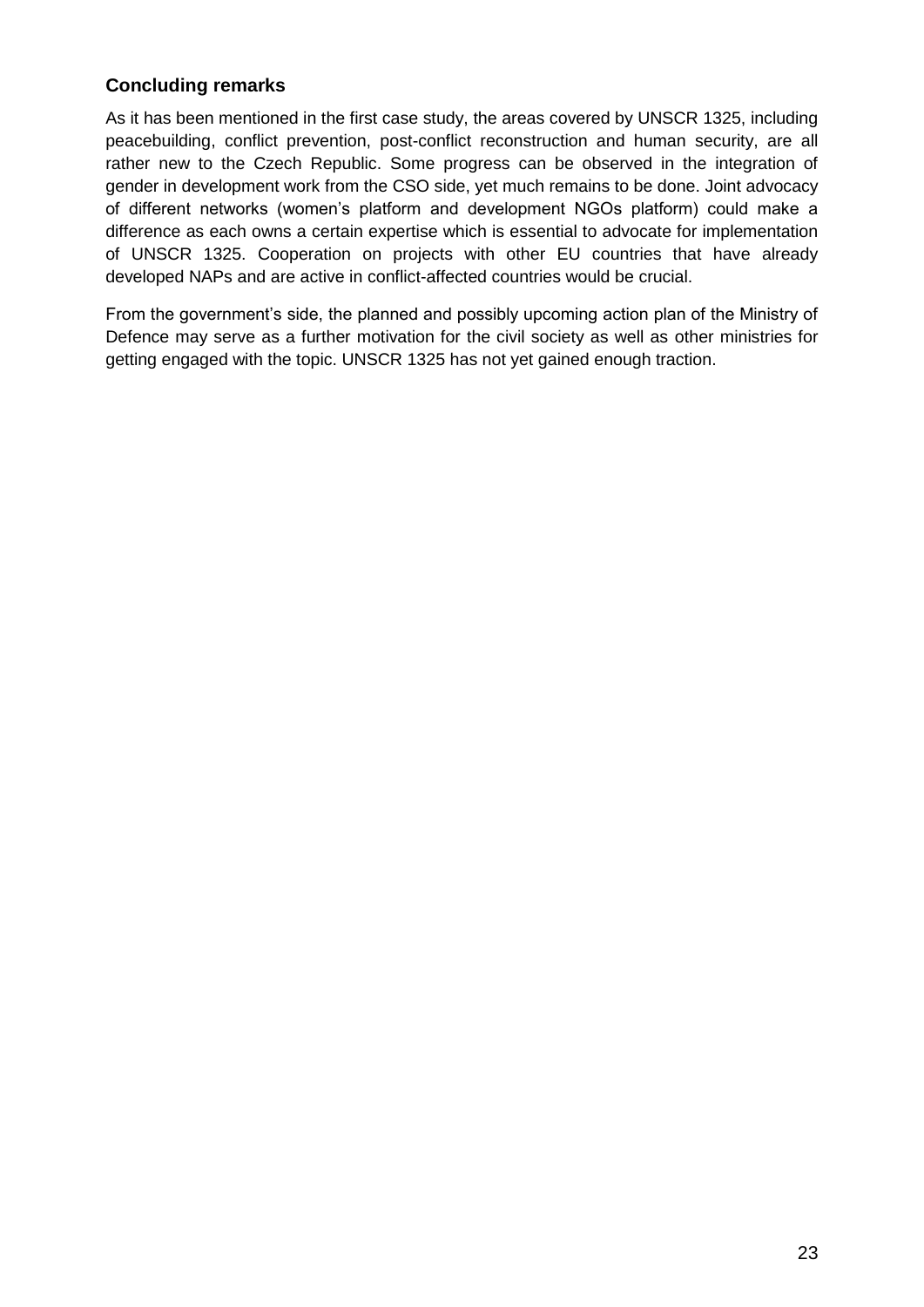### Concluding remarks

As it has been mentioned in the first case study, the areas covered by UNSCR 1325, including peacebuilding, conflict prevention, post-conflict reconstruction and human security, are all rather new to the Czech Republic. Some progress can be observed in the integration of gender in development work from the CSO side, yet much remains to be done. Joint advocacy of different networks (women's platform and development NGOs platform) could make a difference as each owns a certain expertise which is essential to advocate for implementation of UNSCR 1325. Cooperation on projects with other EU countries that have already developed NAPs and are active in conflict-affected countries would be crucial.

From the government's side, the planned and possibly upcoming action plan of the Ministry of Defence may serve as a further motivation for the civil society as well as other ministries for getting engaged with the topic. UNSCR 1325 has not yet gained enough traction.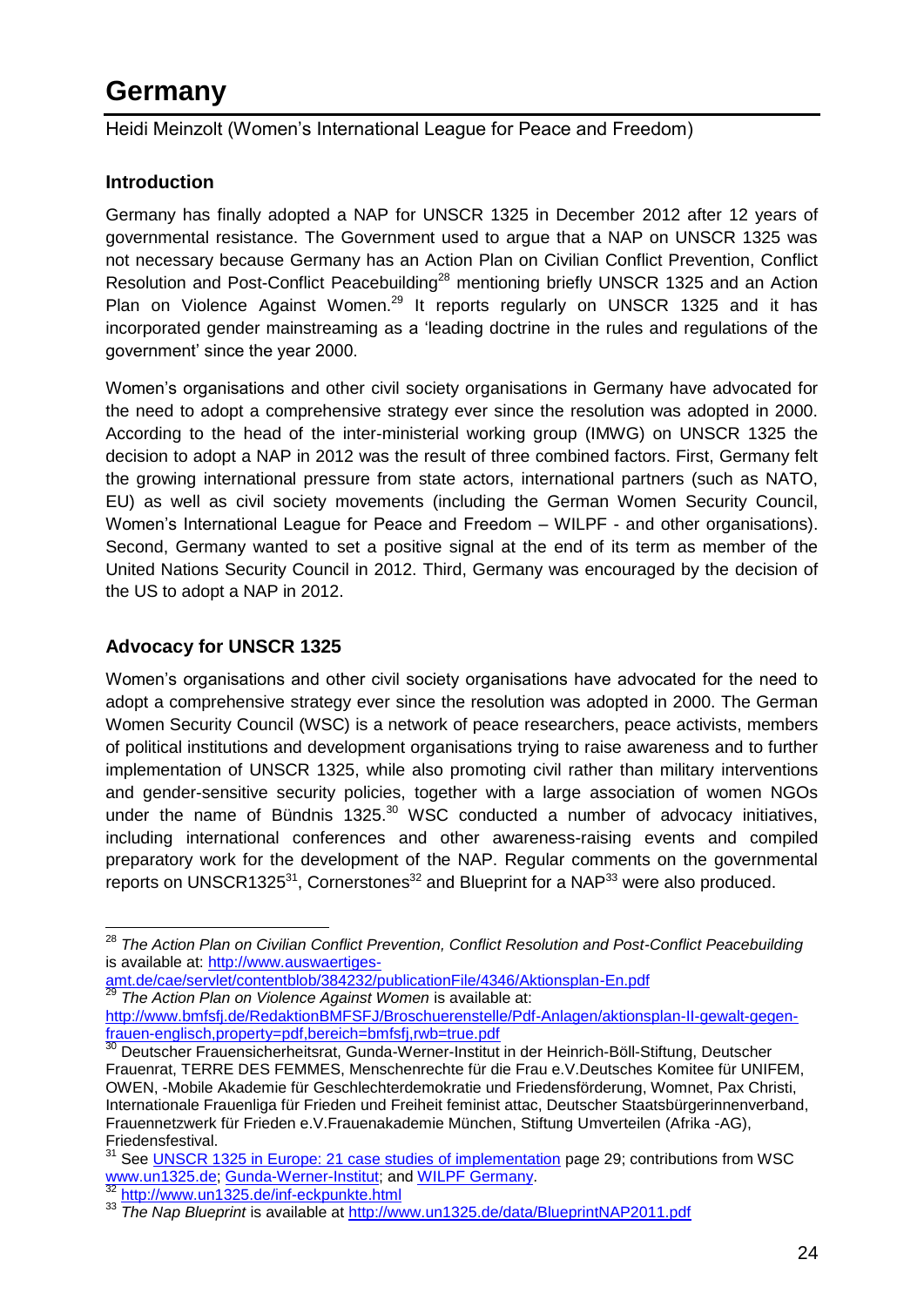# Germany

Heidi Meinzolt (Women's International League for Peace and Freedom)

### Introduction

Germany has finally adopted a NAP for UNSCR 1325 in December 2012 after 12 years of governmental resistance. The Government used to argue that a NAP on UNSCR 1325 was not necessary because Germany has an Action Plan on Civilian Conflict Prevention, Conflict Resolution and Post-Conflict Peacebuilding[28] mentioning briefly UNSCR 1325 and an Action Plan on Violence Against Women.[29] It reports regularly on UNSCR 1325 and it has incorporated gender mainstreaming as a 'leading doctrine in the rules and regulations of the government' since the year 2000.

Women's organisations and other civil society organisations in Germany have advocated for the need to adopt a comprehensive strategy ever since the resolution was adopted in 2000. According to the head of the inter-ministerial working group (IMWG) on UNSCR 1325 the decision to adopt a NAP in 2012 was the result of three combined factors. First, Germany felt the growing international pressure from state actors, international partners (such as NATO, EU) as well as civil society movements (including the German Women Security Council, Women's International League for Peace and Freedom – WILPF - and other organisations). Second, Germany wanted to set a positive signal at the end of its term as member of the United Nations Security Council in 2012. Third, Germany was encouraged by the decision of the US to adopt a NAP in 2012.

### Advocacy for UNSCR 1325

Women's organisations and other civil society organisations have advocated for the need to adopt a comprehensive strategy ever since the resolution was adopted in 2000. The German Women Security Council (WSC) is a network of peace researchers, peace activists, members of political institutions and development organisations trying to raise awareness and to further implementation of UNSCR 1325, while also promoting civil rather than military interventions and gender-sensitive security policies, together with a large association of women NGOs under the name of Bündnis 1325.[30] WSC conducted a number of advocacy initiatives, including international conferences and other awareness-raising events and compiled preparatory work for the development of the NAP. Regular comments on the governmental reports on UNSCR1325[31], Cornerstones[32] and Blueprint for a NAP[33] were also produced.

---

[28] *The Action Plan on Civilian Conflict Prevention, Conflict Resolution and Post-Conflict Peacebuilding* is available at: http://www.auswaertiges-amt.de/cae/servlet/contentblob/384232/publicationFile/4346/Aktionsplan-En.pdf

[29] *The Action Plan on Violence Against Women* is available at: http://www.bmfsfj.de/RedaktionBMFSFJ/Broschuerenstelle/Pdf-Anlagen/aktionsplan-II-gewalt-gegen-frauen-englisch,property=pdf,bereich=bmfsfj,rwb=true.pdf

[30] Deutscher Frauensicherheitsrat, Gunda-Werner-Institut in der Heinrich-Böll-Stiftung, Deutscher Frauenrat, TERRE DES FEMMES, Menschenrechte für die Frau e.V.Deutsches Komitee für UNIFEM, OWEN, -Mobile Akademie für Geschlechterdemokratie und Friedensförderung, Womnet, Pax Christi, Internationale Frauenliga für Frieden und Freiheit feminist attac, Deutscher Staatsbürgerinnenverband, Frauennetzwerk für Frieden e.V.Frauenakademie München, Stiftung Umverteilen (Afrika -AG), Friedensfestival.

[31] See UNSCR 1325 in Europe: 21 case studies of implementation page 29; contributions from WSC www.un1325.de; Gunda-Werner-Institut; and WILPF Germany.

[32] http://www.un1325.de/inf-eckpunkte.html

[33] *The Nap Blueprint* is available at http://www.un1325.de/data/BlueprintNAP2011.pdf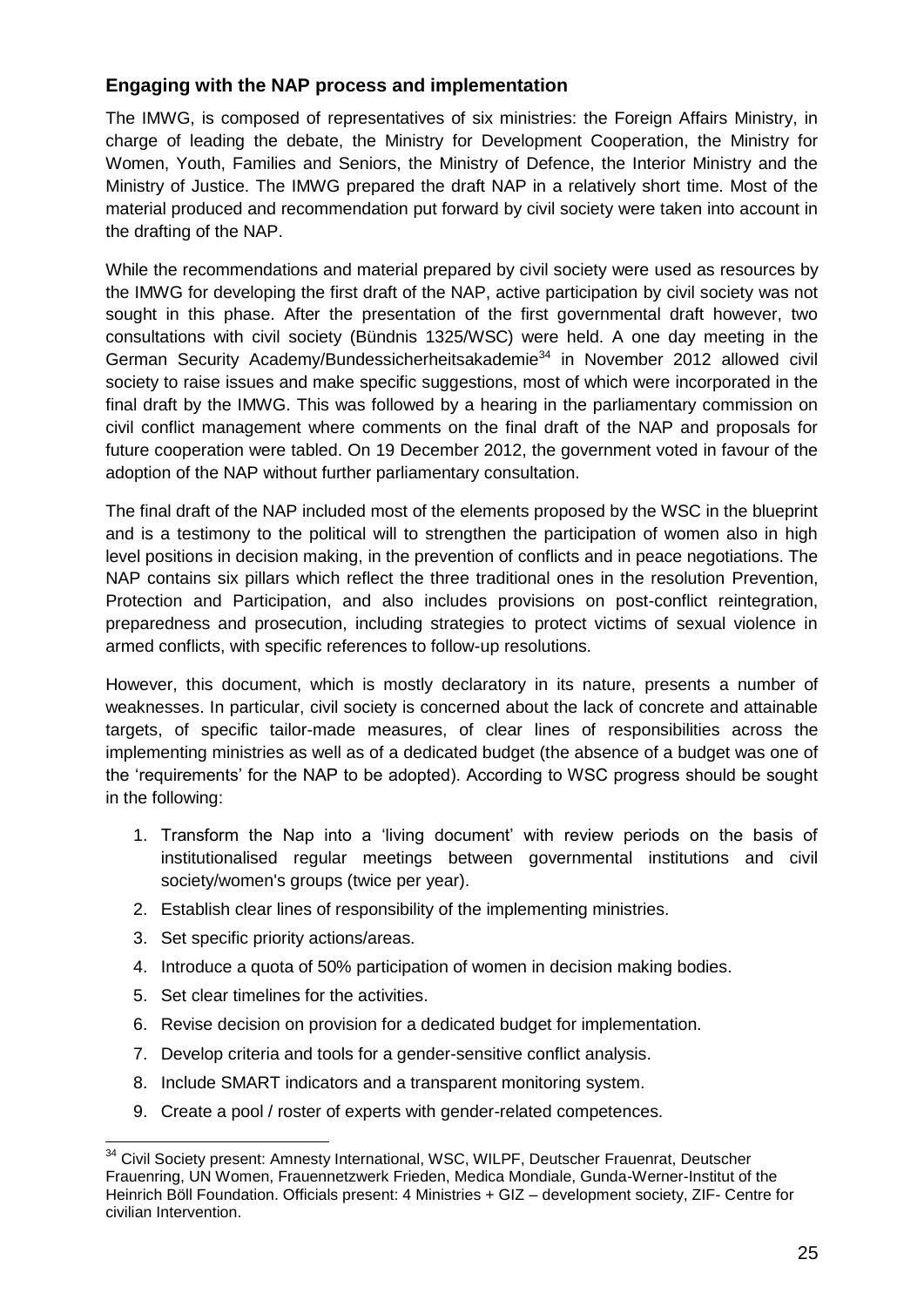## Engaging with the NAP process and implementation

The IMWG, is composed of representatives of six ministries: the Foreign Affairs Ministry, in charge of leading the debate, the Ministry for Development Cooperation, the Ministry for Women, Youth, Families and Seniors, the Ministry of Defence, the Interior Ministry and the Ministry of Justice. The IMWG prepared the draft NAP in a relatively short time. Most of the material produced and recommendation put forward by civil society were taken into account in the drafting of the NAP.

While the recommendations and material prepared by civil society were used as resources by the IMWG for developing the first draft of the NAP, active participation by civil society was not sought in this phase. After the presentation of the first governmental draft however, two consultations with civil society (Bündnis 1325/WSC) were held. A one day meeting in the German Security Academy/Bundessicherheitsakademie[34] in November 2012 allowed civil society to raise issues and make specific suggestions, most of which were incorporated in the final draft by the IMWG. This was followed by a hearing in the parliamentary commission on civil conflict management where comments on the final draft of the NAP and proposals for future cooperation were tabled. On 19 December 2012, the government voted in favour of the adoption of the NAP without further parliamentary consultation.

The final draft of the NAP included most of the elements proposed by the WSC in the blueprint and is a testimony to the political will to strengthen the participation of women also in high level positions in decision making, in the prevention of conflicts and in peace negotiations. The NAP contains six pillars which reflect the three traditional ones in the resolution Prevention, Protection and Participation, and also includes provisions on post-conflict reintegration, preparedness and prosecution, including strategies to protect victims of sexual violence in armed conflicts, with specific references to follow-up resolutions.

However, this document, which is mostly declaratory in its nature, presents a number of weaknesses. In particular, civil society is concerned about the lack of concrete and attainable targets, of specific tailor-made measures, of clear lines of responsibilities across the implementing ministries as well as of a dedicated budget (the absence of a budget was one of the 'requirements' for the NAP to be adopted). According to WSC progress should be sought in the following:

1. Transform the Nap into a 'living document' with review periods on the basis of institutionalised regular meetings between governmental institutions and civil society/women's groups (twice per year).
2. Establish clear lines of responsibility of the implementing ministries.
3. Set specific priority actions/areas.
4. Introduce a quota of 50% participation of women in decision making bodies.
5. Set clear timelines for the activities.
6. Revise decision on provision for a dedicated budget for implementation.
7. Develop criteria and tools for a gender-sensitive conflict analysis.
8. Include SMART indicators and a transparent monitoring system.
9. Create a pool / roster of experts with gender-related competences.

---

[34] Civil Society present: Amnesty International, WSC, WILPF, Deutscher Frauenrat, Deutscher Frauenring, UN Women, Frauennetzwerk Frieden, Medica Mondiale, Gunda-Werner-Institut of the Heinrich Böll Foundation. Officials present: 4 Ministries + GIZ – development society, ZIF- Centre for civilian Intervention.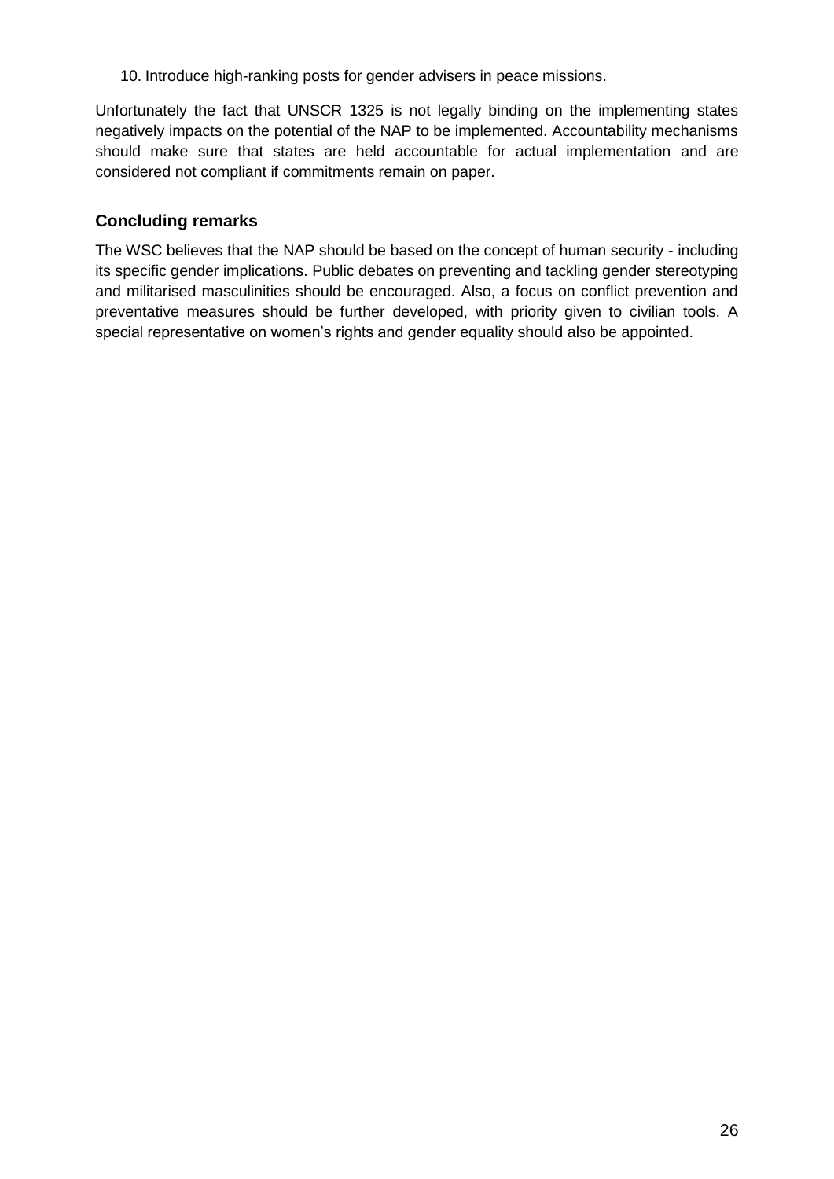10. Introduce high-ranking posts for gender advisers in peace missions.

Unfortunately the fact that UNSCR 1325 is not legally binding on the implementing states negatively impacts on the potential of the NAP to be implemented. Accountability mechanisms should make sure that states are held accountable for actual implementation and are considered not compliant if commitments remain on paper.

### Concluding remarks

The WSC believes that the NAP should be based on the concept of human security - including its specific gender implications. Public debates on preventing and tackling gender stereotyping and militarised masculinities should be encouraged. Also, a focus on conflict prevention and preventative measures should be further developed, with priority given to civilian tools. A special representative on women's rights and gender equality should also be appointed.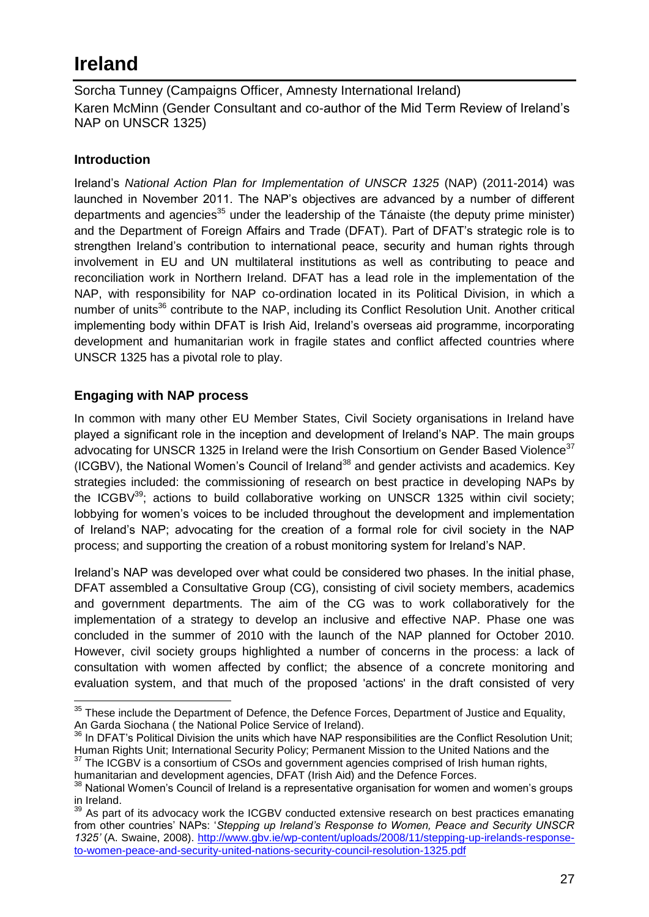# Ireland

Sorcha Tunney (Campaigns Officer, Amnesty International Ireland)
Karen McMinn (Gender Consultant and co-author of the Mid Term Review of Ireland's NAP on UNSCR 1325)

### Introduction

Ireland's *National Action Plan for Implementation of UNSCR 1325* (NAP) (2011-2014) was launched in November 2011. The NAP's objectives are advanced by a number of different departments and agencies[35] under the leadership of the Tánaiste (the deputy prime minister) and the Department of Foreign Affairs and Trade (DFAT). Part of DFAT's strategic role is to strengthen Ireland's contribution to international peace, security and human rights through involvement in EU and UN multilateral institutions as well as contributing to peace and reconciliation work in Northern Ireland. DFAT has a lead role in the implementation of the NAP, with responsibility for NAP co-ordination located in its Political Division, in which a number of units[36] contribute to the NAP, including its Conflict Resolution Unit. Another critical implementing body within DFAT is Irish Aid, Ireland's overseas aid programme, incorporating development and humanitarian work in fragile states and conflict affected countries where UNSCR 1325 has a pivotal role to play.

### Engaging with NAP process

In common with many other EU Member States, Civil Society organisations in Ireland have played a significant role in the inception and development of Ireland's NAP. The main groups advocating for UNSCR 1325 in Ireland were the Irish Consortium on Gender Based Violence[37] (ICGBV), the National Women's Council of Ireland[38] and gender activists and academics. Key strategies included: the commissioning of research on best practice in developing NAPs by the ICGBV[39]; actions to build collaborative working on UNSCR 1325 within civil society; lobbying for women's voices to be included throughout the development and implementation of Ireland's NAP; advocating for the creation of a formal role for civil society in the NAP process; and supporting the creation of a robust monitoring system for Ireland's NAP.

Ireland's NAP was developed over what could be considered two phases. In the initial phase, DFAT assembled a Consultative Group (CG), consisting of civil society members, academics and government departments. The aim of the CG was to work collaboratively for the implementation of a strategy to develop an inclusive and effective NAP. Phase one was concluded in the summer of 2010 with the launch of the NAP planned for October 2010. However, civil society groups highlighted a number of concerns in the process: a lack of consultation with women affected by conflict; the absence of a concrete monitoring and evaluation system, and that much of the proposed 'actions' in the draft consisted of very

---

[35] These include the Department of Defence, the Defence Forces, Department of Justice and Equality, An Garda Siochana ( the National Police Service of Ireland).

[36] In DFAT's Political Division the units which have NAP responsibilities are the Conflict Resolution Unit; Human Rights Unit; International Security Policy; Permanent Mission to the United Nations and the

[37] The ICGBV is a consortium of CSOs and government agencies comprised of Irish human rights, humanitarian and development agencies, DFAT (Irish Aid) and the Defence Forces.

[38] National Women's Council of Ireland is a representative organisation for women and women's groups in Ireland.

[39] As part of its advocacy work the ICGBV conducted extensive research on best practices emanating from other countries' NAPs: '*Stepping up Ireland's Response to Women, Peace and Security UNSCR 1325'* (A. Swaine, 2008). http://www.gbv.ie/wp-content/uploads/2008/11/stepping-up-irelands-response-to-women-peace-and-security-united-nations-security-council-resolution-1325.pdf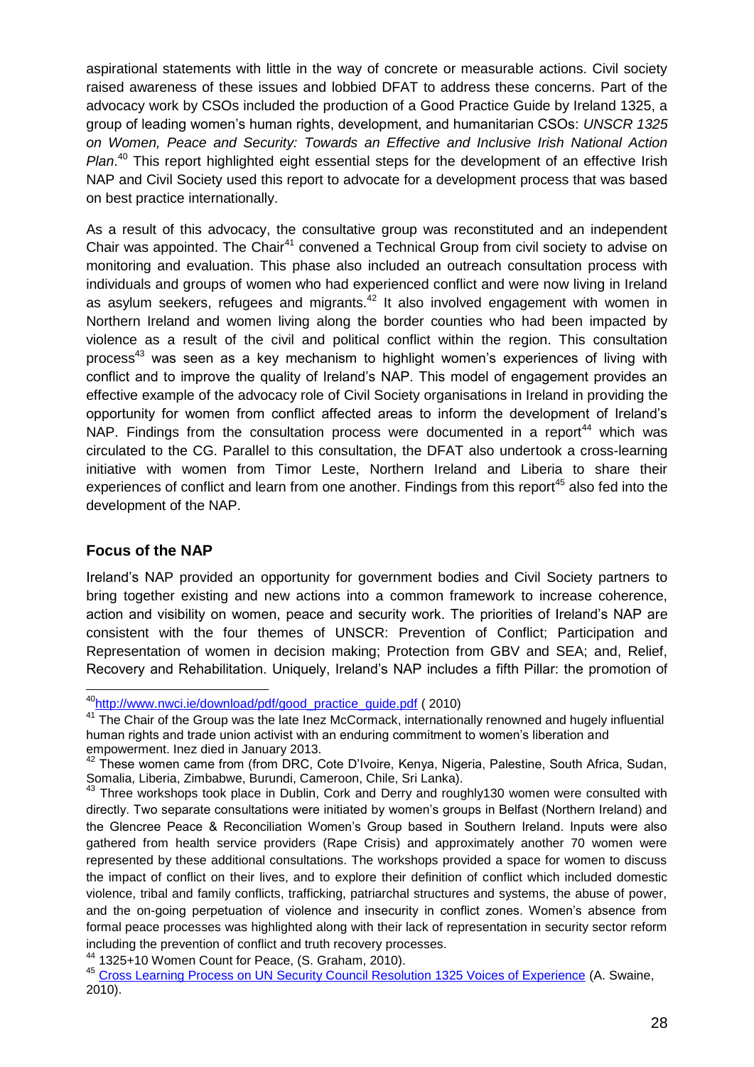aspirational statements with little in the way of concrete or measurable actions. Civil society raised awareness of these issues and lobbied DFAT to address these concerns. Part of the advocacy work by CSOs included the production of a Good Practice Guide by Ireland 1325, a group of leading women's human rights, development, and humanitarian CSOs: *UNSCR 1325 on Women, Peace and Security: Towards an Effective and Inclusive Irish National Action Plan*.[40] This report highlighted eight essential steps for the development of an effective Irish NAP and Civil Society used this report to advocate for a development process that was based on best practice internationally.

As a result of this advocacy, the consultative group was reconstituted and an independent Chair was appointed. The Chair[41] convened a Technical Group from civil society to advise on monitoring and evaluation. This phase also included an outreach consultation process with individuals and groups of women who had experienced conflict and were now living in Ireland as asylum seekers, refugees and migrants.[42] It also involved engagement with women in Northern Ireland and women living along the border counties who had been impacted by violence as a result of the civil and political conflict within the region. This consultation process[43] was seen as a key mechanism to highlight women's experiences of living with conflict and to improve the quality of Ireland's NAP. This model of engagement provides an effective example of the advocacy role of Civil Society organisations in Ireland in providing the opportunity for women from conflict affected areas to inform the development of Ireland's NAP. Findings from the consultation process were documented in a report[44] which was circulated to the CG. Parallel to this consultation, the DFAT also undertook a cross-learning initiative with women from Timor Leste, Northern Ireland and Liberia to share their experiences of conflict and learn from one another. Findings from this report[45] also fed into the development of the NAP.

## Focus of the NAP

Ireland's NAP provided an opportunity for government bodies and Civil Society partners to bring together existing and new actions into a common framework to increase coherence, action and visibility on women, peace and security work. The priorities of Ireland's NAP are consistent with the four themes of UNSCR: Prevention of Conflict; Participation and Representation of women in decision making; Protection from GBV and SEA; and, Relief, Recovery and Rehabilitation. Uniquely, Ireland's NAP includes a fifth Pillar: the promotion of

---

[40] http://www.nwci.ie/download/pdf/good_practice_guide.pdf ( 2010)

[41] The Chair of the Group was the late Inez McCormack, internationally renowned and hugely influential human rights and trade union activist with an enduring commitment to women's liberation and empowerment. Inez died in January 2013.

[42] These women came from (from DRC, Cote D'Ivoire, Kenya, Nigeria, Palestine, South Africa, Sudan, Somalia, Liberia, Zimbabwe, Burundi, Cameroon, Chile, Sri Lanka).

[43] Three workshops took place in Dublin, Cork and Derry and roughly130 women were consulted with directly. Two separate consultations were initiated by women's groups in Belfast (Northern Ireland) and the Glencree Peace & Reconciliation Women's Group based in Southern Ireland. Inputs were also gathered from health service providers (Rape Crisis) and approximately another 70 women were represented by these additional consultations. The workshops provided a space for women to discuss the impact of conflict on their lives, and to explore their definition of conflict which included domestic violence, tribal and family conflicts, trafficking, patriarchal structures and systems, the abuse of power, and the on-going perpetuation of violence and insecurity in conflict zones. Women's absence from formal peace processes was highlighted along with their lack of representation in security sector reform including the prevention of conflict and truth recovery processes.

[44] 1325+10 Women Count for Peace, (S. Graham, 2010).

[45] Cross Learning Process on UN Security Council Resolution 1325 Voices of Experience (A. Swaine, 2010).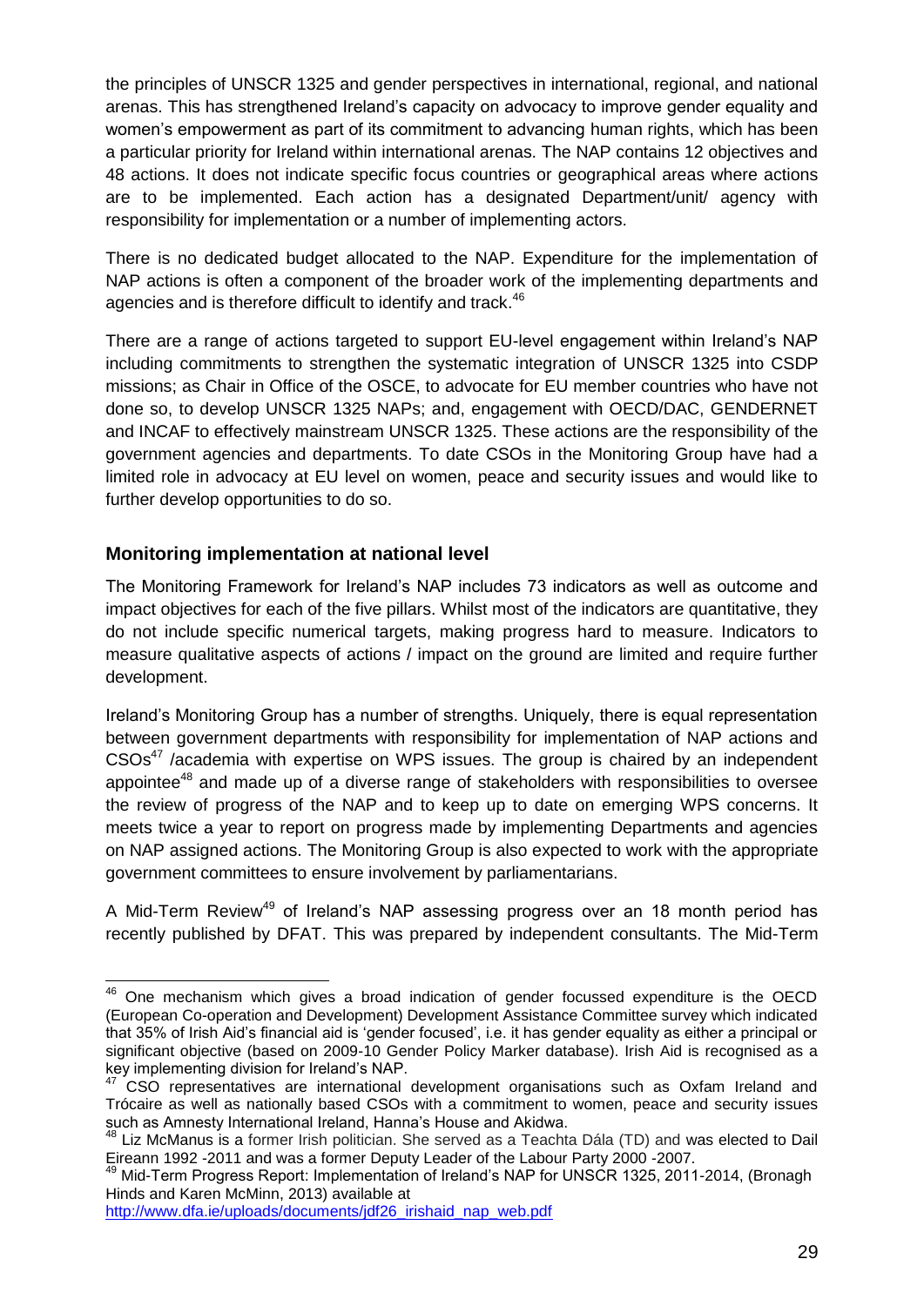the principles of UNSCR 1325 and gender perspectives in international, regional, and national arenas. This has strengthened Ireland's capacity on advocacy to improve gender equality and women's empowerment as part of its commitment to advancing human rights, which has been a particular priority for Ireland within international arenas. The NAP contains 12 objectives and 48 actions. It does not indicate specific focus countries or geographical areas where actions are to be implemented. Each action has a designated Department/unit/ agency with responsibility for implementation or a number of implementing actors.

There is no dedicated budget allocated to the NAP. Expenditure for the implementation of NAP actions is often a component of the broader work of the implementing departments and agencies and is therefore difficult to identify and track.[46]

There are a range of actions targeted to support EU-level engagement within Ireland's NAP including commitments to strengthen the systematic integration of UNSCR 1325 into CSDP missions; as Chair in Office of the OSCE, to advocate for EU member countries who have not done so, to develop UNSCR 1325 NAPs; and, engagement with OECD/DAC, GENDERNET and INCAF to effectively mainstream UNSCR 1325. These actions are the responsibility of the government agencies and departments. To date CSOs in the Monitoring Group have had a limited role in advocacy at EU level on women, peace and security issues and would like to further develop opportunities to do so.

### Monitoring implementation at national level

The Monitoring Framework for Ireland's NAP includes 73 indicators as well as outcome and impact objectives for each of the five pillars. Whilst most of the indicators are quantitative, they do not include specific numerical targets, making progress hard to measure. Indicators to measure qualitative aspects of actions / impact on the ground are limited and require further development.

Ireland's Monitoring Group has a number of strengths. Uniquely, there is equal representation between government departments with responsibility for implementation of NAP actions and CSOs[47] /academia with expertise on WPS issues. The group is chaired by an independent appointee[48] and made up of a diverse range of stakeholders with responsibilities to oversee the review of progress of the NAP and to keep up to date on emerging WPS concerns. It meets twice a year to report on progress made by implementing Departments and agencies on NAP assigned actions. The Monitoring Group is also expected to work with the appropriate government committees to ensure involvement by parliamentarians.

A Mid-Term Review[49] of Ireland's NAP assessing progress over an 18 month period has recently published by DFAT. This was prepared by independent consultants. The Mid-Term

---

[46] One mechanism which gives a broad indication of gender focussed expenditure is the OECD (European Co-operation and Development) Development Assistance Committee survey which indicated that 35% of Irish Aid's financial aid is 'gender focused', i.e. it has gender equality as either a principal or significant objective (based on 2009-10 Gender Policy Marker database). Irish Aid is recognised as a key implementing division for Ireland's NAP.

[47] CSO representatives are international development organisations such as Oxfam Ireland and Trócaire as well as nationally based CSOs with a commitment to women, peace and security issues such as Amnesty International Ireland, Hanna's House and Akidwa.

[48] Liz McManus is a former Irish politician. She served as a Teachta Dála (TD) and was elected to Dail Eireann 1992 -2011 and was a former Deputy Leader of the Labour Party 2000 -2007.

[49] Mid-Term Progress Report: Implementation of Ireland's NAP for UNSCR 1325, 2011-2014, (Bronagh Hinds and Karen McMinn, 2013) available at http://www.dfa.ie/uploads/documents/jdf26_irishaid_nap_web.pdf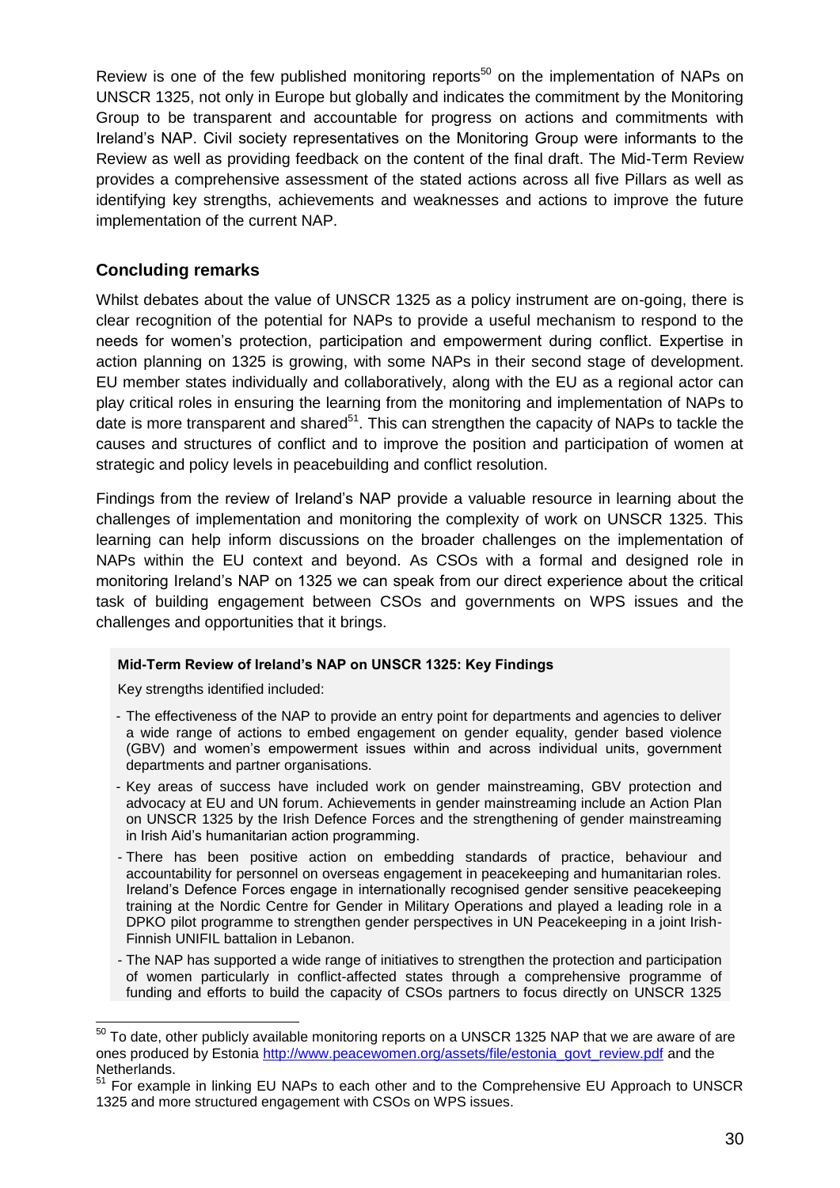Review is one of the few published monitoring reports[50] on the implementation of NAPs on UNSCR 1325, not only in Europe but globally and indicates the commitment by the Monitoring Group to be transparent and accountable for progress on actions and commitments with Ireland's NAP. Civil society representatives on the Monitoring Group were informants to the Review as well as providing feedback on the content of the final draft. The Mid-Term Review provides a comprehensive assessment of the stated actions across all five Pillars as well as identifying key strengths, achievements and weaknesses and actions to improve the future implementation of the current NAP.

## Concluding remarks

Whilst debates about the value of UNSCR 1325 as a policy instrument are on-going, there is clear recognition of the potential for NAPs to provide a useful mechanism to respond to the needs for women's protection, participation and empowerment during conflict. Expertise in action planning on 1325 is growing, with some NAPs in their second stage of development. EU member states individually and collaboratively, along with the EU as a regional actor can play critical roles in ensuring the learning from the monitoring and implementation of NAPs to date is more transparent and shared[51]. This can strengthen the capacity of NAPs to tackle the causes and structures of conflict and to improve the position and participation of women at strategic and policy levels in peacebuilding and conflict resolution.

Findings from the review of Ireland's NAP provide a valuable resource in learning about the challenges of implementation and monitoring the complexity of work on UNSCR 1325. This learning can help inform discussions on the broader challenges on the implementation of NAPs within the EU context and beyond. As CSOs with a formal and designed role in monitoring Ireland's NAP on 1325 we can speak from our direct experience about the critical task of building engagement between CSOs and governments on WPS issues and the challenges and opportunities that it brings.

**Mid-Term Review of Ireland's NAP on UNSCR 1325: Key Findings**

Key strengths identified included:

- The effectiveness of the NAP to provide an entry point for departments and agencies to deliver a wide range of actions to embed engagement on gender equality, gender based violence (GBV) and women's empowerment issues within and across individual units, government departments and partner organisations.
- Key areas of success have included work on gender mainstreaming, GBV protection and advocacy at EU and UN forum. Achievements in gender mainstreaming include an Action Plan on UNSCR 1325 by the Irish Defence Forces and the strengthening of gender mainstreaming in Irish Aid's humanitarian action programming.
- There has been positive action on embedding standards of practice, behaviour and accountability for personnel on overseas engagement in peacekeeping and humanitarian roles. Ireland's Defence Forces engage in internationally recognised gender sensitive peacekeeping training at the Nordic Centre for Gender in Military Operations and played a leading role in a DPKO pilot programme to strengthen gender perspectives in UN Peacekeeping in a joint Irish-Finnish UNIFIL battalion in Lebanon.
- The NAP has supported a wide range of initiatives to strengthen the protection and participation of women particularly in conflict-affected states through a comprehensive programme of funding and efforts to build the capacity of CSOs partners to focus directly on UNSCR 1325

---

[50] To date, other publicly available monitoring reports on a UNSCR 1325 NAP that we are aware of are ones produced by Estonia http://www.peacewomen.org/assets/file/estonia_govt_review.pdf and the Netherlands.

[51] For example in linking EU NAPs to each other and to the Comprehensive EU Approach to UNSCR 1325 and more structured engagement with CSOs on WPS issues.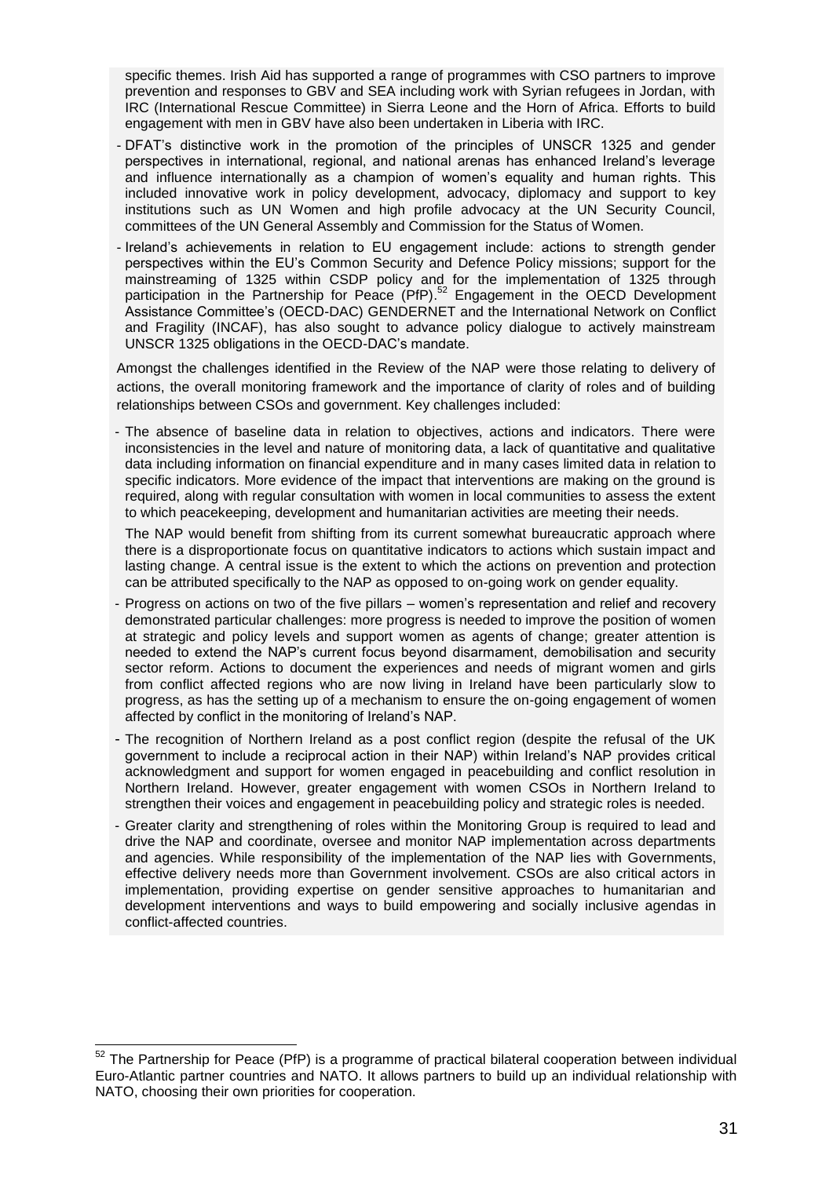specific themes. Irish Aid has supported a range of programmes with CSO partners to improve prevention and responses to GBV and SEA including work with Syrian refugees in Jordan, with IRC (International Rescue Committee) in Sierra Leone and the Horn of Africa. Efforts to build engagement with men in GBV have also been undertaken in Liberia with IRC.

- DFAT's distinctive work in the promotion of the principles of UNSCR 1325 and gender perspectives in international, regional, and national arenas has enhanced Ireland's leverage and influence internationally as a champion of women's equality and human rights. This included innovative work in policy development, advocacy, diplomacy and support to key institutions such as UN Women and high profile advocacy at the UN Security Council, committees of the UN General Assembly and Commission for the Status of Women.
- Ireland's achievements in relation to EU engagement include: actions to strength gender perspectives within the EU's Common Security and Defence Policy missions; support for the mainstreaming of 1325 within CSDP policy and for the implementation of 1325 through participation in the Partnership for Peace (PfP).[52] Engagement in the OECD Development Assistance Committee's (OECD-DAC) GENDERNET and the International Network on Conflict and Fragility (INCAF), has also sought to advance policy dialogue to actively mainstream UNSCR 1325 obligations in the OECD-DAC's mandate.

Amongst the challenges identified in the Review of the NAP were those relating to delivery of actions, the overall monitoring framework and the importance of clarity of roles and of building relationships between CSOs and government. Key challenges included:

- The absence of baseline data in relation to objectives, actions and indicators. There were inconsistencies in the level and nature of monitoring data, a lack of quantitative and qualitative data including information on financial expenditure and in many cases limited data in relation to specific indicators. More evidence of the impact that interventions are making on the ground is required, along with regular consultation with women in local communities to assess the extent to which peacekeeping, development and humanitarian activities are meeting their needs.

  The NAP would benefit from shifting from its current somewhat bureaucratic approach where there is a disproportionate focus on quantitative indicators to actions which sustain impact and lasting change. A central issue is the extent to which the actions on prevention and protection can be attributed specifically to the NAP as opposed to on-going work on gender equality.
- Progress on actions on two of the five pillars – women's representation and relief and recovery demonstrated particular challenges: more progress is needed to improve the position of women at strategic and policy levels and support women as agents of change; greater attention is needed to extend the NAP's current focus beyond disarmament, demobilisation and security sector reform. Actions to document the experiences and needs of migrant women and girls from conflict affected regions who are now living in Ireland have been particularly slow to progress, as has the setting up of a mechanism to ensure the on-going engagement of women affected by conflict in the monitoring of Ireland's NAP.
- The recognition of Northern Ireland as a post conflict region (despite the refusal of the UK government to include a reciprocal action in their NAP) within Ireland's NAP provides critical acknowledgment and support for women engaged in peacebuilding and conflict resolution in Northern Ireland. However, greater engagement with women CSOs in Northern Ireland to strengthen their voices and engagement in peacebuilding policy and strategic roles is needed.
- Greater clarity and strengthening of roles within the Monitoring Group is required to lead and drive the NAP and coordinate, oversee and monitor NAP implementation across departments and agencies. While responsibility of the implementation of the NAP lies with Governments, effective delivery needs more than Government involvement. CSOs are also critical actors in implementation, providing expertise on gender sensitive approaches to humanitarian and development interventions and ways to build empowering and socially inclusive agendas in conflict-affected countries.

---

[52] The Partnership for Peace (PfP) is a programme of practical bilateral cooperation between individual Euro-Atlantic partner countries and NATO. It allows partners to build up an individual relationship with NATO, choosing their own priorities for cooperation.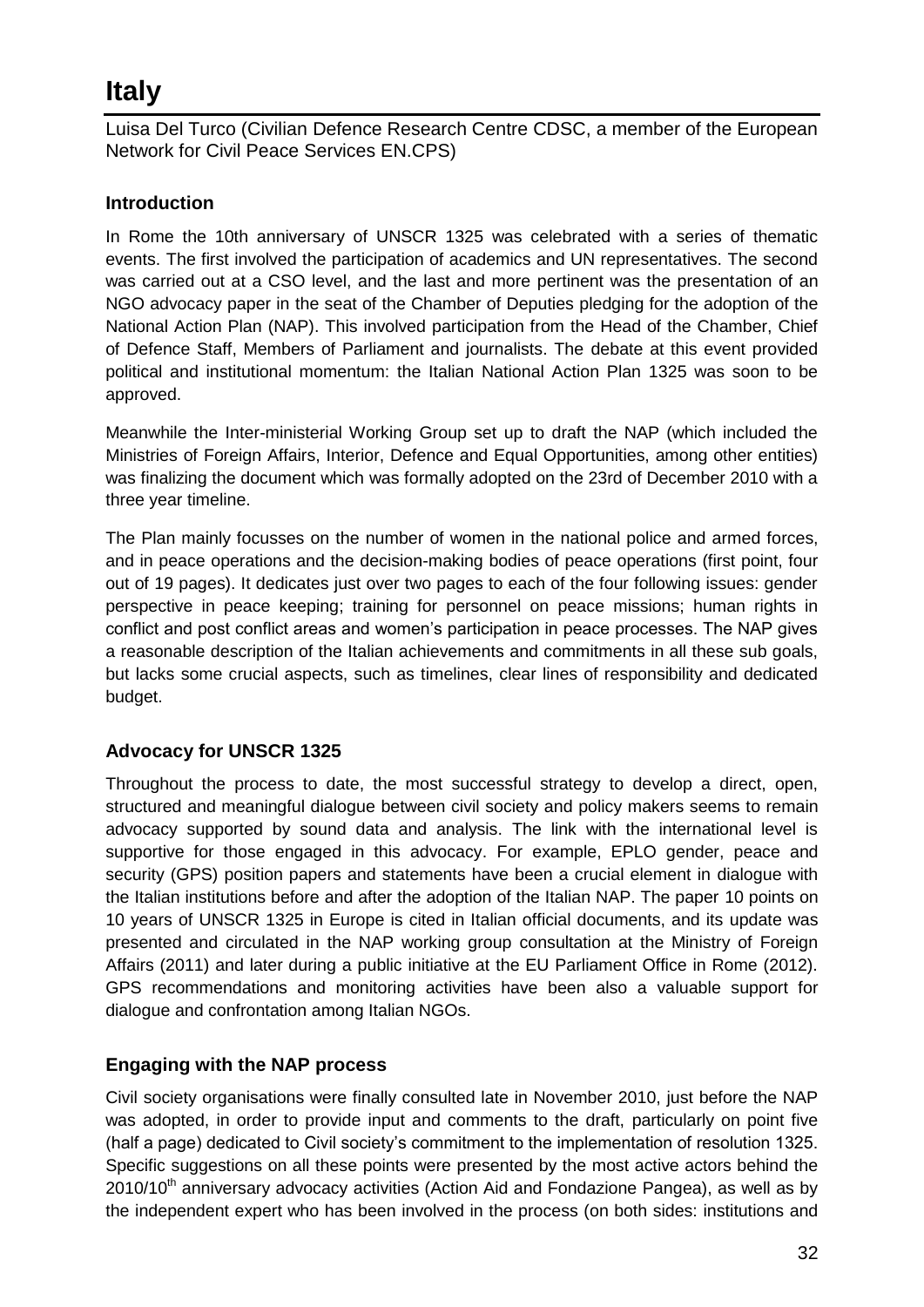# Italy

Luisa Del Turco (Civilian Defence Research Centre CDSC, a member of the European Network for Civil Peace Services EN.CPS)

## Introduction

In Rome the 10th anniversary of UNSCR 1325 was celebrated with a series of thematic events. The first involved the participation of academics and UN representatives. The second was carried out at a CSO level, and the last and more pertinent was the presentation of an NGO advocacy paper in the seat of the Chamber of Deputies pledging for the adoption of the National Action Plan (NAP). This involved participation from the Head of the Chamber, Chief of Defence Staff, Members of Parliament and journalists. The debate at this event provided political and institutional momentum: the Italian National Action Plan 1325 was soon to be approved.

Meanwhile the Inter-ministerial Working Group set up to draft the NAP (which included the Ministries of Foreign Affairs, Interior, Defence and Equal Opportunities, among other entities) was finalizing the document which was formally adopted on the 23rd of December 2010 with a three year timeline.

The Plan mainly focusses on the number of women in the national police and armed forces, and in peace operations and the decision-making bodies of peace operations (first point, four out of 19 pages). It dedicates just over two pages to each of the four following issues: gender perspective in peace keeping; training for personnel on peace missions; human rights in conflict and post conflict areas and women's participation in peace processes. The NAP gives a reasonable description of the Italian achievements and commitments in all these sub goals, but lacks some crucial aspects, such as timelines, clear lines of responsibility and dedicated budget.

## Advocacy for UNSCR 1325

Throughout the process to date, the most successful strategy to develop a direct, open, structured and meaningful dialogue between civil society and policy makers seems to remain advocacy supported by sound data and analysis. The link with the international level is supportive for those engaged in this advocacy. For example, EPLO gender, peace and security (GPS) position papers and statements have been a crucial element in dialogue with the Italian institutions before and after the adoption of the Italian NAP. The paper 10 points on 10 years of UNSCR 1325 in Europe is cited in Italian official documents, and its update was presented and circulated in the NAP working group consultation at the Ministry of Foreign Affairs (2011) and later during a public initiative at the EU Parliament Office in Rome (2012). GPS recommendations and monitoring activities have been also a valuable support for dialogue and confrontation among Italian NGOs.

## Engaging with the NAP process

Civil society organisations were finally consulted late in November 2010, just before the NAP was adopted, in order to provide input and comments to the draft, particularly on point five (half a page) dedicated to Civil society's commitment to the implementation of resolution 1325. Specific suggestions on all these points were presented by the most active actors behind the 2010/10th anniversary advocacy activities (Action Aid and Fondazione Pangea), as well as by the independent expert who has been involved in the process (on both sides: institutions and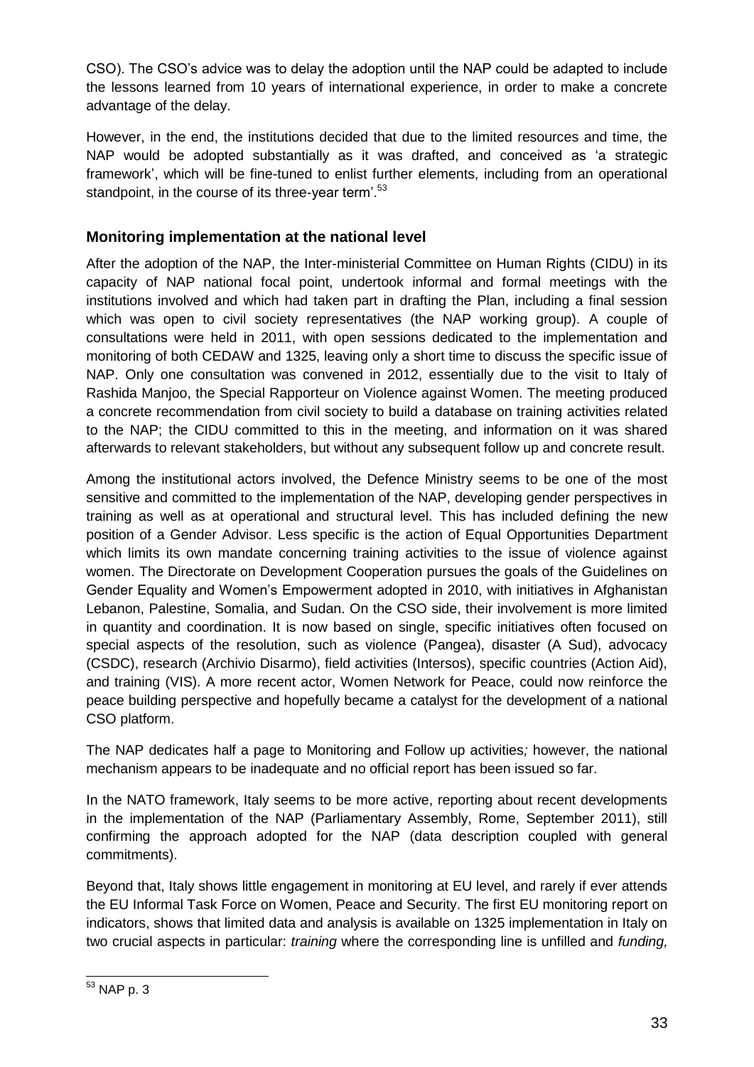CSO). The CSO's advice was to delay the adoption until the NAP could be adapted to include the lessons learned from 10 years of international experience, in order to make a concrete advantage of the delay.

However, in the end, the institutions decided that due to the limited resources and time, the NAP would be adopted substantially as it was drafted, and conceived as 'a strategic framework', which will be fine-tuned to enlist further elements, including from an operational standpoint, in the course of its three-year term'.[53]

### Monitoring implementation at the national level

After the adoption of the NAP, the Inter-ministerial Committee on Human Rights (CIDU) in its capacity of NAP national focal point, undertook informal and formal meetings with the institutions involved and which had taken part in drafting the Plan, including a final session which was open to civil society representatives (the NAP working group). A couple of consultations were held in 2011, with open sessions dedicated to the implementation and monitoring of both CEDAW and 1325, leaving only a short time to discuss the specific issue of NAP. Only one consultation was convened in 2012, essentially due to the visit to Italy of Rashida Manjoo, the Special Rapporteur on Violence against Women. The meeting produced a concrete recommendation from civil society to build a database on training activities related to the NAP; the CIDU committed to this in the meeting, and information on it was shared afterwards to relevant stakeholders, but without any subsequent follow up and concrete result.

Among the institutional actors involved, the Defence Ministry seems to be one of the most sensitive and committed to the implementation of the NAP, developing gender perspectives in training as well as at operational and structural level. This has included defining the new position of a Gender Advisor. Less specific is the action of Equal Opportunities Department which limits its own mandate concerning training activities to the issue of violence against women. The Directorate on Development Cooperation pursues the goals of the Guidelines on Gender Equality and Women's Empowerment adopted in 2010, with initiatives in Afghanistan Lebanon, Palestine, Somalia, and Sudan. On the CSO side, their involvement is more limited in quantity and coordination. It is now based on single, specific initiatives often focused on special aspects of the resolution, such as violence (Pangea), disaster (A Sud), advocacy (CSDC), research (Archivio Disarmo), field activities (Intersos), specific countries (Action Aid), and training (VIS). A more recent actor, Women Network for Peace, could now reinforce the peace building perspective and hopefully became a catalyst for the development of a national CSO platform.

The NAP dedicates half a page to Monitoring and Follow up activities*;* however, the national mechanism appears to be inadequate and no official report has been issued so far.

In the NATO framework, Italy seems to be more active, reporting about recent developments in the implementation of the NAP (Parliamentary Assembly, Rome, September 2011), still confirming the approach adopted for the NAP (data description coupled with general commitments).

Beyond that, Italy shows little engagement in monitoring at EU level, and rarely if ever attends the EU Informal Task Force on Women, Peace and Security. The first EU monitoring report on indicators, shows that limited data and analysis is available on 1325 implementation in Italy on two crucial aspects in particular: *training* where the corresponding line is unfilled and *funding,*

---

[53] NAP p. 3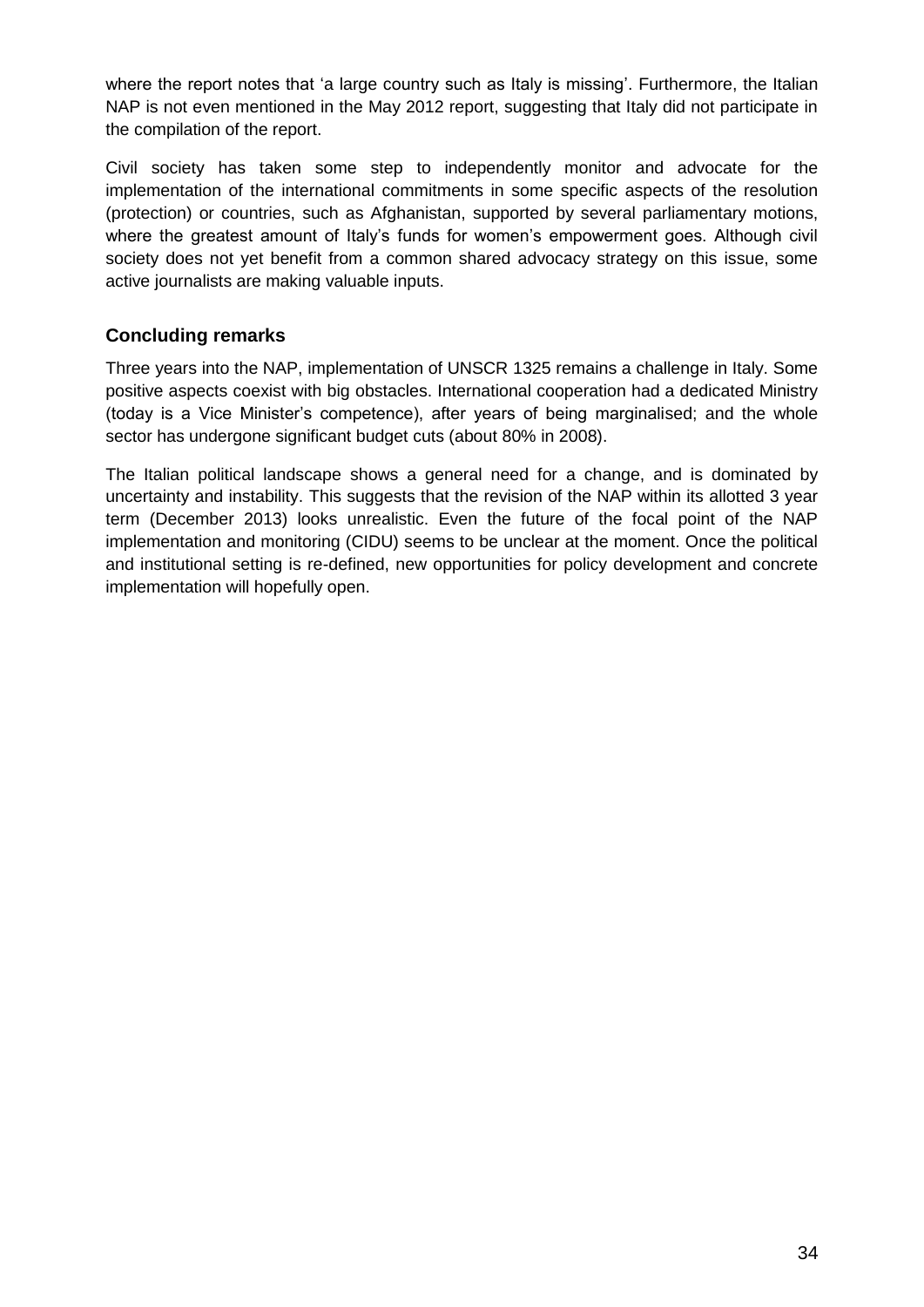where the report notes that 'a large country such as Italy is missing'. Furthermore, the Italian NAP is not even mentioned in the May 2012 report, suggesting that Italy did not participate in the compilation of the report.

Civil society has taken some step to independently monitor and advocate for the implementation of the international commitments in some specific aspects of the resolution (protection) or countries, such as Afghanistan, supported by several parliamentary motions, where the greatest amount of Italy's funds for women's empowerment goes. Although civil society does not yet benefit from a common shared advocacy strategy on this issue, some active journalists are making valuable inputs.

### Concluding remarks

Three years into the NAP, implementation of UNSCR 1325 remains a challenge in Italy. Some positive aspects coexist with big obstacles. International cooperation had a dedicated Ministry (today is a Vice Minister's competence), after years of being marginalised; and the whole sector has undergone significant budget cuts (about 80% in 2008).

The Italian political landscape shows a general need for a change, and is dominated by uncertainty and instability. This suggests that the revision of the NAP within its allotted 3 year term (December 2013) looks unrealistic. Even the future of the focal point of the NAP implementation and monitoring (CIDU) seems to be unclear at the moment. Once the political and institutional setting is re-defined, new opportunities for policy development and concrete implementation will hopefully open.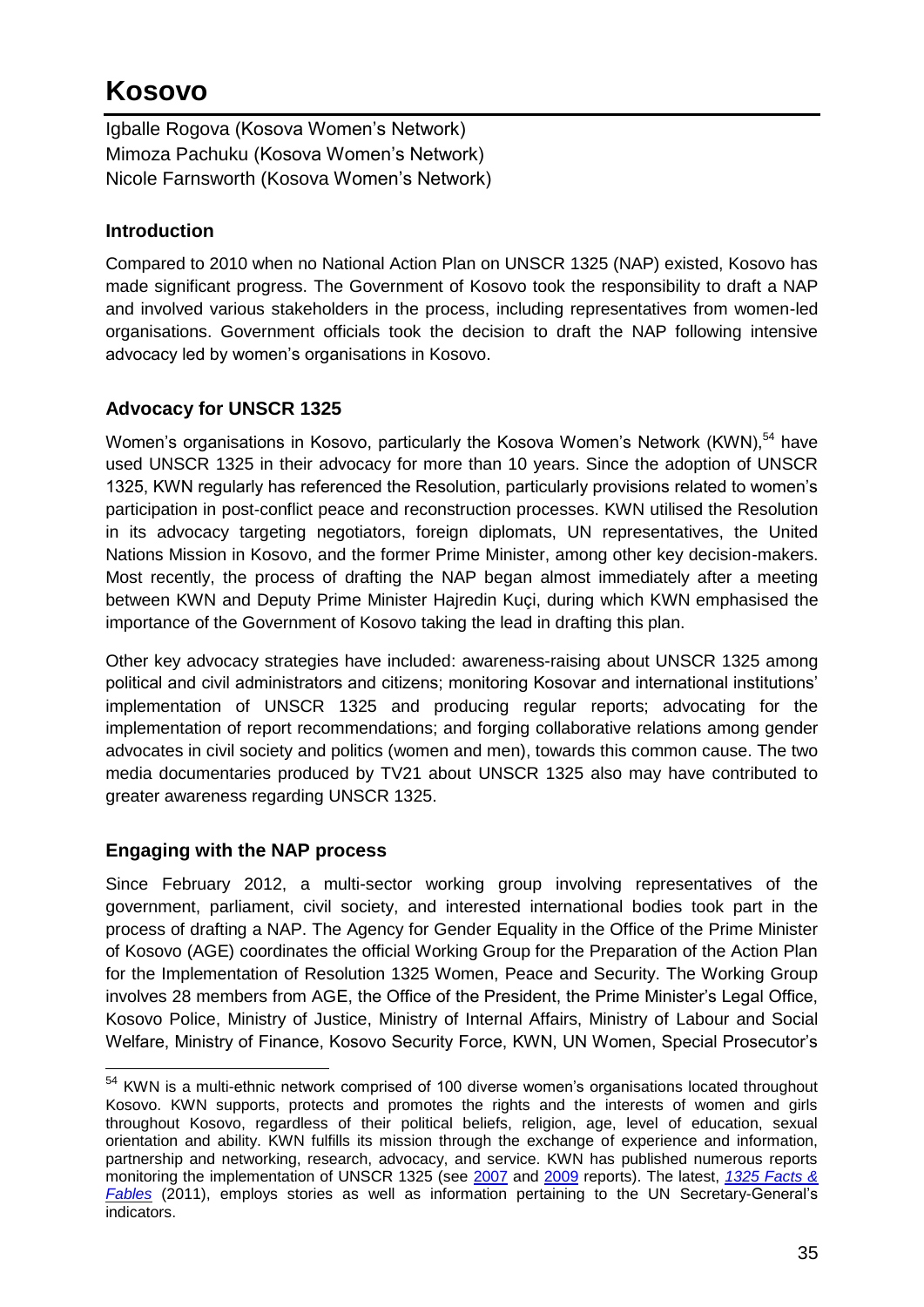# Kosovo

Igballe Rogova (Kosova Women's Network)
Mimoza Pachuku (Kosova Women's Network)
Nicole Farnsworth (Kosova Women's Network)

## Introduction

Compared to 2010 when no National Action Plan on UNSCR 1325 (NAP) existed, Kosovo has made significant progress. The Government of Kosovo took the responsibility to draft a NAP and involved various stakeholders in the process, including representatives from women-led organisations. Government officials took the decision to draft the NAP following intensive advocacy led by women's organisations in Kosovo.

## Advocacy for UNSCR 1325

Women's organisations in Kosovo, particularly the Kosova Women's Network (KWN),[54] have used UNSCR 1325 in their advocacy for more than 10 years. Since the adoption of UNSCR 1325, KWN regularly has referenced the Resolution, particularly provisions related to women's participation in post-conflict peace and reconstruction processes. KWN utilised the Resolution in its advocacy targeting negotiators, foreign diplomats, UN representatives, the United Nations Mission in Kosovo, and the former Prime Minister, among other key decision-makers. Most recently, the process of drafting the NAP began almost immediately after a meeting between KWN and Deputy Prime Minister Hajredin Kuçi, during which KWN emphasised the importance of the Government of Kosovo taking the lead in drafting this plan.

Other key advocacy strategies have included: awareness-raising about UNSCR 1325 among political and civil administrators and citizens; monitoring Kosovar and international institutions' implementation of UNSCR 1325 and producing regular reports; advocating for the implementation of report recommendations; and forging collaborative relations among gender advocates in civil society and politics (women and men), towards this common cause. The two media documentaries produced by TV21 about UNSCR 1325 also may have contributed to greater awareness regarding UNSCR 1325.

## Engaging with the NAP process

Since February 2012, a multi-sector working group involving representatives of the government, parliament, civil society, and interested international bodies took part in the process of drafting a NAP. The Agency for Gender Equality in the Office of the Prime Minister of Kosovo (AGE) coordinates the official Working Group for the Preparation of the Action Plan for the Implementation of Resolution 1325 Women, Peace and Security. The Working Group involves 28 members from AGE, the Office of the President, the Prime Minister's Legal Office, Kosovo Police, Ministry of Justice, Ministry of Internal Affairs, Ministry of Labour and Social Welfare, Ministry of Finance, Kosovo Security Force, KWN, UN Women, Special Prosecutor's

---

[54] KWN is a multi-ethnic network comprised of 100 diverse women's organisations located throughout Kosovo. KWN supports, protects and promotes the rights and the interests of women and girls throughout Kosovo, regardless of their political beliefs, religion, age, level of education, sexual orientation and ability. KWN fulfills its mission through the exchange of experience and information, partnership and networking, research, advocacy, and service. KWN has published numerous reports monitoring the implementation of UNSCR 1325 (see 2007 and 2009 reports). The latest, *1325 Facts & Fables* (2011), employs stories as well as information pertaining to the UN Secretary-General's indicators.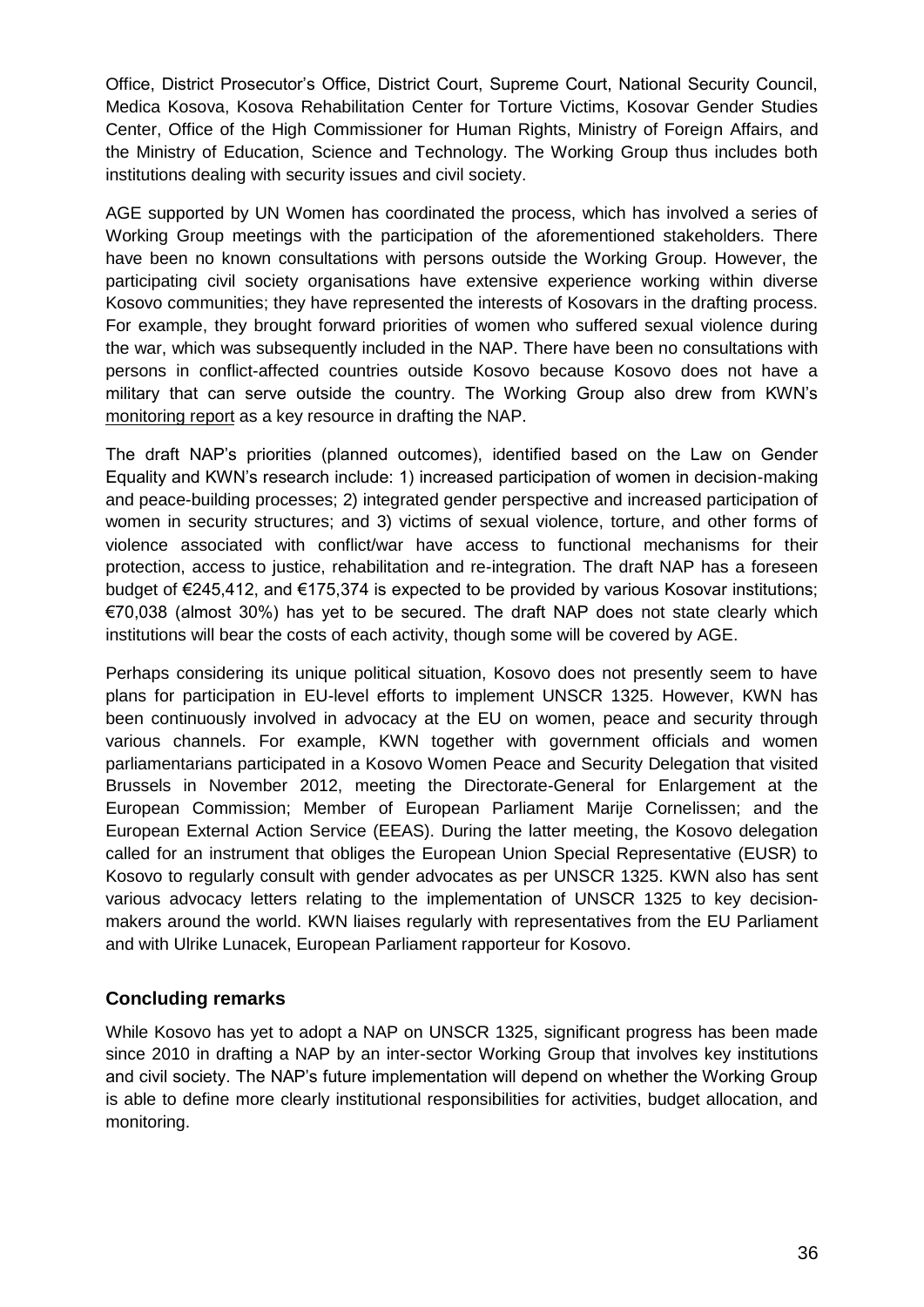Office, District Prosecutor's Office, District Court, Supreme Court, National Security Council, Medica Kosova, Kosova Rehabilitation Center for Torture Victims, Kosovar Gender Studies Center, Office of the High Commissioner for Human Rights, Ministry of Foreign Affairs, and the Ministry of Education, Science and Technology. The Working Group thus includes both institutions dealing with security issues and civil society.

AGE supported by UN Women has coordinated the process, which has involved a series of Working Group meetings with the participation of the aforementioned stakeholders. There have been no known consultations with persons outside the Working Group. However, the participating civil society organisations have extensive experience working within diverse Kosovo communities; they have represented the interests of Kosovars in the drafting process. For example, they brought forward priorities of women who suffered sexual violence during the war, which was subsequently included in the NAP. There have been no consultations with persons in conflict-affected countries outside Kosovo because Kosovo does not have a military that can serve outside the country. The Working Group also drew from KWN's monitoring report as a key resource in drafting the NAP.

The draft NAP's priorities (planned outcomes), identified based on the Law on Gender Equality and KWN's research include: 1) increased participation of women in decision-making and peace-building processes; 2) integrated gender perspective and increased participation of women in security structures; and 3) victims of sexual violence, torture, and other forms of violence associated with conflict/war have access to functional mechanisms for their protection, access to justice, rehabilitation and re-integration. The draft NAP has a foreseen budget of €245,412, and €175,374 is expected to be provided by various Kosovar institutions; €70,038 (almost 30%) has yet to be secured. The draft NAP does not state clearly which institutions will bear the costs of each activity, though some will be covered by AGE.

Perhaps considering its unique political situation, Kosovo does not presently seem to have plans for participation in EU-level efforts to implement UNSCR 1325. However, KWN has been continuously involved in advocacy at the EU on women, peace and security through various channels. For example, KWN together with government officials and women parliamentarians participated in a Kosovo Women Peace and Security Delegation that visited Brussels in November 2012, meeting the Directorate-General for Enlargement at the European Commission; Member of European Parliament Marije Cornelissen; and the European External Action Service (EEAS). During the latter meeting, the Kosovo delegation called for an instrument that obliges the European Union Special Representative (EUSR) to Kosovo to regularly consult with gender advocates as per UNSCR 1325. KWN also has sent various advocacy letters relating to the implementation of UNSCR 1325 to key decision-makers around the world. KWN liaises regularly with representatives from the EU Parliament and with Ulrike Lunacek, European Parliament rapporteur for Kosovo.

### Concluding remarks

While Kosovo has yet to adopt a NAP on UNSCR 1325, significant progress has been made since 2010 in drafting a NAP by an inter-sector Working Group that involves key institutions and civil society. The NAP's future implementation will depend on whether the Working Group is able to define more clearly institutional responsibilities for activities, budget allocation, and monitoring.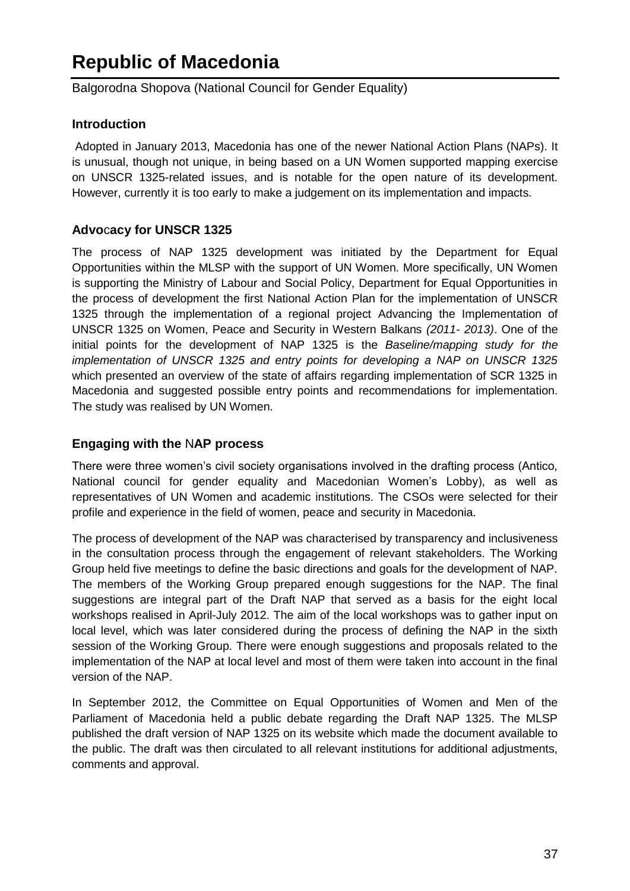# Republic of Macedonia

Balgorodna Shopova (National Council for Gender Equality)

## Introduction

Adopted in January 2013, Macedonia has one of the newer National Action Plans (NAPs). It is unusual, though not unique, in being based on a UN Women supported mapping exercise on UNSCR 1325-related issues, and is notable for the open nature of its development. However, currently it is too early to make a judgement on its implementation and impacts.

## Advocacy for UNSCR 1325

The process of NAP 1325 development was initiated by the Department for Equal Opportunities within the MLSP with the support of UN Women. More specifically, UN Women is supporting the Ministry of Labour and Social Policy, Department for Equal Opportunities in the process of development the first National Action Plan for the implementation of UNSCR 1325 through the implementation of a regional project Advancing the Implementation of UNSCR 1325 on Women, Peace and Security in Western Balkans *(2011- 2013)*. One of the initial points for the development of NAP 1325 is the *Baseline/mapping study for the implementation of UNSCR 1325 and entry points for developing a NAP on UNSCR 1325* which presented an overview of the state of affairs regarding implementation of SCR 1325 in Macedonia and suggested possible entry points and recommendations for implementation. The study was realised by UN Women.

## Engaging with the NAP process

There were three women's civil society organisations involved in the drafting process (Antico, National council for gender equality and Macedonian Women's Lobby), as well as representatives of UN Women and academic institutions. The CSOs were selected for their profile and experience in the field of women, peace and security in Macedonia.

The process of development of the NAP was characterised by transparency and inclusiveness in the consultation process through the engagement of relevant stakeholders. The Working Group held five meetings to define the basic directions and goals for the development of NAP. The members of the Working Group prepared enough suggestions for the NAP. The final suggestions are integral part of the Draft NAP that served as a basis for the eight local workshops realised in April-July 2012. The aim of the local workshops was to gather input on local level, which was later considered during the process of defining the NAP in the sixth session of the Working Group. There were enough suggestions and proposals related to the implementation of the NAP at local level and most of them were taken into account in the final version of the NAP.

In September 2012, the Committee on Equal Opportunities of Women and Men of the Parliament of Macedonia held a public debate regarding the Draft NAP 1325. The MLSP published the draft version of NAP 1325 on its website which made the document available to the public. The draft was then circulated to all relevant institutions for additional adjustments, comments and approval.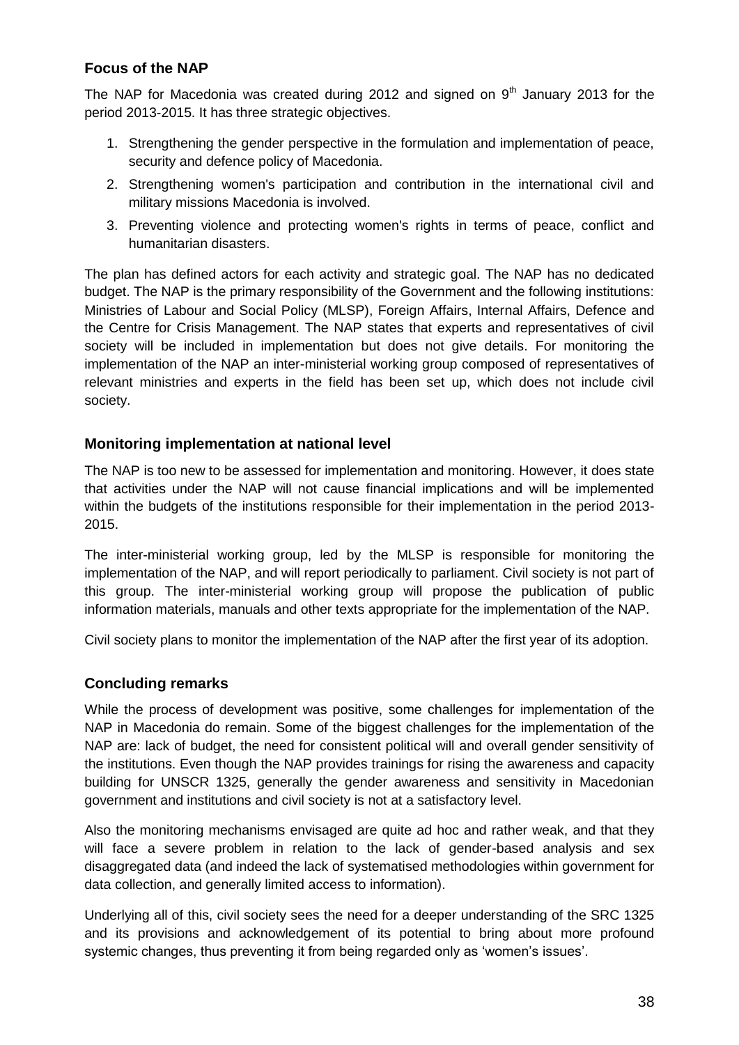### Focus of the NAP

The NAP for Macedonia was created during 2012 and signed on 9th January 2013 for the period 2013-2015. It has three strategic objectives.

1. Strengthening the gender perspective in the formulation and implementation of peace, security and defence policy of Macedonia.
2. Strengthening women's participation and contribution in the international civil and military missions Macedonia is involved.
3. Preventing violence and protecting women's rights in terms of peace, conflict and humanitarian disasters.

The plan has defined actors for each activity and strategic goal. The NAP has no dedicated budget. The NAP is the primary responsibility of the Government and the following institutions: Ministries of Labour and Social Policy (MLSP), Foreign Affairs, Internal Affairs, Defence and the Centre for Crisis Management. The NAP states that experts and representatives of civil society will be included in implementation but does not give details. For monitoring the implementation of the NAP an inter-ministerial working group composed of representatives of relevant ministries and experts in the field has been set up, which does not include civil society.

### Monitoring implementation at national level

The NAP is too new to be assessed for implementation and monitoring. However, it does state that activities under the NAP will not cause financial implications and will be implemented within the budgets of the institutions responsible for their implementation in the period 2013-2015.

The inter-ministerial working group, led by the MLSP is responsible for monitoring the implementation of the NAP, and will report periodically to parliament. Civil society is not part of this group. The inter-ministerial working group will propose the publication of public information materials, manuals and other texts appropriate for the implementation of the NAP.

Civil society plans to monitor the implementation of the NAP after the first year of its adoption.

### Concluding remarks

While the process of development was positive, some challenges for implementation of the NAP in Macedonia do remain. Some of the biggest challenges for the implementation of the NAP are: lack of budget, the need for consistent political will and overall gender sensitivity of the institutions. Even though the NAP provides trainings for rising the awareness and capacity building for UNSCR 1325, generally the gender awareness and sensitivity in Macedonian government and institutions and civil society is not at a satisfactory level.

Also the monitoring mechanisms envisaged are quite ad hoc and rather weak, and that they will face a severe problem in relation to the lack of gender-based analysis and sex disaggregated data (and indeed the lack of systematised methodologies within government for data collection, and generally limited access to information).

Underlying all of this, civil society sees the need for a deeper understanding of the SRC 1325 and its provisions and acknowledgement of its potential to bring about more profound systemic changes, thus preventing it from being regarded only as 'women's issues'.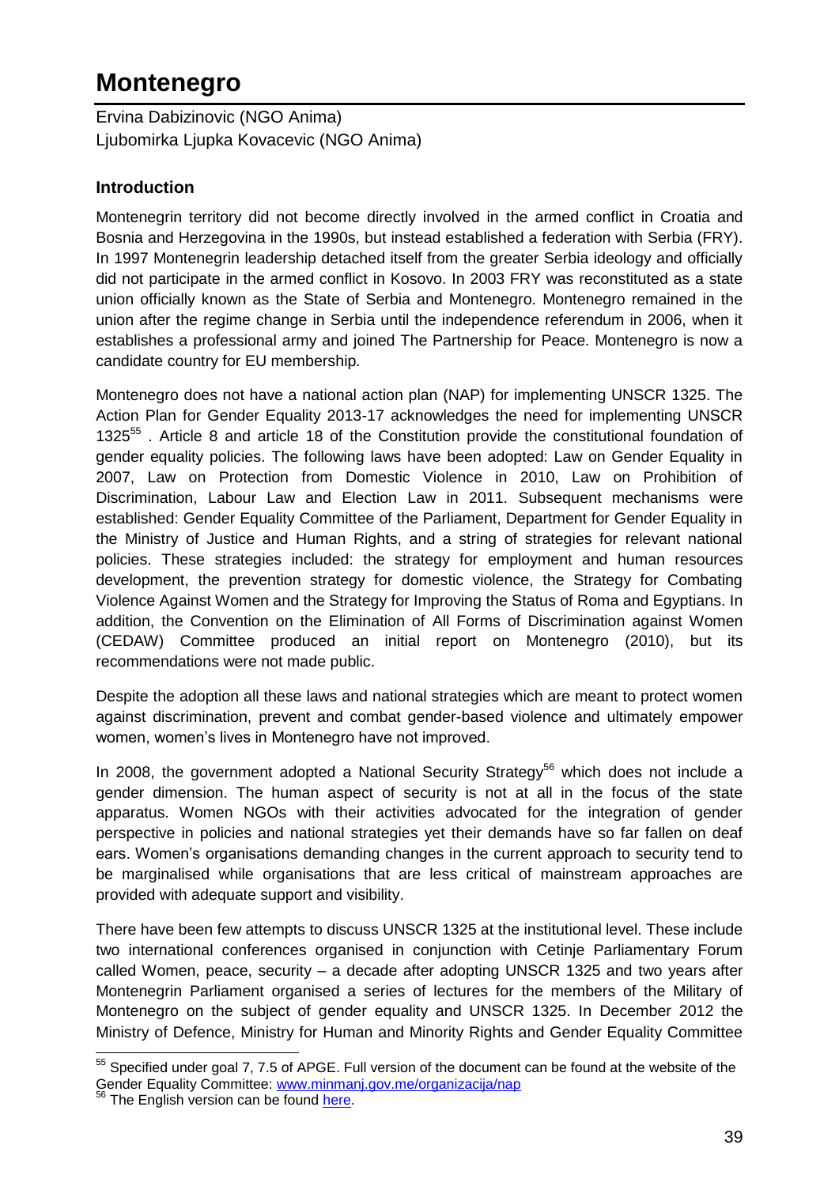# Montenegro

Ervina Dabizinovic (NGO Anima)
Ljubomirka Ljupka Kovacevic (NGO Anima)

## Introduction

Montenegrin territory did not become directly involved in the armed conflict in Croatia and Bosnia and Herzegovina in the 1990s, but instead established a federation with Serbia (FRY). In 1997 Montenegrin leadership detached itself from the greater Serbia ideology and officially did not participate in the armed conflict in Kosovo. In 2003 FRY was reconstituted as a state union officially known as the State of Serbia and Montenegro. Montenegro remained in the union after the regime change in Serbia until the independence referendum in 2006, when it establishes a professional army and joined The Partnership for Peace. Montenegro is now a candidate country for EU membership.

Montenegro does not have a national action plan (NAP) for implementing UNSCR 1325. The Action Plan for Gender Equality 2013-17 acknowledges the need for implementing UNSCR 1325[55] . Article 8 and article 18 of the Constitution provide the constitutional foundation of gender equality policies. The following laws have been adopted: Law on Gender Equality in 2007, Law on Protection from Domestic Violence in 2010, Law on Prohibition of Discrimination, Labour Law and Election Law in 2011. Subsequent mechanisms were established: Gender Equality Committee of the Parliament, Department for Gender Equality in the Ministry of Justice and Human Rights, and a string of strategies for relevant national policies. These strategies included: the strategy for employment and human resources development, the prevention strategy for domestic violence, the Strategy for Combating Violence Against Women and the Strategy for Improving the Status of Roma and Egyptians. In addition, the Convention on the Elimination of All Forms of Discrimination against Women (CEDAW) Committee produced an initial report on Montenegro (2010), but its recommendations were not made public.

Despite the adoption all these laws and national strategies which are meant to protect women against discrimination, prevent and combat gender-based violence and ultimately empower women, women's lives in Montenegro have not improved.

In 2008, the government adopted a National Security Strategy[56] which does not include a gender dimension. The human aspect of security is not at all in the focus of the state apparatus. Women NGOs with their activities advocated for the integration of gender perspective in policies and national strategies yet their demands have so far fallen on deaf ears. Women's organisations demanding changes in the current approach to security tend to be marginalised while organisations that are less critical of mainstream approaches are provided with adequate support and visibility.

There have been few attempts to discuss UNSCR 1325 at the institutional level. These include two international conferences organised in conjunction with Cetinje Parliamentary Forum called Women, peace, security – a decade after adopting UNSCR 1325 and two years after Montenegrin Parliament organised a series of lectures for the members of the Military of Montenegro on the subject of gender equality and UNSCR 1325. In December 2012 the Ministry of Defence, Ministry for Human and Minority Rights and Gender Equality Committee

---

[55] Specified under goal 7, 7.5 of APGE. Full version of the document can be found at the website of the Gender Equality Committee: www.minmanj.gov.me/organizacija/nap

[56] The English version can be found here.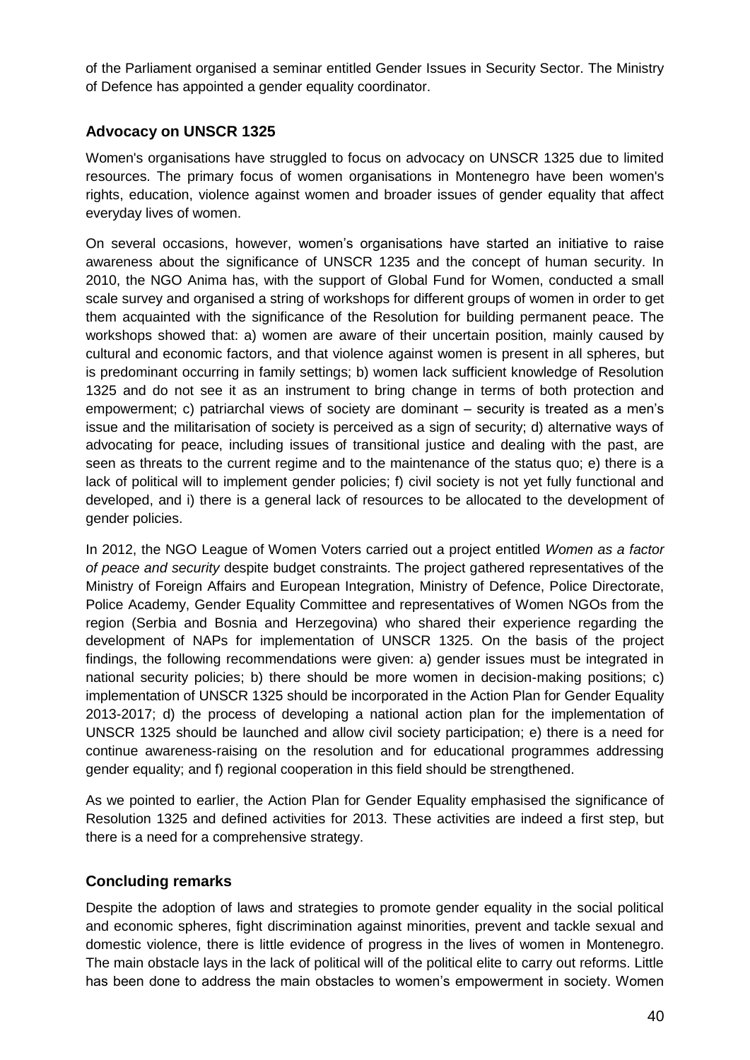of the Parliament organised a seminar entitled Gender Issues in Security Sector. The Ministry of Defence has appointed a gender equality coordinator.

### Advocacy on UNSCR 1325

Women's organisations have struggled to focus on advocacy on UNSCR 1325 due to limited resources. The primary focus of women organisations in Montenegro have been women's rights, education, violence against women and broader issues of gender equality that affect everyday lives of women.

On several occasions, however, women's organisations have started an initiative to raise awareness about the significance of UNSCR 1235 and the concept of human security. In 2010, the NGO Anima has, with the support of Global Fund for Women, conducted a small scale survey and organised a string of workshops for different groups of women in order to get them acquainted with the significance of the Resolution for building permanent peace. The workshops showed that: a) women are aware of their uncertain position, mainly caused by cultural and economic factors, and that violence against women is present in all spheres, but is predominant occurring in family settings; b) women lack sufficient knowledge of Resolution 1325 and do not see it as an instrument to bring change in terms of both protection and empowerment; c) patriarchal views of society are dominant – security is treated as a men's issue and the militarisation of society is perceived as a sign of security; d) alternative ways of advocating for peace, including issues of transitional justice and dealing with the past, are seen as threats to the current regime and to the maintenance of the status quo; e) there is a lack of political will to implement gender policies; f) civil society is not yet fully functional and developed, and i) there is a general lack of resources to be allocated to the development of gender policies.

In 2012, the NGO League of Women Voters carried out a project entitled *Women as a factor of peace and security* despite budget constraints. The project gathered representatives of the Ministry of Foreign Affairs and European Integration, Ministry of Defence, Police Directorate, Police Academy, Gender Equality Committee and representatives of Women NGOs from the region (Serbia and Bosnia and Herzegovina) who shared their experience regarding the development of NAPs for implementation of UNSCR 1325. On the basis of the project findings, the following recommendations were given: a) gender issues must be integrated in national security policies; b) there should be more women in decision-making positions; c) implementation of UNSCR 1325 should be incorporated in the Action Plan for Gender Equality 2013-2017; d) the process of developing a national action plan for the implementation of UNSCR 1325 should be launched and allow civil society participation; e) there is a need for continue awareness-raising on the resolution and for educational programmes addressing gender equality; and f) regional cooperation in this field should be strengthened.

As we pointed to earlier, the Action Plan for Gender Equality emphasised the significance of Resolution 1325 and defined activities for 2013. These activities are indeed a first step, but there is a need for a comprehensive strategy.

### Concluding remarks

Despite the adoption of laws and strategies to promote gender equality in the social political and economic spheres, fight discrimination against minorities, prevent and tackle sexual and domestic violence, there is little evidence of progress in the lives of women in Montenegro. The main obstacle lays in the lack of political will of the political elite to carry out reforms. Little has been done to address the main obstacles to women's empowerment in society. Women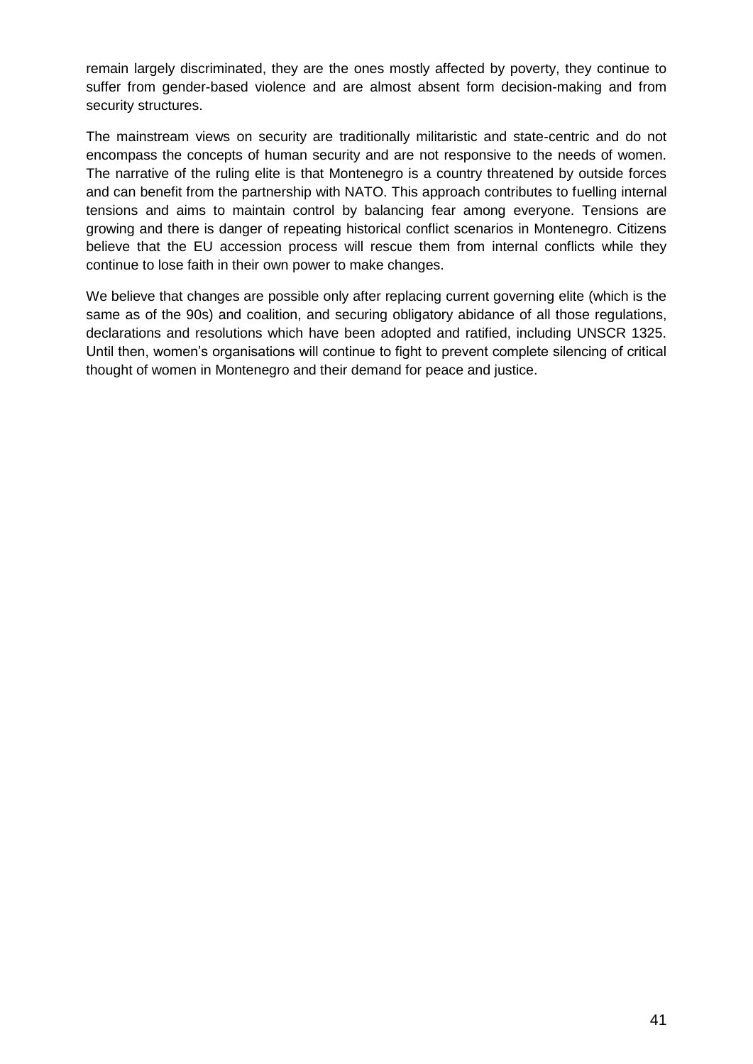remain largely discriminated, they are the ones mostly affected by poverty, they continue to suffer from gender-based violence and are almost absent form decision-making and from security structures.

The mainstream views on security are traditionally militaristic and state-centric and do not encompass the concepts of human security and are not responsive to the needs of women. The narrative of the ruling elite is that Montenegro is a country threatened by outside forces and can benefit from the partnership with NATO. This approach contributes to fuelling internal tensions and aims to maintain control by balancing fear among everyone. Tensions are growing and there is danger of repeating historical conflict scenarios in Montenegro. Citizens believe that the EU accession process will rescue them from internal conflicts while they continue to lose faith in their own power to make changes.

We believe that changes are possible only after replacing current governing elite (which is the same as of the 90s) and coalition, and securing obligatory abidance of all those regulations, declarations and resolutions which have been adopted and ratified, including UNSCR 1325. Until then, women's organisations will continue to fight to prevent complete silencing of critical thought of women in Montenegro and their demand for peace and justice.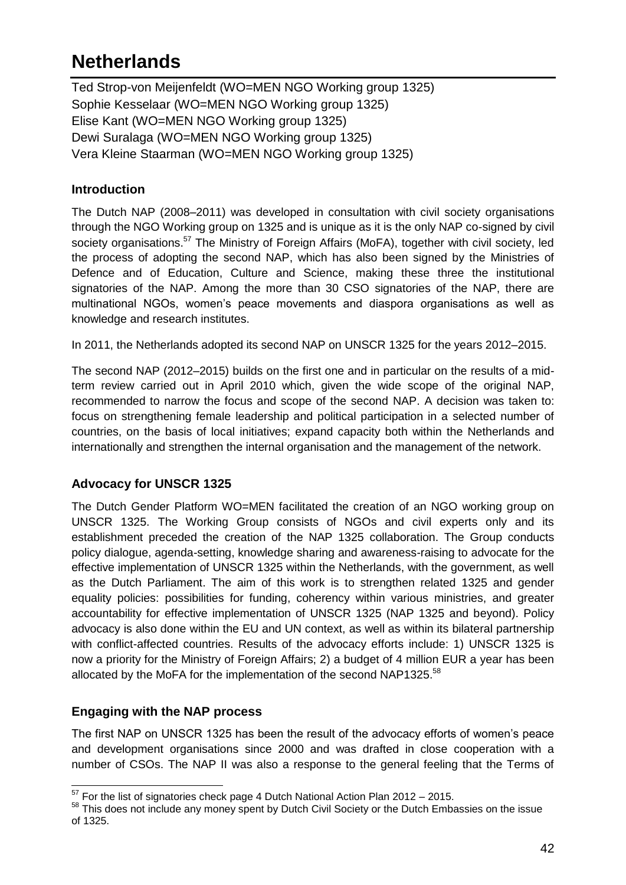# Netherlands

Ted Strop-von Meijenfeldt (WO=MEN NGO Working group 1325)
Sophie Kesselaar (WO=MEN NGO Working group 1325)
Elise Kant (WO=MEN NGO Working group 1325)
Dewi Suralaga (WO=MEN NGO Working group 1325)
Vera Kleine Staarman (WO=MEN NGO Working group 1325)

### Introduction

The Dutch NAP (2008–2011) was developed in consultation with civil society organisations through the NGO Working group on 1325 and is unique as it is the only NAP co-signed by civil society organisations.[57] The Ministry of Foreign Affairs (MoFA), together with civil society, led the process of adopting the second NAP, which has also been signed by the Ministries of Defence and of Education, Culture and Science, making these three the institutional signatories of the NAP. Among the more than 30 CSO signatories of the NAP, there are multinational NGOs, women's peace movements and diaspora organisations as well as knowledge and research institutes.

In 2011, the Netherlands adopted its second NAP on UNSCR 1325 for the years 2012–2015.

The second NAP (2012–2015) builds on the first one and in particular on the results of a mid-term review carried out in April 2010 which, given the wide scope of the original NAP, recommended to narrow the focus and scope of the second NAP. A decision was taken to: focus on strengthening female leadership and political participation in a selected number of countries, on the basis of local initiatives; expand capacity both within the Netherlands and internationally and strengthen the internal organisation and the management of the network.

### Advocacy for UNSCR 1325

The Dutch Gender Platform WO=MEN facilitated the creation of an NGO working group on UNSCR 1325. The Working Group consists of NGOs and civil experts only and its establishment preceded the creation of the NAP 1325 collaboration. The Group conducts policy dialogue, agenda-setting, knowledge sharing and awareness-raising to advocate for the effective implementation of UNSCR 1325 within the Netherlands, with the government, as well as the Dutch Parliament. The aim of this work is to strengthen related 1325 and gender equality policies: possibilities for funding, coherency within various ministries, and greater accountability for effective implementation of UNSCR 1325 (NAP 1325 and beyond). Policy advocacy is also done within the EU and UN context, as well as within its bilateral partnership with conflict-affected countries. Results of the advocacy efforts include: 1) UNSCR 1325 is now a priority for the Ministry of Foreign Affairs; 2) a budget of 4 million EUR a year has been allocated by the MoFA for the implementation of the second NAP1325.[58]

### Engaging with the NAP process

The first NAP on UNSCR 1325 has been the result of the advocacy efforts of women's peace and development organisations since 2000 and was drafted in close cooperation with a number of CSOs. The NAP II was also a response to the general feeling that the Terms of

---

[57] For the list of signatories check page 4 Dutch National Action Plan 2012 – 2015.

[58] This does not include any money spent by Dutch Civil Society or the Dutch Embassies on the issue of 1325.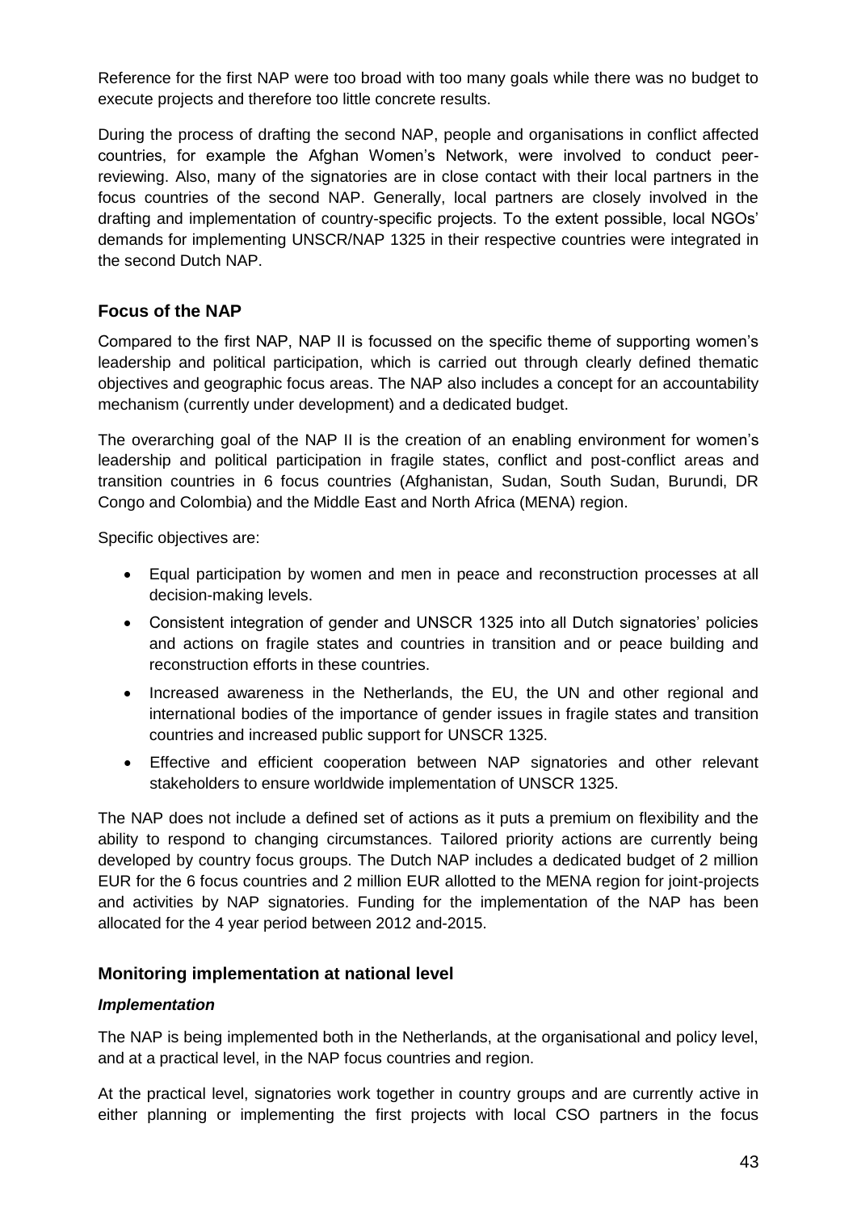Reference for the first NAP were too broad with too many goals while there was no budget to execute projects and therefore too little concrete results.

During the process of drafting the second NAP, people and organisations in conflict affected countries, for example the Afghan Women's Network, were involved to conduct peer-reviewing. Also, many of the signatories are in close contact with their local partners in the focus countries of the second NAP. Generally, local partners are closely involved in the drafting and implementation of country-specific projects. To the extent possible, local NGOs' demands for implementing UNSCR/NAP 1325 in their respective countries were integrated in the second Dutch NAP.

## Focus of the NAP

Compared to the first NAP, NAP II is focussed on the specific theme of supporting women's leadership and political participation, which is carried out through clearly defined thematic objectives and geographic focus areas. The NAP also includes a concept for an accountability mechanism (currently under development) and a dedicated budget.

The overarching goal of the NAP II is the creation of an enabling environment for women's leadership and political participation in fragile states, conflict and post-conflict areas and transition countries in 6 focus countries (Afghanistan, Sudan, South Sudan, Burundi, DR Congo and Colombia) and the Middle East and North Africa (MENA) region.

Specific objectives are:

- Equal participation by women and men in peace and reconstruction processes at all decision-making levels.
- Consistent integration of gender and UNSCR 1325 into all Dutch signatories' policies and actions on fragile states and countries in transition and or peace building and reconstruction efforts in these countries.
- Increased awareness in the Netherlands, the EU, the UN and other regional and international bodies of the importance of gender issues in fragile states and transition countries and increased public support for UNSCR 1325.
- Effective and efficient cooperation between NAP signatories and other relevant stakeholders to ensure worldwide implementation of UNSCR 1325.

The NAP does not include a defined set of actions as it puts a premium on flexibility and the ability to respond to changing circumstances. Tailored priority actions are currently being developed by country focus groups. The Dutch NAP includes a dedicated budget of 2 million EUR for the 6 focus countries and 2 million EUR allotted to the MENA region for joint-projects and activities by NAP signatories. Funding for the implementation of the NAP has been allocated for the 4 year period between 2012 and-2015.

## Monitoring implementation at national level

### *Implementation*

The NAP is being implemented both in the Netherlands, at the organisational and policy level, and at a practical level, in the NAP focus countries and region.

At the practical level, signatories work together in country groups and are currently active in either planning or implementing the first projects with local CSO partners in the focus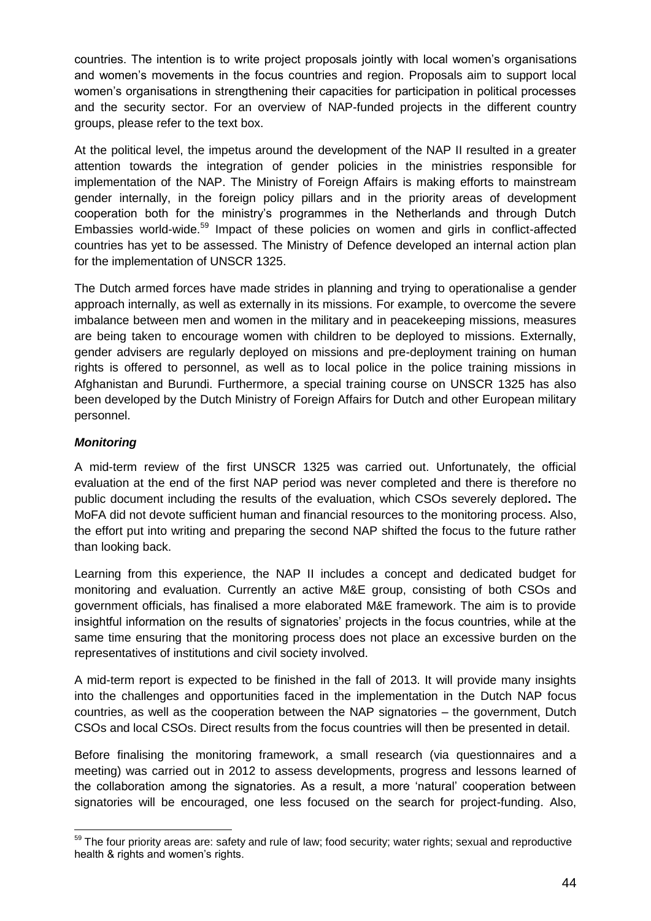countries. The intention is to write project proposals jointly with local women's organisations and women's movements in the focus countries and region. Proposals aim to support local women's organisations in strengthening their capacities for participation in political processes and the security sector. For an overview of NAP-funded projects in the different country groups, please refer to the text box.

At the political level, the impetus around the development of the NAP II resulted in a greater attention towards the integration of gender policies in the ministries responsible for implementation of the NAP. The Ministry of Foreign Affairs is making efforts to mainstream gender internally, in the foreign policy pillars and in the priority areas of development cooperation both for the ministry's programmes in the Netherlands and through Dutch Embassies world-wide.[59] Impact of these policies on women and girls in conflict-affected countries has yet to be assessed. The Ministry of Defence developed an internal action plan for the implementation of UNSCR 1325.

The Dutch armed forces have made strides in planning and trying to operationalise a gender approach internally, as well as externally in its missions. For example, to overcome the severe imbalance between men and women in the military and in peacekeeping missions, measures are being taken to encourage women with children to be deployed to missions. Externally, gender advisers are regularly deployed on missions and pre-deployment training on human rights is offered to personnel, as well as to local police in the police training missions in Afghanistan and Burundi. Furthermore, a special training course on UNSCR 1325 has also been developed by the Dutch Ministry of Foreign Affairs for Dutch and other European military personnel.

***Monitoring***

A mid-term review of the first UNSCR 1325 was carried out. Unfortunately, the official evaluation at the end of the first NAP period was never completed and there is therefore no public document including the results of the evaluation, which CSOs severely deplored**.** The MoFA did not devote sufficient human and financial resources to the monitoring process. Also, the effort put into writing and preparing the second NAP shifted the focus to the future rather than looking back.

Learning from this experience, the NAP II includes a concept and dedicated budget for monitoring and evaluation. Currently an active M&E group, consisting of both CSOs and government officials, has finalised a more elaborated M&E framework. The aim is to provide insightful information on the results of signatories' projects in the focus countries, while at the same time ensuring that the monitoring process does not place an excessive burden on the representatives of institutions and civil society involved.

A mid-term report is expected to be finished in the fall of 2013. It will provide many insights into the challenges and opportunities faced in the implementation in the Dutch NAP focus countries, as well as the cooperation between the NAP signatories – the government, Dutch CSOs and local CSOs. Direct results from the focus countries will then be presented in detail.

Before finalising the monitoring framework, a small research (via questionnaires and a meeting) was carried out in 2012 to assess developments, progress and lessons learned of the collaboration among the signatories. As a result, a more 'natural' cooperation between signatories will be encouraged, one less focused on the search for project-funding. Also,

[59] The four priority areas are: safety and rule of law; food security; water rights; sexual and reproductive health & rights and women's rights.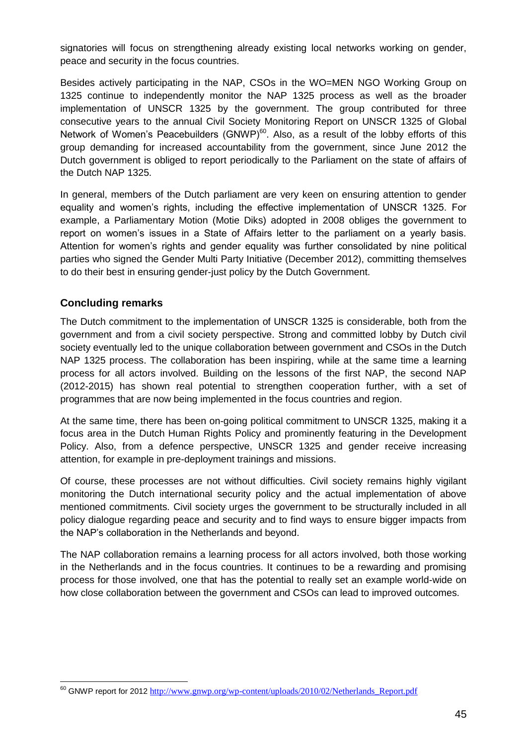signatories will focus on strengthening already existing local networks working on gender, peace and security in the focus countries.

Besides actively participating in the NAP, CSOs in the WO=MEN NGO Working Group on 1325 continue to independently monitor the NAP 1325 process as well as the broader implementation of UNSCR 1325 by the government. The group contributed for three consecutive years to the annual Civil Society Monitoring Report on UNSCR 1325 of Global Network of Women's Peacebuilders (GNWP)[60]. Also, as a result of the lobby efforts of this group demanding for increased accountability from the government, since June 2012 the Dutch government is obliged to report periodically to the Parliament on the state of affairs of the Dutch NAP 1325.

In general, members of the Dutch parliament are very keen on ensuring attention to gender equality and women's rights, including the effective implementation of UNSCR 1325. For example, a Parliamentary Motion (Motie Diks) adopted in 2008 obliges the government to report on women's issues in a State of Affairs letter to the parliament on a yearly basis. Attention for women's rights and gender equality was further consolidated by nine political parties who signed the Gender Multi Party Initiative (December 2012), committing themselves to do their best in ensuring gender-just policy by the Dutch Government.

### Concluding remarks

The Dutch commitment to the implementation of UNSCR 1325 is considerable, both from the government and from a civil society perspective. Strong and committed lobby by Dutch civil society eventually led to the unique collaboration between government and CSOs in the Dutch NAP 1325 process. The collaboration has been inspiring, while at the same time a learning process for all actors involved. Building on the lessons of the first NAP, the second NAP (2012-2015) has shown real potential to strengthen cooperation further, with a set of programmes that are now being implemented in the focus countries and region.

At the same time, there has been on-going political commitment to UNSCR 1325, making it a focus area in the Dutch Human Rights Policy and prominently featuring in the Development Policy. Also, from a defence perspective, UNSCR 1325 and gender receive increasing attention, for example in pre-deployment trainings and missions.

Of course, these processes are not without difficulties. Civil society remains highly vigilant monitoring the Dutch international security policy and the actual implementation of above mentioned commitments. Civil society urges the government to be structurally included in all policy dialogue regarding peace and security and to find ways to ensure bigger impacts from the NAP's collaboration in the Netherlands and beyond.

The NAP collaboration remains a learning process for all actors involved, both those working in the Netherlands and in the focus countries. It continues to be a rewarding and promising process for those involved, one that has the potential to really set an example world-wide on how close collaboration between the government and CSOs can lead to improved outcomes.

---

[60] GNWP report for 2012 http://www.gnwp.org/wp-content/uploads/2010/02/Netherlands_Report.pdf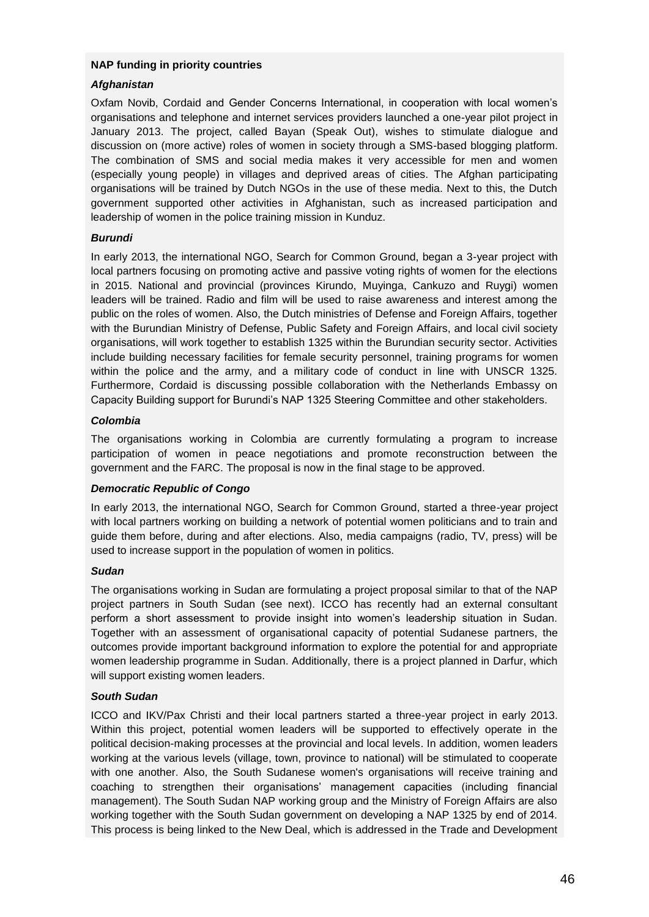**NAP funding in priority countries**

***Afghanistan***

Oxfam Novib, Cordaid and Gender Concerns International, in cooperation with local women's organisations and telephone and internet services providers launched a one-year pilot project in January 2013. The project, called Bayan (Speak Out), wishes to stimulate dialogue and discussion on (more active) roles of women in society through a SMS-based blogging platform. The combination of SMS and social media makes it very accessible for men and women (especially young people) in villages and deprived areas of cities. The Afghan participating organisations will be trained by Dutch NGOs in the use of these media. Next to this, the Dutch government supported other activities in Afghanistan, such as increased participation and leadership of women in the police training mission in Kunduz.

***Burundi***

In early 2013, the international NGO, Search for Common Ground, began a 3-year project with local partners focusing on promoting active and passive voting rights of women for the elections in 2015. National and provincial (provinces Kirundo, Muyinga, Cankuzo and Ruygi) women leaders will be trained. Radio and film will be used to raise awareness and interest among the public on the roles of women. Also, the Dutch ministries of Defense and Foreign Affairs, together with the Burundian Ministry of Defense, Public Safety and Foreign Affairs, and local civil society organisations, will work together to establish 1325 within the Burundian security sector. Activities include building necessary facilities for female security personnel, training programs for women within the police and the army, and a military code of conduct in line with UNSCR 1325. Furthermore, Cordaid is discussing possible collaboration with the Netherlands Embassy on Capacity Building support for Burundi's NAP 1325 Steering Committee and other stakeholders.

***Colombia***

The organisations working in Colombia are currently formulating a program to increase participation of women in peace negotiations and promote reconstruction between the government and the FARC. The proposal is now in the final stage to be approved.

***Democratic Republic of Congo***

In early 2013, the international NGO, Search for Common Ground, started a three-year project with local partners working on building a network of potential women politicians and to train and guide them before, during and after elections. Also, media campaigns (radio, TV, press) will be used to increase support in the population of women in politics.

***Sudan***

The organisations working in Sudan are formulating a project proposal similar to that of the NAP project partners in South Sudan (see next). ICCO has recently had an external consultant perform a short assessment to provide insight into women's leadership situation in Sudan. Together with an assessment of organisational capacity of potential Sudanese partners, the outcomes provide important background information to explore the potential for and appropriate women leadership programme in Sudan. Additionally, there is a project planned in Darfur, which will support existing women leaders.

***South Sudan***

ICCO and IKV/Pax Christi and their local partners started a three-year project in early 2013. Within this project, potential women leaders will be supported to effectively operate in the political decision-making processes at the provincial and local levels. In addition, women leaders working at the various levels (village, town, province to national) will be stimulated to cooperate with one another. Also, the South Sudanese women's organisations will receive training and coaching to strengthen their organisations' management capacities (including financial management). The South Sudan NAP working group and the Ministry of Foreign Affairs are also working together with the South Sudan government on developing a NAP 1325 by end of 2014. This process is being linked to the New Deal, which is addressed in the Trade and Development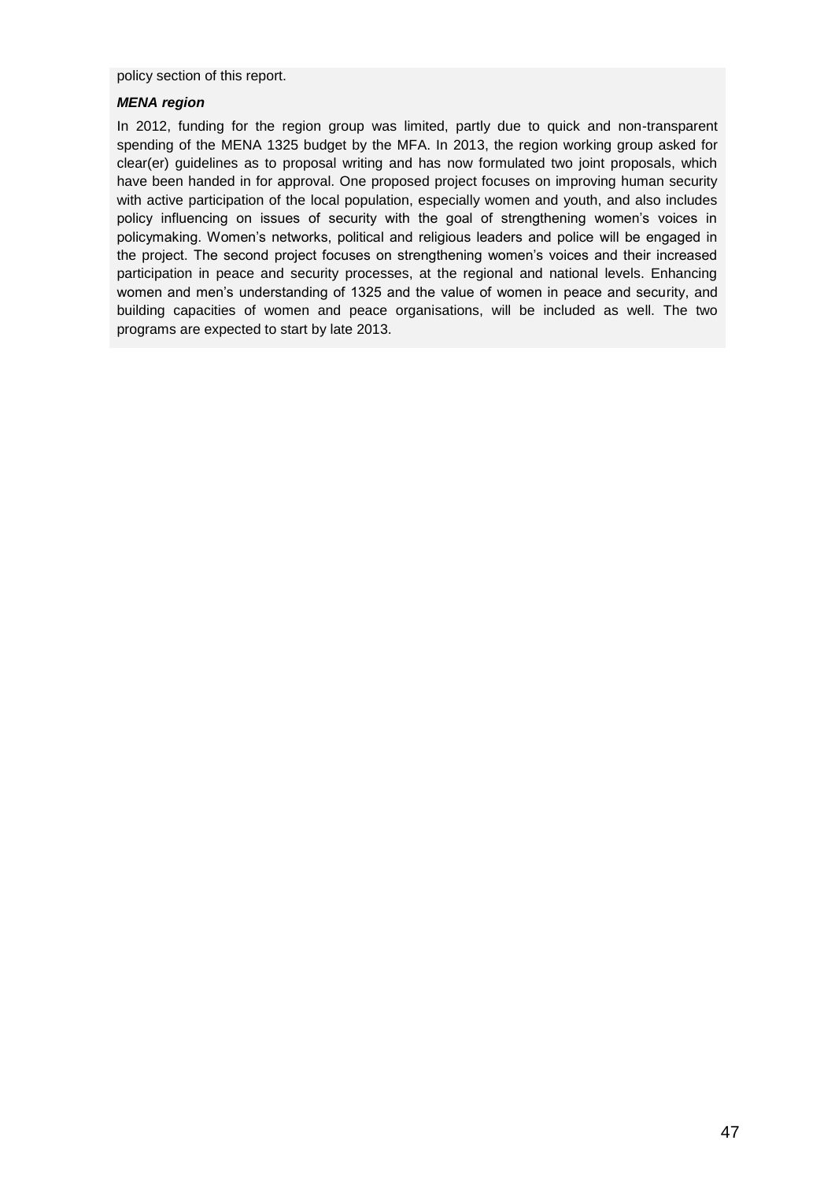policy section of this report.

***MENA region***

In 2012, funding for the region group was limited, partly due to quick and non-transparent spending of the MENA 1325 budget by the MFA. In 2013, the region working group asked for clear(er) guidelines as to proposal writing and has now formulated two joint proposals, which have been handed in for approval. One proposed project focuses on improving human security with active participation of the local population, especially women and youth, and also includes policy influencing on issues of security with the goal of strengthening women's voices in policymaking. Women's networks, political and religious leaders and police will be engaged in the project. The second project focuses on strengthening women's voices and their increased participation in peace and security processes, at the regional and national levels. Enhancing women and men's understanding of 1325 and the value of women in peace and security, and building capacities of women and peace organisations, will be included as well. The two programs are expected to start by late 2013.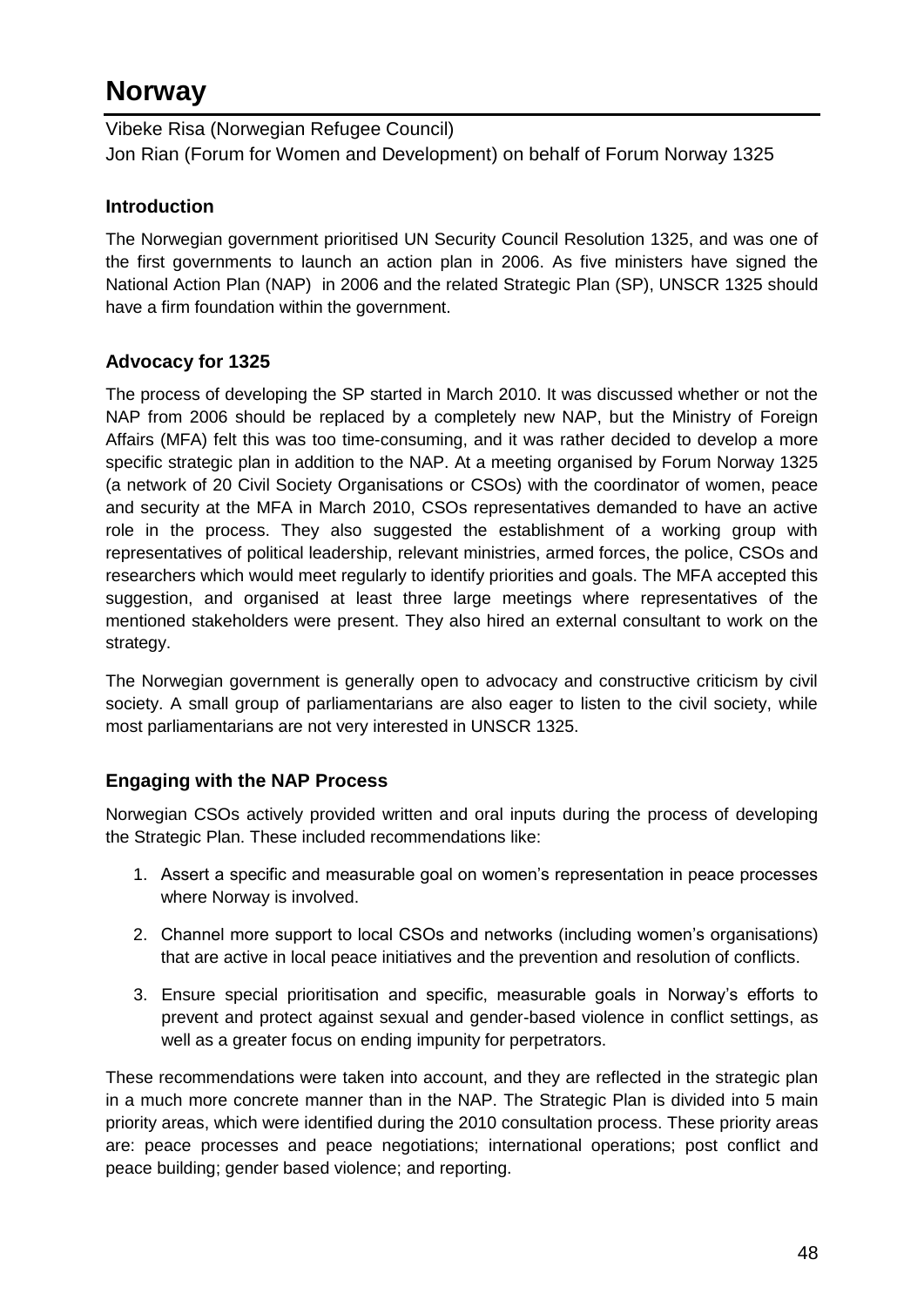# Norway

Vibeke Risa (Norwegian Refugee Council)
Jon Rian (Forum for Women and Development) on behalf of Forum Norway 1325

### Introduction

The Norwegian government prioritised UN Security Council Resolution 1325, and was one of the first governments to launch an action plan in 2006. As five ministers have signed the National Action Plan (NAP) in 2006 and the related Strategic Plan (SP), UNSCR 1325 should have a firm foundation within the government.

### Advocacy for 1325

The process of developing the SP started in March 2010. It was discussed whether or not the NAP from 2006 should be replaced by a completely new NAP, but the Ministry of Foreign Affairs (MFA) felt this was too time-consuming, and it was rather decided to develop a more specific strategic plan in addition to the NAP. At a meeting organised by Forum Norway 1325 (a network of 20 Civil Society Organisations or CSOs) with the coordinator of women, peace and security at the MFA in March 2010, CSOs representatives demanded to have an active role in the process. They also suggested the establishment of a working group with representatives of political leadership, relevant ministries, armed forces, the police, CSOs and researchers which would meet regularly to identify priorities and goals. The MFA accepted this suggestion, and organised at least three large meetings where representatives of the mentioned stakeholders were present. They also hired an external consultant to work on the strategy.

The Norwegian government is generally open to advocacy and constructive criticism by civil society. A small group of parliamentarians are also eager to listen to the civil society, while most parliamentarians are not very interested in UNSCR 1325.

### Engaging with the NAP Process

Norwegian CSOs actively provided written and oral inputs during the process of developing the Strategic Plan. These included recommendations like:

1. Assert a specific and measurable goal on women's representation in peace processes where Norway is involved.
2. Channel more support to local CSOs and networks (including women's organisations) that are active in local peace initiatives and the prevention and resolution of conflicts.
3. Ensure special prioritisation and specific, measurable goals in Norway's efforts to prevent and protect against sexual and gender-based violence in conflict settings, as well as a greater focus on ending impunity for perpetrators.

These recommendations were taken into account, and they are reflected in the strategic plan in a much more concrete manner than in the NAP. The Strategic Plan is divided into 5 main priority areas, which were identified during the 2010 consultation process. These priority areas are: peace processes and peace negotiations; international operations; post conflict and peace building; gender based violence; and reporting.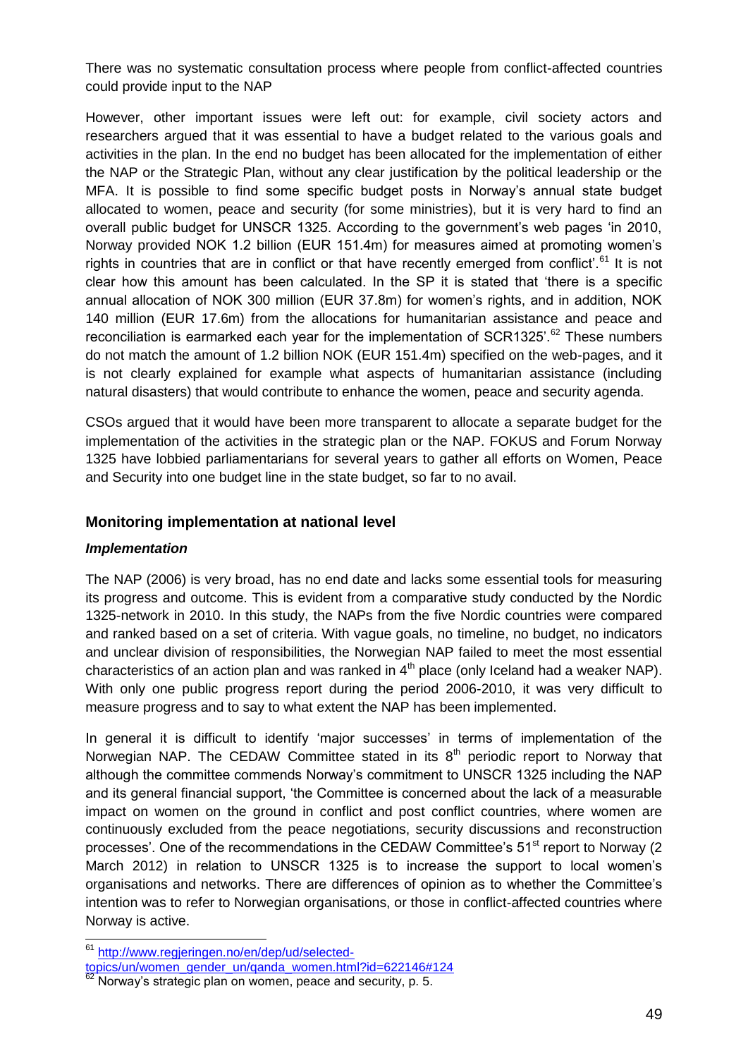There was no systematic consultation process where people from conflict-affected countries could provide input to the NAP

However, other important issues were left out: for example, civil society actors and researchers argued that it was essential to have a budget related to the various goals and activities in the plan. In the end no budget has been allocated for the implementation of either the NAP or the Strategic Plan, without any clear justification by the political leadership or the MFA. It is possible to find some specific budget posts in Norway's annual state budget allocated to women, peace and security (for some ministries), but it is very hard to find an overall public budget for UNSCR 1325. According to the government's web pages 'in 2010, Norway provided NOK 1.2 billion (EUR 151.4m) for measures aimed at promoting women's rights in countries that are in conflict or that have recently emerged from conflict'.[61] It is not clear how this amount has been calculated. In the SP it is stated that 'there is a specific annual allocation of NOK 300 million (EUR 37.8m) for women's rights, and in addition, NOK 140 million (EUR 17.6m) from the allocations for humanitarian assistance and peace and reconciliation is earmarked each year for the implementation of SCR1325'.[62] These numbers do not match the amount of 1.2 billion NOK (EUR 151.4m) specified on the web-pages, and it is not clearly explained for example what aspects of humanitarian assistance (including natural disasters) that would contribute to enhance the women, peace and security agenda.

CSOs argued that it would have been more transparent to allocate a separate budget for the implementation of the activities in the strategic plan or the NAP. FOKUS and Forum Norway 1325 have lobbied parliamentarians for several years to gather all efforts on Women, Peace and Security into one budget line in the state budget, so far to no avail.

## Monitoring implementation at national level

### *Implementation*

The NAP (2006) is very broad, has no end date and lacks some essential tools for measuring its progress and outcome. This is evident from a comparative study conducted by the Nordic 1325-network in 2010. In this study, the NAPs from the five Nordic countries were compared and ranked based on a set of criteria. With vague goals, no timeline, no budget, no indicators and unclear division of responsibilities, the Norwegian NAP failed to meet the most essential characteristics of an action plan and was ranked in 4th place (only Iceland had a weaker NAP). With only one public progress report during the period 2006-2010, it was very difficult to measure progress and to say to what extent the NAP has been implemented.

In general it is difficult to identify 'major successes' in terms of implementation of the Norwegian NAP. The CEDAW Committee stated in its 8th periodic report to Norway that although the committee commends Norway's commitment to UNSCR 1325 including the NAP and its general financial support, 'the Committee is concerned about the lack of a measurable impact on women on the ground in conflict and post conflict countries, where women are continuously excluded from the peace negotiations, security discussions and reconstruction processes'. One of the recommendations in the CEDAW Committee's 51st report to Norway (2 March 2012) in relation to UNSCR 1325 is to increase the support to local women's organisations and networks. There are differences of opinion as to whether the Committee's intention was to refer to Norwegian organisations, or those in conflict-affected countries where Norway is active.

---

[61] http://www.regjeringen.no/en/dep/ud/selected-topics/un/women_gender_un/qanda_women.html?id=622146#124

[62] Norway's strategic plan on women, peace and security, p. 5.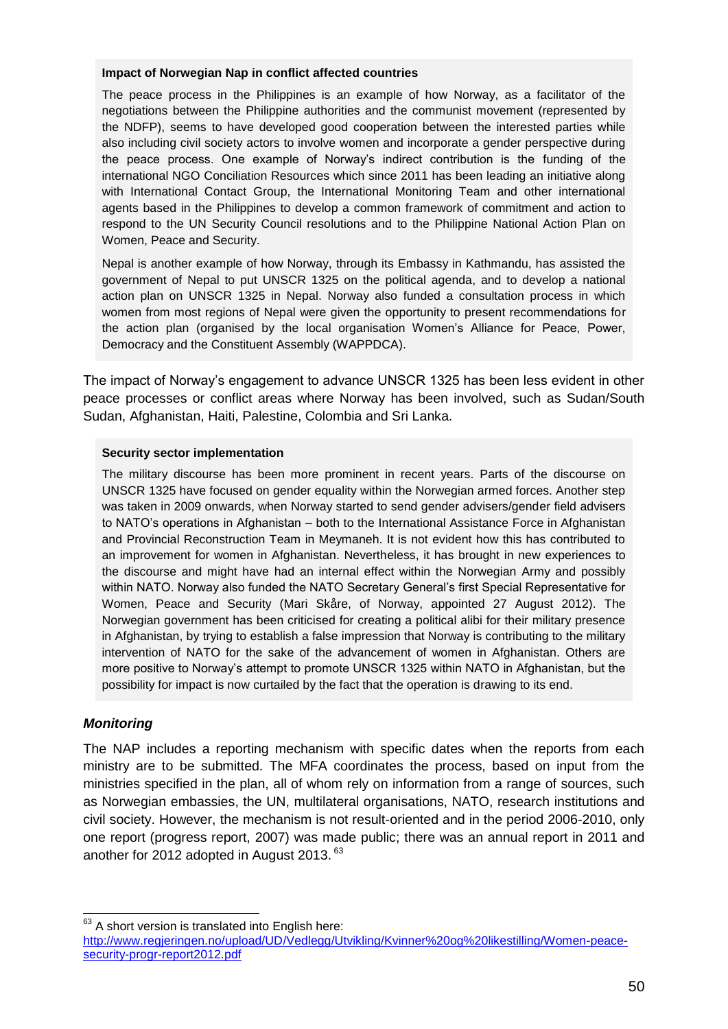**Impact of Norwegian Nap in conflict affected countries**

The peace process in the Philippines is an example of how Norway, as a facilitator of the negotiations between the Philippine authorities and the communist movement (represented by the NDFP), seems to have developed good cooperation between the interested parties while also including civil society actors to involve women and incorporate a gender perspective during the peace process. One example of Norway's indirect contribution is the funding of the international NGO Conciliation Resources which since 2011 has been leading an initiative along with International Contact Group, the International Monitoring Team and other international agents based in the Philippines to develop a common framework of commitment and action to respond to the UN Security Council resolutions and to the Philippine National Action Plan on Women, Peace and Security.

Nepal is another example of how Norway, through its Embassy in Kathmandu, has assisted the government of Nepal to put UNSCR 1325 on the political agenda, and to develop a national action plan on UNSCR 1325 in Nepal. Norway also funded a consultation process in which women from most regions of Nepal were given the opportunity to present recommendations for the action plan (organised by the local organisation Women's Alliance for Peace, Power, Democracy and the Constituent Assembly (WAPPDCA).

The impact of Norway's engagement to advance UNSCR 1325 has been less evident in other peace processes or conflict areas where Norway has been involved, such as Sudan/South Sudan, Afghanistan, Haiti, Palestine, Colombia and Sri Lanka.

**Security sector implementation**

The military discourse has been more prominent in recent years. Parts of the discourse on UNSCR 1325 have focused on gender equality within the Norwegian armed forces. Another step was taken in 2009 onwards, when Norway started to send gender advisers/gender field advisers to NATO's operations in Afghanistan – both to the International Assistance Force in Afghanistan and Provincial Reconstruction Team in Meymaneh. It is not evident how this has contributed to an improvement for women in Afghanistan. Nevertheless, it has brought in new experiences to the discourse and might have had an internal effect within the Norwegian Army and possibly within NATO. Norway also funded the NATO Secretary General's first Special Representative for Women, Peace and Security (Mari Skåre, of Norway, appointed 27 August 2012). The Norwegian government has been criticised for creating a political alibi for their military presence in Afghanistan, by trying to establish a false impression that Norway is contributing to the military intervention of NATO for the sake of the advancement of women in Afghanistan. Others are more positive to Norway's attempt to promote UNSCR 1325 within NATO in Afghanistan, but the possibility for impact is now curtailed by the fact that the operation is drawing to its end.

### *Monitoring*

The NAP includes a reporting mechanism with specific dates when the reports from each ministry are to be submitted. The MFA coordinates the process, based on input from the ministries specified in the plan, all of whom rely on information from a range of sources, such as Norwegian embassies, the UN, multilateral organisations, NATO, research institutions and civil society. However, the mechanism is not result-oriented and in the period 2006-2010, only one report (progress report, 2007) was made public; there was an annual report in 2011 and another for 2012 adopted in August 2013. [63]

[63] A short version is translated into English here: http://www.regjeringen.no/upload/UD/Vedlegg/Utvikling/Kvinner%20og%20likestilling/Women-peace-security-progr-report2012.pdf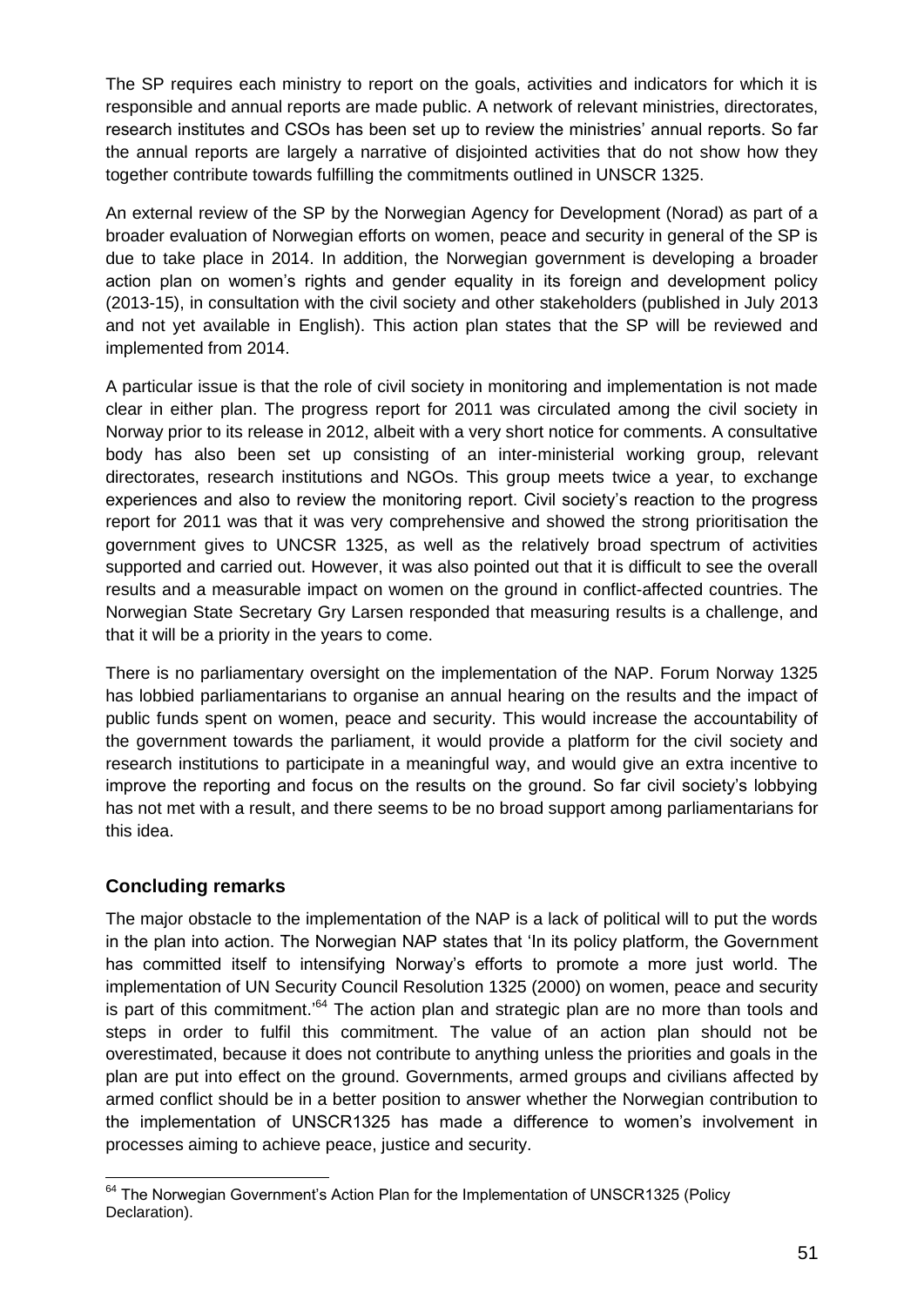The SP requires each ministry to report on the goals, activities and indicators for which it is responsible and annual reports are made public. A network of relevant ministries, directorates, research institutes and CSOs has been set up to review the ministries' annual reports. So far the annual reports are largely a narrative of disjointed activities that do not show how they together contribute towards fulfilling the commitments outlined in UNSCR 1325.

An external review of the SP by the Norwegian Agency for Development (Norad) as part of a broader evaluation of Norwegian efforts on women, peace and security in general of the SP is due to take place in 2014. In addition, the Norwegian government is developing a broader action plan on women's rights and gender equality in its foreign and development policy (2013-15), in consultation with the civil society and other stakeholders (published in July 2013 and not yet available in English). This action plan states that the SP will be reviewed and implemented from 2014.

A particular issue is that the role of civil society in monitoring and implementation is not made clear in either plan. The progress report for 2011 was circulated among the civil society in Norway prior to its release in 2012, albeit with a very short notice for comments. A consultative body has also been set up consisting of an inter-ministerial working group, relevant directorates, research institutions and NGOs. This group meets twice a year, to exchange experiences and also to review the monitoring report. Civil society's reaction to the progress report for 2011 was that it was very comprehensive and showed the strong prioritisation the government gives to UNCSR 1325, as well as the relatively broad spectrum of activities supported and carried out. However, it was also pointed out that it is difficult to see the overall results and a measurable impact on women on the ground in conflict-affected countries. The Norwegian State Secretary Gry Larsen responded that measuring results is a challenge, and that it will be a priority in the years to come.

There is no parliamentary oversight on the implementation of the NAP. Forum Norway 1325 has lobbied parliamentarians to organise an annual hearing on the results and the impact of public funds spent on women, peace and security. This would increase the accountability of the government towards the parliament, it would provide a platform for the civil society and research institutions to participate in a meaningful way, and would give an extra incentive to improve the reporting and focus on the results on the ground. So far civil society's lobbying has not met with a result, and there seems to be no broad support among parliamentarians for this idea.

### Concluding remarks

The major obstacle to the implementation of the NAP is a lack of political will to put the words in the plan into action. The Norwegian NAP states that 'In its policy platform, the Government has committed itself to intensifying Norway's efforts to promote a more just world. The implementation of UN Security Council Resolution 1325 (2000) on women, peace and security is part of this commitment.'[64] The action plan and strategic plan are no more than tools and steps in order to fulfil this commitment. The value of an action plan should not be overestimated, because it does not contribute to anything unless the priorities and goals in the plan are put into effect on the ground. Governments, armed groups and civilians affected by armed conflict should be in a better position to answer whether the Norwegian contribution to the implementation of UNSCR1325 has made a difference to women's involvement in processes aiming to achieve peace, justice and security.

[64] The Norwegian Government's Action Plan for the Implementation of UNSCR1325 (Policy Declaration).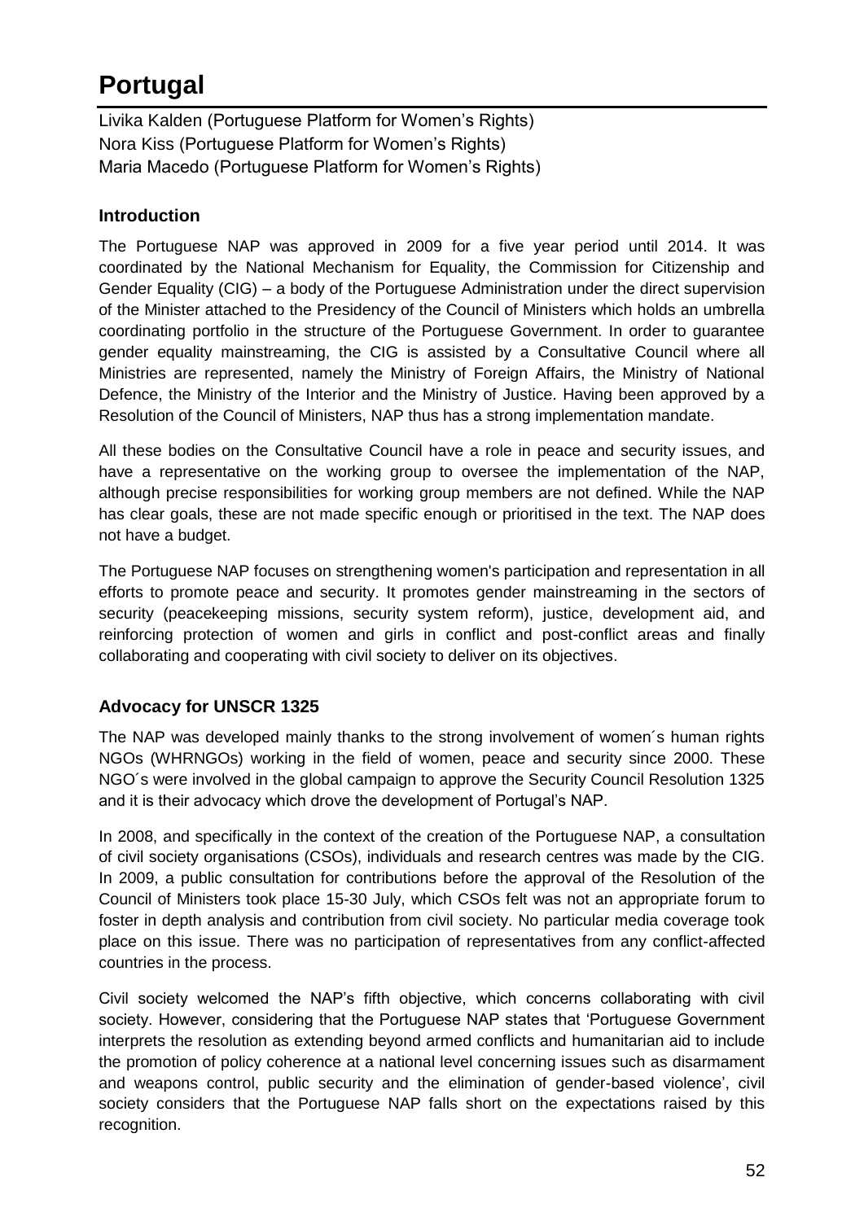# Portugal

Livika Kalden (Portuguese Platform for Women's Rights)
Nora Kiss (Portuguese Platform for Women's Rights)
Maria Macedo (Portuguese Platform for Women's Rights)

### Introduction

The Portuguese NAP was approved in 2009 for a five year period until 2014. It was coordinated by the National Mechanism for Equality, the Commission for Citizenship and Gender Equality (CIG) – a body of the Portuguese Administration under the direct supervision of the Minister attached to the Presidency of the Council of Ministers which holds an umbrella coordinating portfolio in the structure of the Portuguese Government. In order to guarantee gender equality mainstreaming, the CIG is assisted by a Consultative Council where all Ministries are represented, namely the Ministry of Foreign Affairs, the Ministry of National Defence, the Ministry of the Interior and the Ministry of Justice. Having been approved by a Resolution of the Council of Ministers, NAP thus has a strong implementation mandate.

All these bodies on the Consultative Council have a role in peace and security issues, and have a representative on the working group to oversee the implementation of the NAP, although precise responsibilities for working group members are not defined. While the NAP has clear goals, these are not made specific enough or prioritised in the text. The NAP does not have a budget.

The Portuguese NAP focuses on strengthening women's participation and representation in all efforts to promote peace and security. It promotes gender mainstreaming in the sectors of security (peacekeeping missions, security system reform), justice, development aid, and reinforcing protection of women and girls in conflict and post-conflict areas and finally collaborating and cooperating with civil society to deliver on its objectives.

### Advocacy for UNSCR 1325

The NAP was developed mainly thanks to the strong involvement of women´s human rights NGOs (WHRNGOs) working in the field of women, peace and security since 2000. These NGO´s were involved in the global campaign to approve the Security Council Resolution 1325 and it is their advocacy which drove the development of Portugal's NAP.

In 2008, and specifically in the context of the creation of the Portuguese NAP, a consultation of civil society organisations (CSOs), individuals and research centres was made by the CIG. In 2009, a public consultation for contributions before the approval of the Resolution of the Council of Ministers took place 15-30 July, which CSOs felt was not an appropriate forum to foster in depth analysis and contribution from civil society. No particular media coverage took place on this issue. There was no participation of representatives from any conflict-affected countries in the process.

Civil society welcomed the NAP's fifth objective, which concerns collaborating with civil society. However, considering that the Portuguese NAP states that 'Portuguese Government interprets the resolution as extending beyond armed conflicts and humanitarian aid to include the promotion of policy coherence at a national level concerning issues such as disarmament and weapons control, public security and the elimination of gender-based violence', civil society considers that the Portuguese NAP falls short on the expectations raised by this recognition.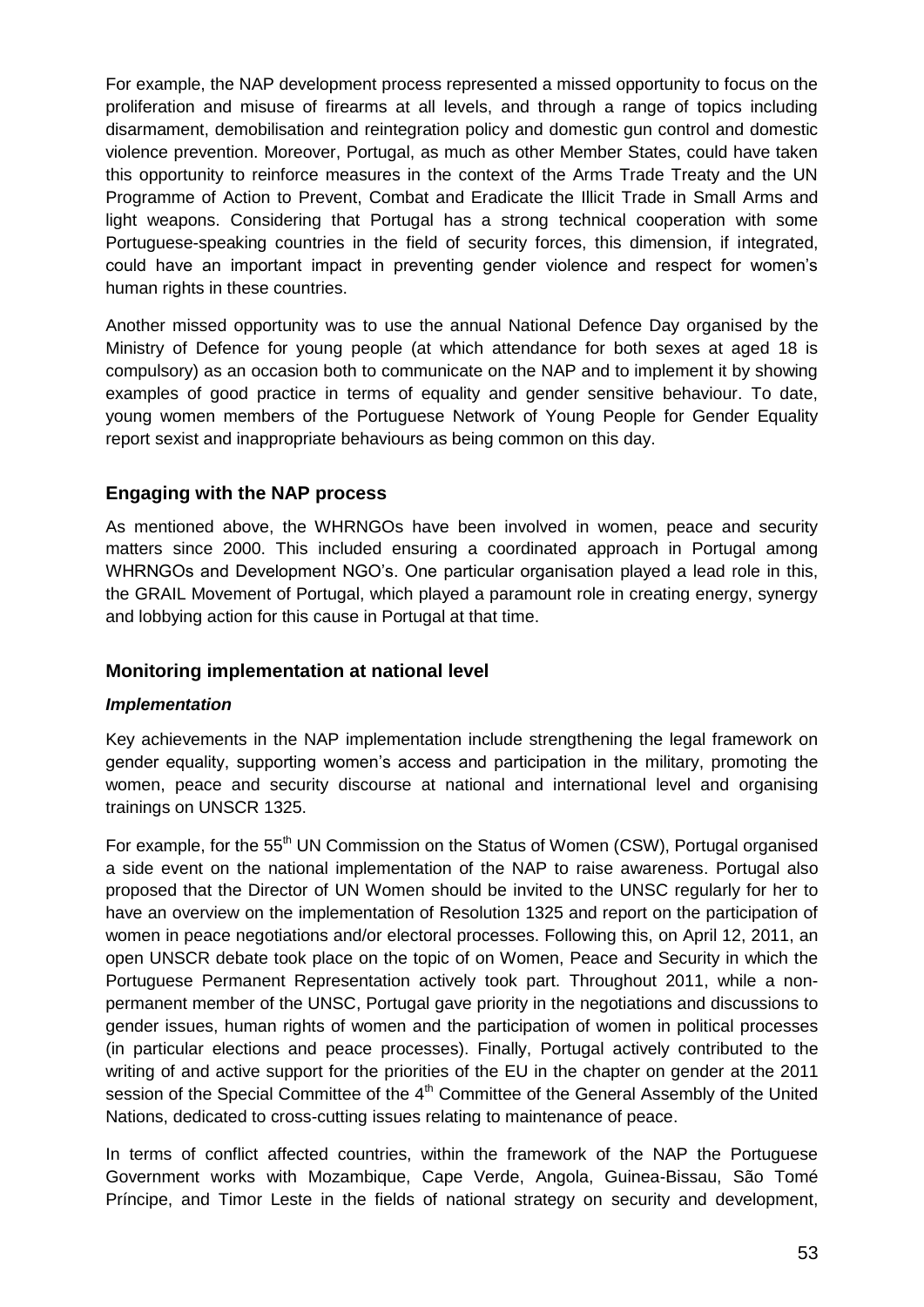For example, the NAP development process represented a missed opportunity to focus on the proliferation and misuse of firearms at all levels, and through a range of topics including disarmament, demobilisation and reintegration policy and domestic gun control and domestic violence prevention. Moreover, Portugal, as much as other Member States, could have taken this opportunity to reinforce measures in the context of the Arms Trade Treaty and the UN Programme of Action to Prevent, Combat and Eradicate the Illicit Trade in Small Arms and light weapons. Considering that Portugal has a strong technical cooperation with some Portuguese-speaking countries in the field of security forces, this dimension, if integrated, could have an important impact in preventing gender violence and respect for women's human rights in these countries.

Another missed opportunity was to use the annual National Defence Day organised by the Ministry of Defence for young people (at which attendance for both sexes at aged 18 is compulsory) as an occasion both to communicate on the NAP and to implement it by showing examples of good practice in terms of equality and gender sensitive behaviour. To date, young women members of the Portuguese Network of Young People for Gender Equality report sexist and inappropriate behaviours as being common on this day.

## Engaging with the NAP process

As mentioned above, the WHRNGOs have been involved in women, peace and security matters since 2000. This included ensuring a coordinated approach in Portugal among WHRNGOs and Development NGO's. One particular organisation played a lead role in this, the GRAIL Movement of Portugal, which played a paramount role in creating energy, synergy and lobbying action for this cause in Portugal at that time.

## Monitoring implementation at national level

### *Implementation*

Key achievements in the NAP implementation include strengthening the legal framework on gender equality, supporting women's access and participation in the military, promoting the women, peace and security discourse at national and international level and organising trainings on UNSCR 1325.

For example, for the 55th UN Commission on the Status of Women (CSW), Portugal organised a side event on the national implementation of the NAP to raise awareness. Portugal also proposed that the Director of UN Women should be invited to the UNSC regularly for her to have an overview on the implementation of Resolution 1325 and report on the participation of women in peace negotiations and/or electoral processes. Following this, on April 12, 2011, an open UNSCR debate took place on the topic of on Women, Peace and Security in which the Portuguese Permanent Representation actively took part. Throughout 2011, while a non-permanent member of the UNSC, Portugal gave priority in the negotiations and discussions to gender issues, human rights of women and the participation of women in political processes (in particular elections and peace processes). Finally, Portugal actively contributed to the writing of and active support for the priorities of the EU in the chapter on gender at the 2011 session of the Special Committee of the 4th Committee of the General Assembly of the United Nations, dedicated to cross-cutting issues relating to maintenance of peace.

In terms of conflict affected countries, within the framework of the NAP the Portuguese Government works with Mozambique, Cape Verde, Angola, Guinea-Bissau, São Tomé Príncipe, and Timor Leste in the fields of national strategy on security and development,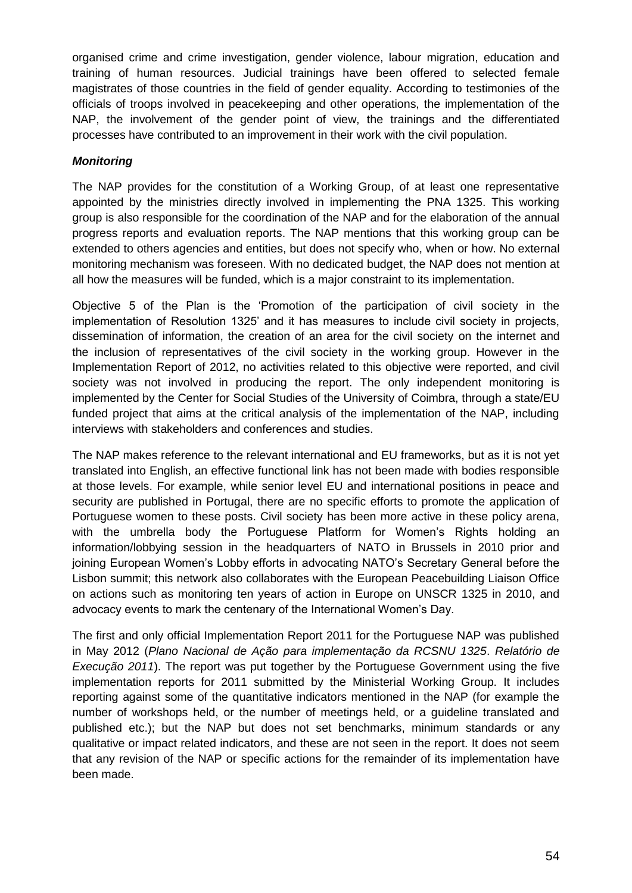organised crime and crime investigation, gender violence, labour migration, education and training of human resources. Judicial trainings have been offered to selected female magistrates of those countries in the field of gender equality. According to testimonies of the officials of troops involved in peacekeeping and other operations, the implementation of the NAP, the involvement of the gender point of view, the trainings and the differentiated processes have contributed to an improvement in their work with the civil population.

***Monitoring***

The NAP provides for the constitution of a Working Group, of at least one representative appointed by the ministries directly involved in implementing the PNA 1325. This working group is also responsible for the coordination of the NAP and for the elaboration of the annual progress reports and evaluation reports. The NAP mentions that this working group can be extended to others agencies and entities, but does not specify who, when or how. No external monitoring mechanism was foreseen. With no dedicated budget, the NAP does not mention at all how the measures will be funded, which is a major constraint to its implementation.

Objective 5 of the Plan is the 'Promotion of the participation of civil society in the implementation of Resolution 1325' and it has measures to include civil society in projects, dissemination of information, the creation of an area for the civil society on the internet and the inclusion of representatives of the civil society in the working group. However in the Implementation Report of 2012, no activities related to this objective were reported, and civil society was not involved in producing the report. The only independent monitoring is implemented by the Center for Social Studies of the University of Coimbra, through a state/EU funded project that aims at the critical analysis of the implementation of the NAP, including interviews with stakeholders and conferences and studies.

The NAP makes reference to the relevant international and EU frameworks, but as it is not yet translated into English, an effective functional link has not been made with bodies responsible at those levels. For example, while senior level EU and international positions in peace and security are published in Portugal, there are no specific efforts to promote the application of Portuguese women to these posts. Civil society has been more active in these policy arena, with the umbrella body the Portuguese Platform for Women's Rights holding an information/lobbying session in the headquarters of NATO in Brussels in 2010 prior and joining European Women's Lobby efforts in advocating NATO's Secretary General before the Lisbon summit; this network also collaborates with the European Peacebuilding Liaison Office on actions such as monitoring ten years of action in Europe on UNSCR 1325 in 2010, and advocacy events to mark the centenary of the International Women's Day.

The first and only official Implementation Report 2011 for the Portuguese NAP was published in May 2012 (*Plano Nacional de Ação para implementação da RCSNU 1325*. *Relatório de Execução 2011*). The report was put together by the Portuguese Government using the five implementation reports for 2011 submitted by the Ministerial Working Group. It includes reporting against some of the quantitative indicators mentioned in the NAP (for example the number of workshops held, or the number of meetings held, or a guideline translated and published etc.); but the NAP but does not set benchmarks, minimum standards or any qualitative or impact related indicators, and these are not seen in the report. It does not seem that any revision of the NAP or specific actions for the remainder of its implementation have been made.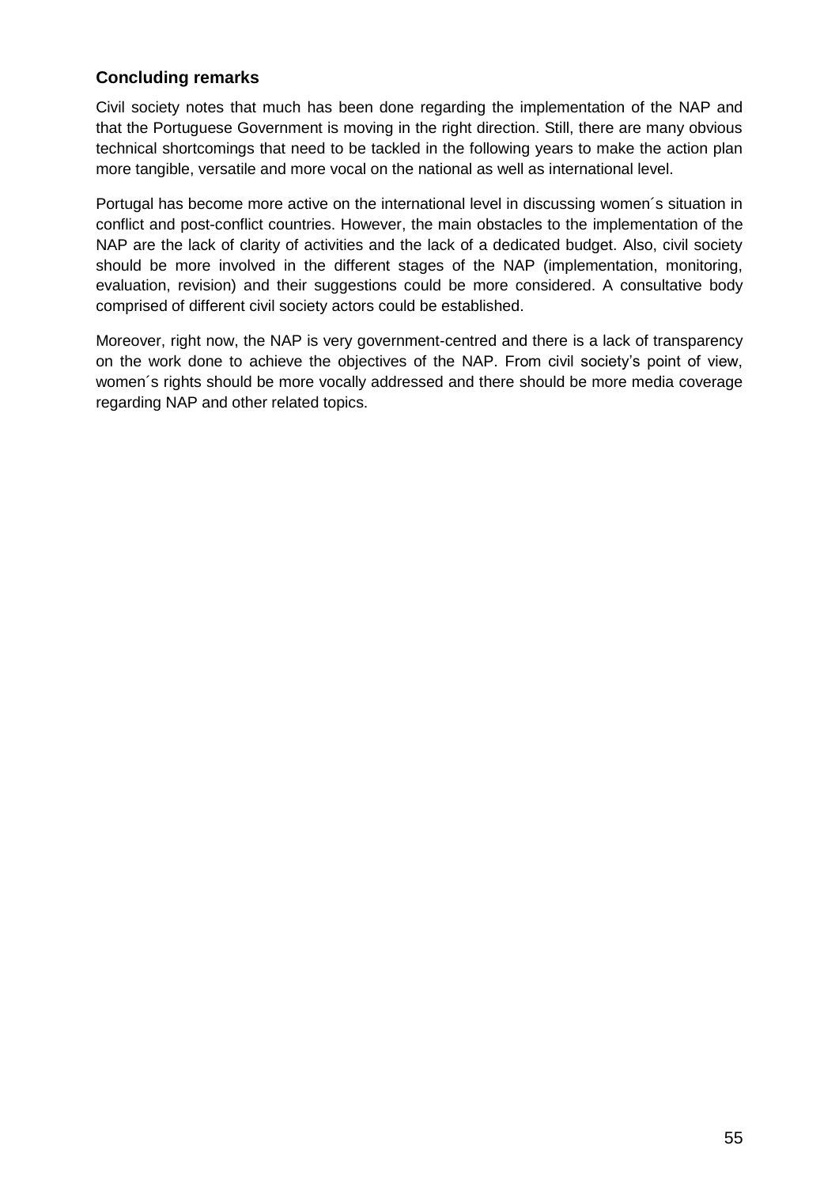## Concluding remarks

Civil society notes that much has been done regarding the implementation of the NAP and that the Portuguese Government is moving in the right direction. Still, there are many obvious technical shortcomings that need to be tackled in the following years to make the action plan more tangible, versatile and more vocal on the national as well as international level.

Portugal has become more active on the international level in discussing women´s situation in conflict and post-conflict countries. However, the main obstacles to the implementation of the NAP are the lack of clarity of activities and the lack of a dedicated budget. Also, civil society should be more involved in the different stages of the NAP (implementation, monitoring, evaluation, revision) and their suggestions could be more considered. A consultative body comprised of different civil society actors could be established.

Moreover, right now, the NAP is very government-centred and there is a lack of transparency on the work done to achieve the objectives of the NAP. From civil society's point of view, women´s rights should be more vocally addressed and there should be more media coverage regarding NAP and other related topics.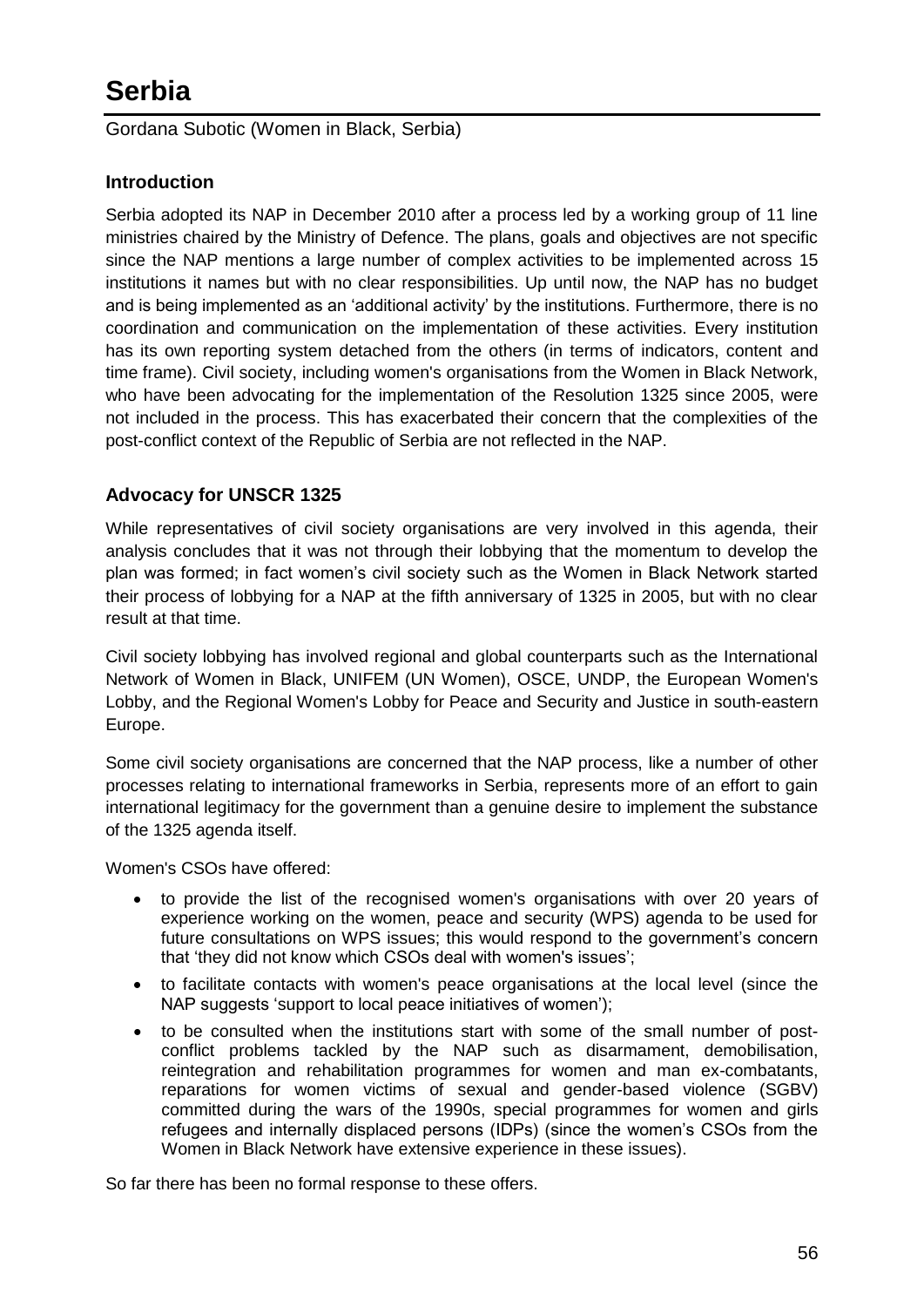# Serbia

Gordana Subotic (Women in Black, Serbia)

### Introduction

Serbia adopted its NAP in December 2010 after a process led by a working group of 11 line ministries chaired by the Ministry of Defence. The plans, goals and objectives are not specific since the NAP mentions a large number of complex activities to be implemented across 15 institutions it names but with no clear responsibilities. Up until now, the NAP has no budget and is being implemented as an 'additional activity' by the institutions. Furthermore, there is no coordination and communication on the implementation of these activities. Every institution has its own reporting system detached from the others (in terms of indicators, content and time frame). Civil society, including women's organisations from the Women in Black Network, who have been advocating for the implementation of the Resolution 1325 since 2005, were not included in the process. This has exacerbated their concern that the complexities of the post-conflict context of the Republic of Serbia are not reflected in the NAP.

### Advocacy for UNSCR 1325

While representatives of civil society organisations are very involved in this agenda, their analysis concludes that it was not through their lobbying that the momentum to develop the plan was formed; in fact women's civil society such as the Women in Black Network started their process of lobbying for a NAP at the fifth anniversary of 1325 in 2005, but with no clear result at that time.

Civil society lobbying has involved regional and global counterparts such as the International Network of Women in Black, UNIFEM (UN Women), OSCE, UNDP, the European Women's Lobby, and the Regional Women's Lobby for Peace and Security and Justice in south-eastern Europe.

Some civil society organisations are concerned that the NAP process, like a number of other processes relating to international frameworks in Serbia, represents more of an effort to gain international legitimacy for the government than a genuine desire to implement the substance of the 1325 agenda itself.

Women's CSOs have offered:

- to provide the list of the recognised women's organisations with over 20 years of experience working on the women, peace and security (WPS) agenda to be used for future consultations on WPS issues; this would respond to the government's concern that 'they did not know which CSOs deal with women's issues';
- to facilitate contacts with women's peace organisations at the local level (since the NAP suggests 'support to local peace initiatives of women');
- to be consulted when the institutions start with some of the small number of post-conflict problems tackled by the NAP such as disarmament, demobilisation, reintegration and rehabilitation programmes for women and man ex-combatants, reparations for women victims of sexual and gender-based violence (SGBV) committed during the wars of the 1990s, special programmes for women and girls refugees and internally displaced persons (IDPs) (since the women's CSOs from the Women in Black Network have extensive experience in these issues).

So far there has been no formal response to these offers.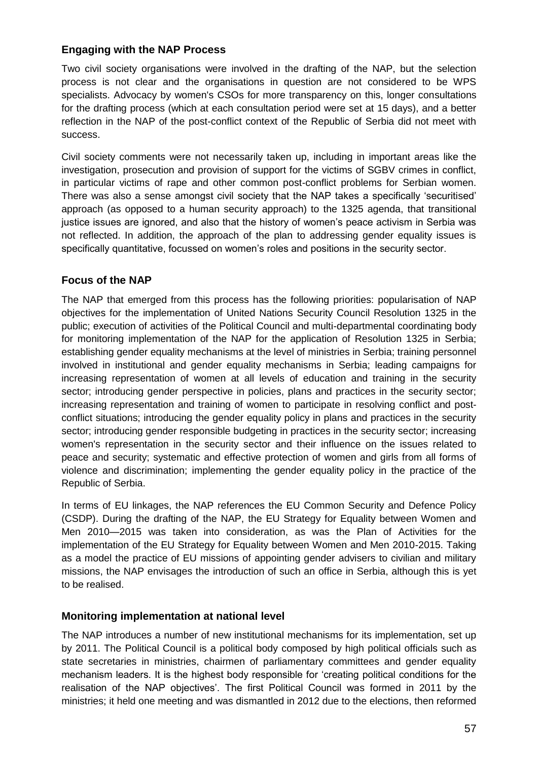### Engaging with the NAP Process

Two civil society organisations were involved in the drafting of the NAP, but the selection process is not clear and the organisations in question are not considered to be WPS specialists. Advocacy by women's CSOs for more transparency on this, longer consultations for the drafting process (which at each consultation period were set at 15 days), and a better reflection in the NAP of the post-conflict context of the Republic of Serbia did not meet with success.

Civil society comments were not necessarily taken up, including in important areas like the investigation, prosecution and provision of support for the victims of SGBV crimes in conflict, in particular victims of rape and other common post-conflict problems for Serbian women. There was also a sense amongst civil society that the NAP takes a specifically 'securitised' approach (as opposed to a human security approach) to the 1325 agenda, that transitional justice issues are ignored, and also that the history of women's peace activism in Serbia was not reflected. In addition, the approach of the plan to addressing gender equality issues is specifically quantitative, focussed on women's roles and positions in the security sector.

### Focus of the NAP

The NAP that emerged from this process has the following priorities: popularisation of NAP objectives for the implementation of United Nations Security Council Resolution 1325 in the public; execution of activities of the Political Council and multi-departmental coordinating body for monitoring implementation of the NAP for the application of Resolution 1325 in Serbia; establishing gender equality mechanisms at the level of ministries in Serbia; training personnel involved in institutional and gender equality mechanisms in Serbia; leading campaigns for increasing representation of women at all levels of education and training in the security sector; introducing gender perspective in policies, plans and practices in the security sector; increasing representation and training of women to participate in resolving conflict and post-conflict situations; introducing the gender equality policy in plans and practices in the security sector; introducing gender responsible budgeting in practices in the security sector; increasing women's representation in the security sector and their influence on the issues related to peace and security; systematic and effective protection of women and girls from all forms of violence and discrimination; implementing the gender equality policy in the practice of the Republic of Serbia.

In terms of EU linkages, the NAP references the EU Common Security and Defence Policy (CSDP). During the drafting of the NAP, the EU Strategy for Equality between Women and Men 2010—2015 was taken into consideration, as was the Plan of Activities for the implementation of the EU Strategy for Equality between Women and Men 2010-2015. Taking as a model the practice of EU missions of appointing gender advisers to civilian and military missions, the NAP envisages the introduction of such an office in Serbia, although this is yet to be realised.

### Monitoring implementation at national level

The NAP introduces a number of new institutional mechanisms for its implementation, set up by 2011. The Political Council is a political body composed by high political officials such as state secretaries in ministries, chairmen of parliamentary committees and gender equality mechanism leaders. It is the highest body responsible for 'creating political conditions for the realisation of the NAP objectives'. The first Political Council was formed in 2011 by the ministries; it held one meeting and was dismantled in 2012 due to the elections, then reformed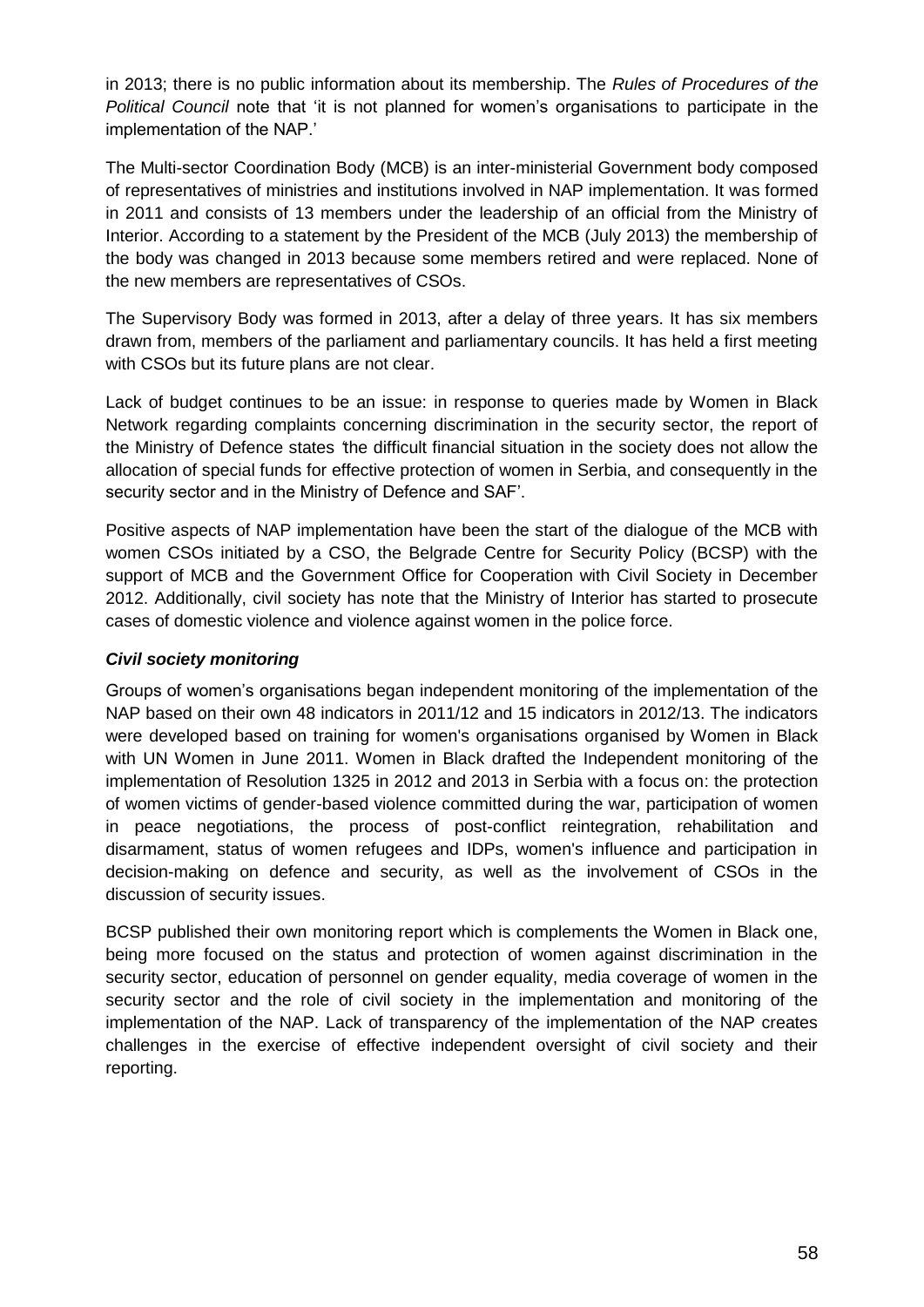in 2013; there is no public information about its membership. The *Rules of Procedures of the Political Council* note that 'it is not planned for women's organisations to participate in the implementation of the NAP.'

The Multi-sector Coordination Body (MCB) is an inter-ministerial Government body composed of representatives of ministries and institutions involved in NAP implementation. It was formed in 2011 and consists of 13 members under the leadership of an official from the Ministry of Interior. According to a statement by the President of the MCB (July 2013) the membership of the body was changed in 2013 because some members retired and were replaced. None of the new members are representatives of CSOs.

The Supervisory Body was formed in 2013, after a delay of three years. It has six members drawn from, members of the parliament and parliamentary councils. It has held a first meeting with CSOs but its future plans are not clear.

Lack of budget continues to be an issue: in response to queries made by Women in Black Network regarding complaints concerning discrimination in the security sector, the report of the Ministry of Defence states *'*the difficult financial situation in the society does not allow the allocation of special funds for effective protection of women in Serbia, and consequently in the security sector and in the Ministry of Defence and SAF'.

Positive aspects of NAP implementation have been the start of the dialogue of the MCB with women CSOs initiated by a CSO, the Belgrade Centre for Security Policy (BCSP) with the support of MCB and the Government Office for Cooperation with Civil Society in December 2012. Additionally, civil society has note that the Ministry of Interior has started to prosecute cases of domestic violence and violence against women in the police force.

***Civil society monitoring***

Groups of women's organisations began independent monitoring of the implementation of the NAP based on their own 48 indicators in 2011/12 and 15 indicators in 2012/13. The indicators were developed based on training for women's organisations organised by Women in Black with UN Women in June 2011. Women in Black drafted the Independent monitoring of the implementation of Resolution 1325 in 2012 and 2013 in Serbia with a focus on: the protection of women victims of gender-based violence committed during the war, participation of women in peace negotiations, the process of post-conflict reintegration, rehabilitation and disarmament, status of women refugees and IDPs, women's influence and participation in decision-making on defence and security, as well as the involvement of CSOs in the discussion of security issues.

BCSP published their own monitoring report which is complements the Women in Black one, being more focused on the status and protection of women against discrimination in the security sector, education of personnel on gender equality, media coverage of women in the security sector and the role of civil society in the implementation and monitoring of the implementation of the NAP. Lack of transparency of the implementation of the NAP creates challenges in the exercise of effective independent oversight of civil society and their reporting.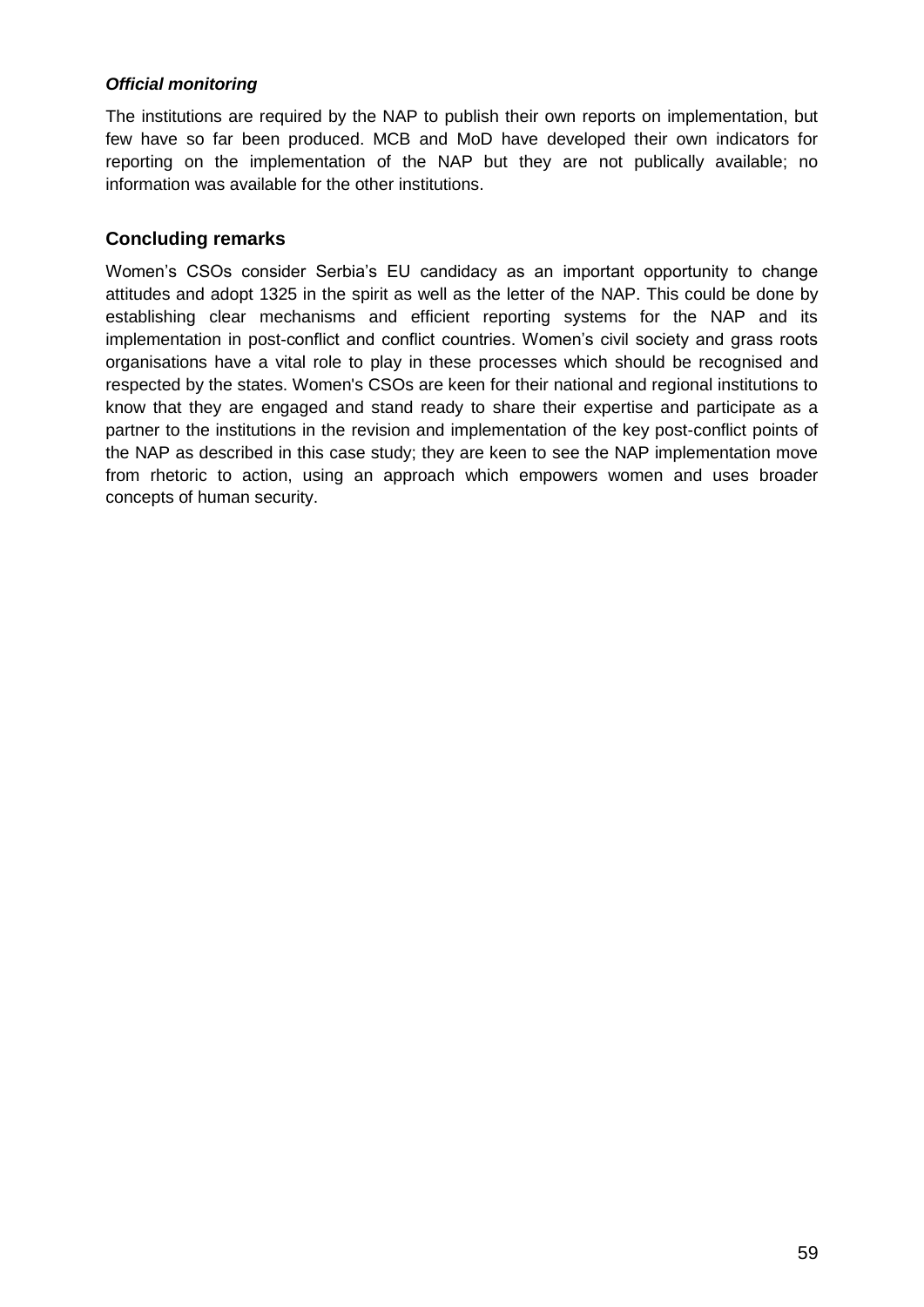***Official monitoring***

The institutions are required by the NAP to publish their own reports on implementation, but few have so far been produced. MCB and MoD have developed their own indicators for reporting on the implementation of the NAP but they are not publically available; no information was available for the other institutions.

## Concluding remarks

Women's CSOs consider Serbia's EU candidacy as an important opportunity to change attitudes and adopt 1325 in the spirit as well as the letter of the NAP. This could be done by establishing clear mechanisms and efficient reporting systems for the NAP and its implementation in post-conflict and conflict countries. Women's civil society and grass roots organisations have a vital role to play in these processes which should be recognised and respected by the states. Women's CSOs are keen for their national and regional institutions to know that they are engaged and stand ready to share their expertise and participate as a partner to the institutions in the revision and implementation of the key post-conflict points of the NAP as described in this case study; they are keen to see the NAP implementation move from rhetoric to action, using an approach which empowers women and uses broader concepts of human security.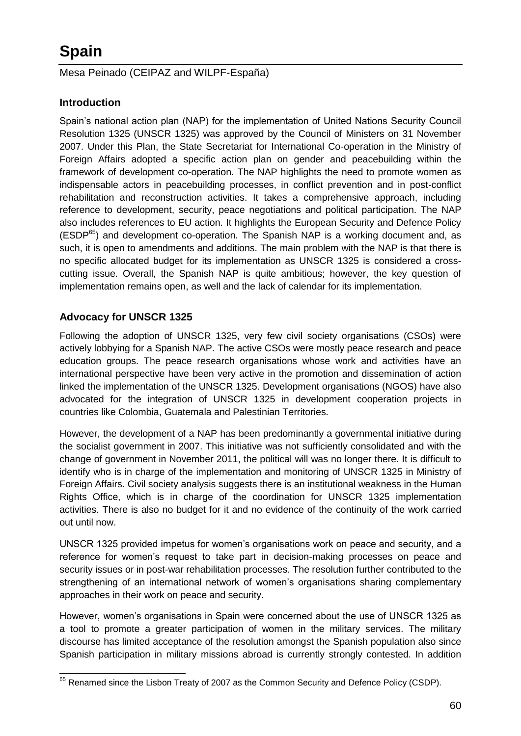# Spain

Mesa Peinado (CEIPAZ and WILPF-España)

## Introduction

Spain's national action plan (NAP) for the implementation of United Nations Security Council Resolution 1325 (UNSCR 1325) was approved by the Council of Ministers on 31 November 2007. Under this Plan, the State Secretariat for International Co-operation in the Ministry of Foreign Affairs adopted a specific action plan on gender and peacebuilding within the framework of development co-operation. The NAP highlights the need to promote women as indispensable actors in peacebuilding processes, in conflict prevention and in post-conflict rehabilitation and reconstruction activities. It takes a comprehensive approach, including reference to development, security, peace negotiations and political participation. The NAP also includes references to EU action. It highlights the European Security and Defence Policy (ESDP[65]) and development co-operation. The Spanish NAP is a working document and, as such, it is open to amendments and additions. The main problem with the NAP is that there is no specific allocated budget for its implementation as UNSCR 1325 is considered a cross-cutting issue. Overall, the Spanish NAP is quite ambitious; however, the key question of implementation remains open, as well and the lack of calendar for its implementation.

## Advocacy for UNSCR 1325

Following the adoption of UNSCR 1325, very few civil society organisations (CSOs) were actively lobbying for a Spanish NAP. The active CSOs were mostly peace research and peace education groups. The peace research organisations whose work and activities have an international perspective have been very active in the promotion and dissemination of action linked the implementation of the UNSCR 1325. Development organisations (NGOS) have also advocated for the integration of UNSCR 1325 in development cooperation projects in countries like Colombia, Guatemala and Palestinian Territories.

However, the development of a NAP has been predominantly a governmental initiative during the socialist government in 2007. This initiative was not sufficiently consolidated and with the change of government in November 2011, the political will was no longer there. It is difficult to identify who is in charge of the implementation and monitoring of UNSCR 1325 in Ministry of Foreign Affairs. Civil society analysis suggests there is an institutional weakness in the Human Rights Office, which is in charge of the coordination for UNSCR 1325 implementation activities. There is also no budget for it and no evidence of the continuity of the work carried out until now.

UNSCR 1325 provided impetus for women's organisations work on peace and security, and a reference for women's request to take part in decision-making processes on peace and security issues or in post-war rehabilitation processes. The resolution further contributed to the strengthening of an international network of women's organisations sharing complementary approaches in their work on peace and security.

However, women's organisations in Spain were concerned about the use of UNSCR 1325 as a tool to promote a greater participation of women in the military services. The military discourse has limited acceptance of the resolution amongst the Spanish population also since Spanish participation in military missions abroad is currently strongly contested. In addition

[65] Renamed since the Lisbon Treaty of 2007 as the Common Security and Defence Policy (CSDP).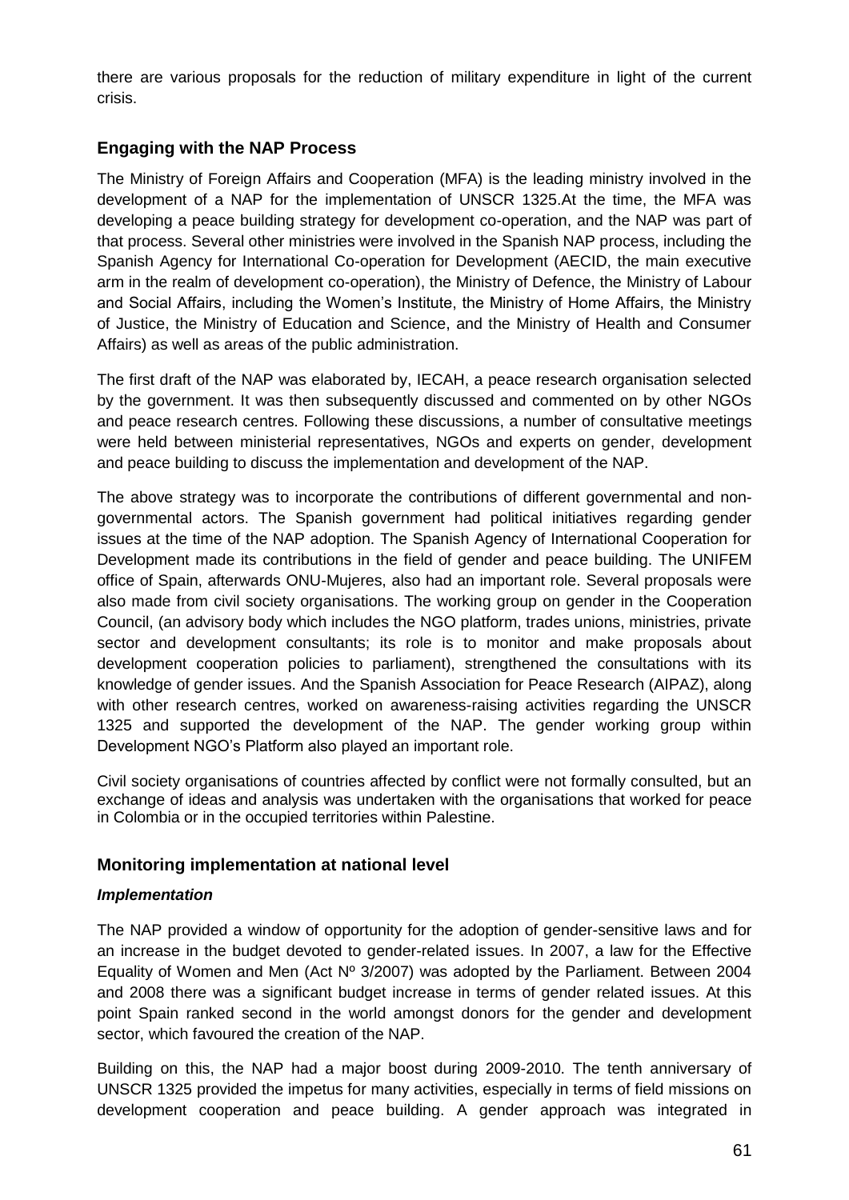there are various proposals for the reduction of military expenditure in light of the current crisis.

## Engaging with the NAP Process

The Ministry of Foreign Affairs and Cooperation (MFA) is the leading ministry involved in the development of a NAP for the implementation of UNSCR 1325.At the time, the MFA was developing a peace building strategy for development co-operation, and the NAP was part of that process. Several other ministries were involved in the Spanish NAP process, including the Spanish Agency for International Co-operation for Development (AECID, the main executive arm in the realm of development co-operation), the Ministry of Defence, the Ministry of Labour and Social Affairs, including the Women's Institute, the Ministry of Home Affairs, the Ministry of Justice, the Ministry of Education and Science, and the Ministry of Health and Consumer Affairs) as well as areas of the public administration.

The first draft of the NAP was elaborated by, IECAH, a peace research organisation selected by the government. It was then subsequently discussed and commented on by other NGOs and peace research centres. Following these discussions, a number of consultative meetings were held between ministerial representatives, NGOs and experts on gender, development and peace building to discuss the implementation and development of the NAP.

The above strategy was to incorporate the contributions of different governmental and non-governmental actors. The Spanish government had political initiatives regarding gender issues at the time of the NAP adoption. The Spanish Agency of International Cooperation for Development made its contributions in the field of gender and peace building. The UNIFEM office of Spain, afterwards ONU-Mujeres, also had an important role. Several proposals were also made from civil society organisations. The working group on gender in the Cooperation Council, (an advisory body which includes the NGO platform, trades unions, ministries, private sector and development consultants; its role is to monitor and make proposals about development cooperation policies to parliament), strengthened the consultations with its knowledge of gender issues. And the Spanish Association for Peace Research (AIPAZ), along with other research centres, worked on awareness-raising activities regarding the UNSCR 1325 and supported the development of the NAP. The gender working group within Development NGO's Platform also played an important role.

Civil society organisations of countries affected by conflict were not formally consulted, but an exchange of ideas and analysis was undertaken with the organisations that worked for peace in Colombia or in the occupied territories within Palestine.

## Monitoring implementation at national level

### *Implementation*

The NAP provided a window of opportunity for the adoption of gender-sensitive laws and for an increase in the budget devoted to gender-related issues. In 2007, a law for the Effective Equality of Women and Men (Act Nº 3/2007) was adopted by the Parliament. Between 2004 and 2008 there was a significant budget increase in terms of gender related issues. At this point Spain ranked second in the world amongst donors for the gender and development sector, which favoured the creation of the NAP.

Building on this, the NAP had a major boost during 2009-2010. The tenth anniversary of UNSCR 1325 provided the impetus for many activities, especially in terms of field missions on development cooperation and peace building. A gender approach was integrated in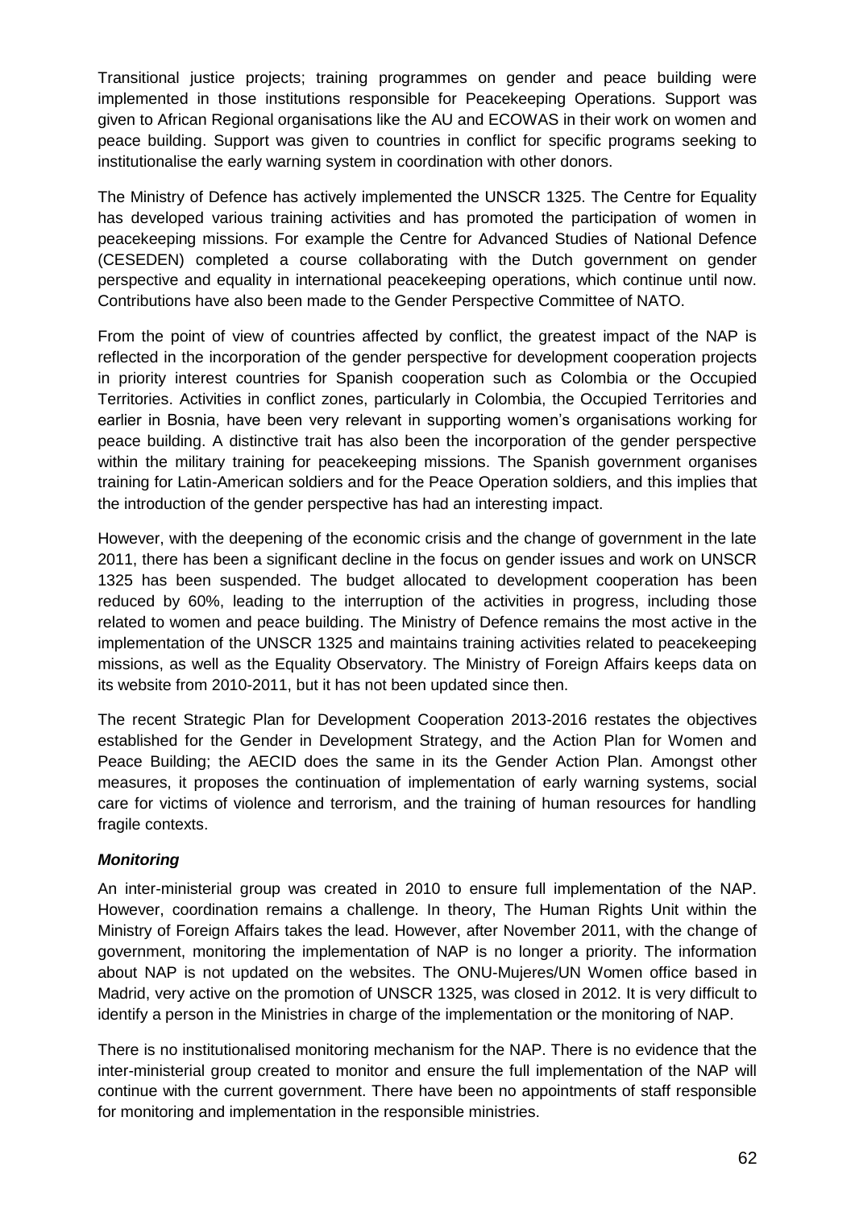Transitional justice projects; training programmes on gender and peace building were implemented in those institutions responsible for Peacekeeping Operations. Support was given to African Regional organisations like the AU and ECOWAS in their work on women and peace building. Support was given to countries in conflict for specific programs seeking to institutionalise the early warning system in coordination with other donors.

The Ministry of Defence has actively implemented the UNSCR 1325. The Centre for Equality has developed various training activities and has promoted the participation of women in peacekeeping missions. For example the Centre for Advanced Studies of National Defence (CESEDEN) completed a course collaborating with the Dutch government on gender perspective and equality in international peacekeeping operations, which continue until now. Contributions have also been made to the Gender Perspective Committee of NATO.

From the point of view of countries affected by conflict, the greatest impact of the NAP is reflected in the incorporation of the gender perspective for development cooperation projects in priority interest countries for Spanish cooperation such as Colombia or the Occupied Territories. Activities in conflict zones, particularly in Colombia, the Occupied Territories and earlier in Bosnia, have been very relevant in supporting women's organisations working for peace building. A distinctive trait has also been the incorporation of the gender perspective within the military training for peacekeeping missions. The Spanish government organises training for Latin-American soldiers and for the Peace Operation soldiers, and this implies that the introduction of the gender perspective has had an interesting impact.

However, with the deepening of the economic crisis and the change of government in the late 2011, there has been a significant decline in the focus on gender issues and work on UNSCR 1325 has been suspended. The budget allocated to development cooperation has been reduced by 60%, leading to the interruption of the activities in progress, including those related to women and peace building. The Ministry of Defence remains the most active in the implementation of the UNSCR 1325 and maintains training activities related to peacekeeping missions, as well as the Equality Observatory. The Ministry of Foreign Affairs keeps data on its website from 2010-2011, but it has not been updated since then.

The recent Strategic Plan for Development Cooperation 2013-2016 restates the objectives established for the Gender in Development Strategy, and the Action Plan for Women and Peace Building; the AECID does the same in its the Gender Action Plan. Amongst other measures, it proposes the continuation of implementation of early warning systems, social care for victims of violence and terrorism, and the training of human resources for handling fragile contexts.

***Monitoring***

An inter-ministerial group was created in 2010 to ensure full implementation of the NAP. However, coordination remains a challenge. In theory, The Human Rights Unit within the Ministry of Foreign Affairs takes the lead. However, after November 2011, with the change of government, monitoring the implementation of NAP is no longer a priority. The information about NAP is not updated on the websites. The ONU-Mujeres/UN Women office based in Madrid, very active on the promotion of UNSCR 1325, was closed in 2012. It is very difficult to identify a person in the Ministries in charge of the implementation or the monitoring of NAP.

There is no institutionalised monitoring mechanism for the NAP. There is no evidence that the inter-ministerial group created to monitor and ensure the full implementation of the NAP will continue with the current government. There have been no appointments of staff responsible for monitoring and implementation in the responsible ministries.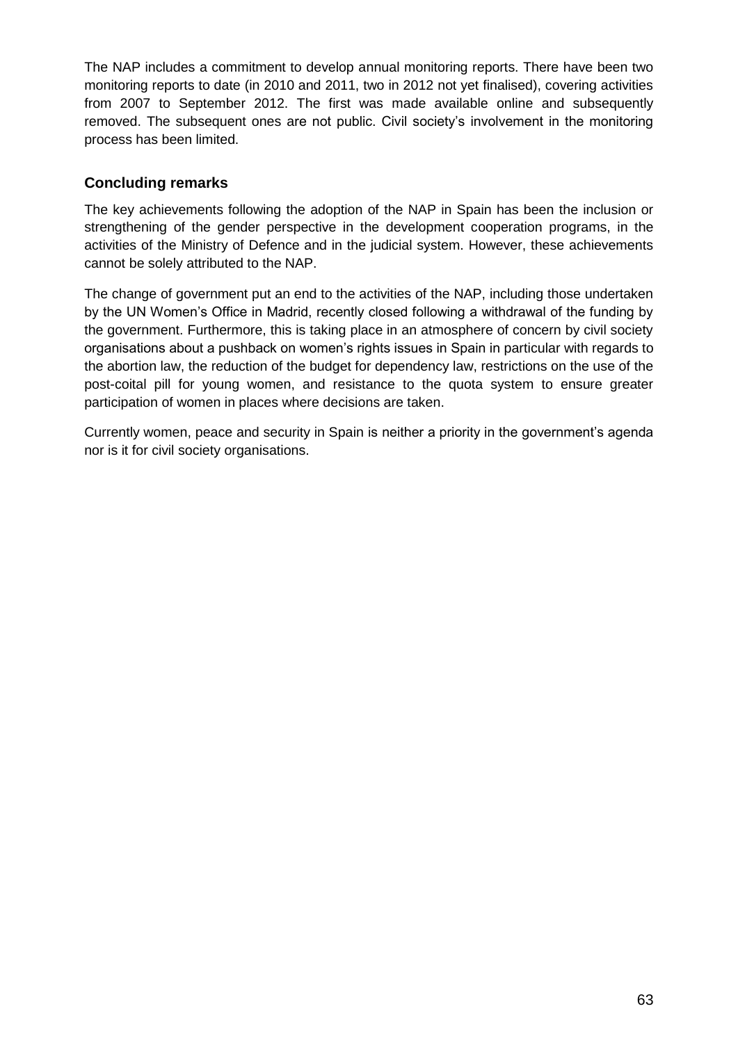The NAP includes a commitment to develop annual monitoring reports. There have been two monitoring reports to date (in 2010 and 2011, two in 2012 not yet finalised), covering activities from 2007 to September 2012. The first was made available online and subsequently removed. The subsequent ones are not public. Civil society's involvement in the monitoring process has been limited.

## Concluding remarks

The key achievements following the adoption of the NAP in Spain has been the inclusion or strengthening of the gender perspective in the development cooperation programs, in the activities of the Ministry of Defence and in the judicial system. However, these achievements cannot be solely attributed to the NAP.

The change of government put an end to the activities of the NAP, including those undertaken by the UN Women's Office in Madrid, recently closed following a withdrawal of the funding by the government. Furthermore, this is taking place in an atmosphere of concern by civil society organisations about a pushback on women's rights issues in Spain in particular with regards to the abortion law, the reduction of the budget for dependency law, restrictions on the use of the post-coital pill for young women, and resistance to the quota system to ensure greater participation of women in places where decisions are taken.

Currently women, peace and security in Spain is neither a priority in the government's agenda nor is it for civil society organisations.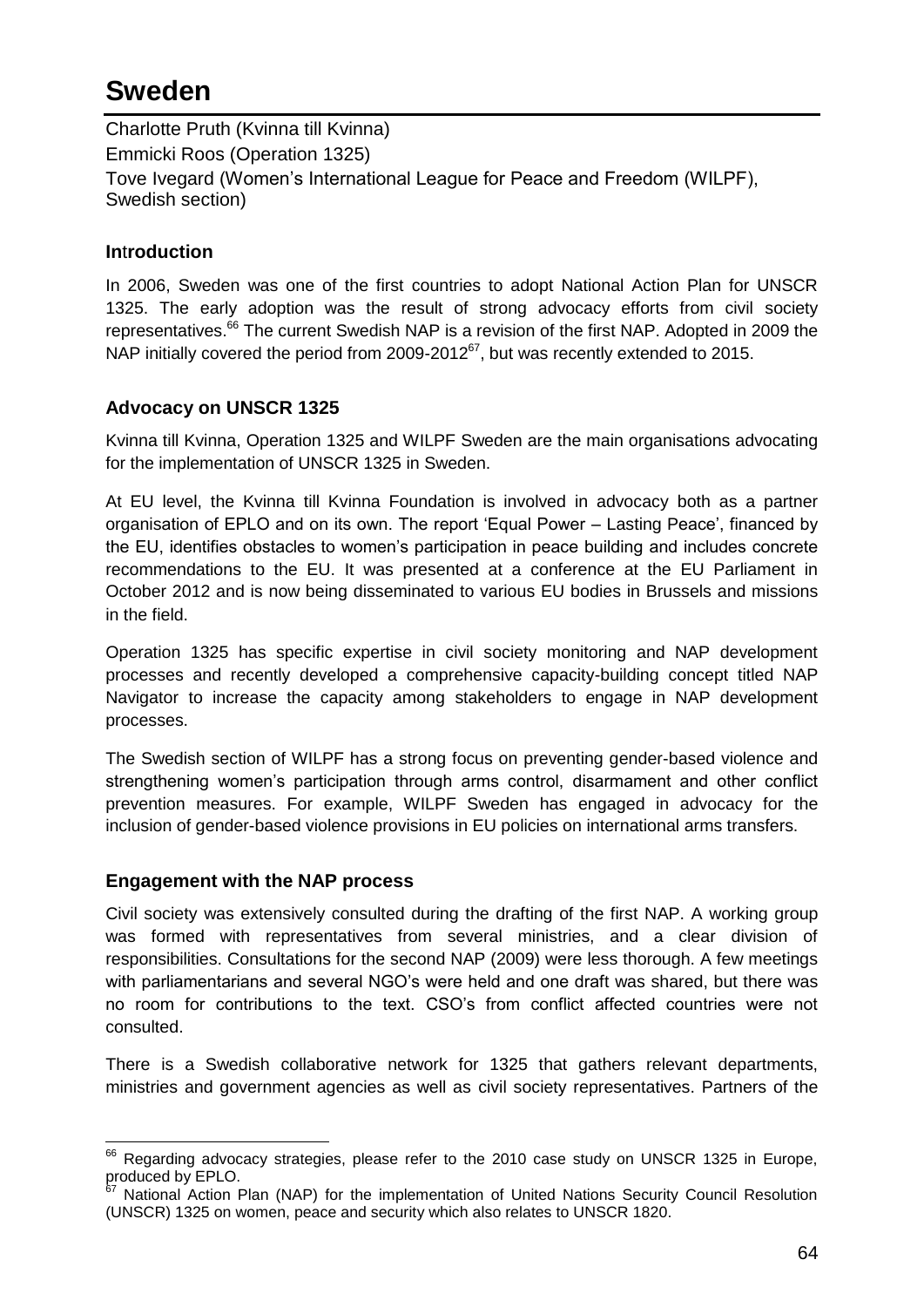# Sweden

Charlotte Pruth (Kvinna till Kvinna)
Emmicki Roos (Operation 1325)
Tove Ivegard (Women's International League for Peace and Freedom (WILPF), Swedish section)

### Introduction

In 2006, Sweden was one of the first countries to adopt National Action Plan for UNSCR 1325. The early adoption was the result of strong advocacy efforts from civil society representatives.[66] The current Swedish NAP is a revision of the first NAP. Adopted in 2009 the NAP initially covered the period from 2009-2012[67], but was recently extended to 2015.

### Advocacy on UNSCR 1325

Kvinna till Kvinna, Operation 1325 and WILPF Sweden are the main organisations advocating for the implementation of UNSCR 1325 in Sweden.

At EU level, the Kvinna till Kvinna Foundation is involved in advocacy both as a partner organisation of EPLO and on its own. The report 'Equal Power – Lasting Peace', financed by the EU, identifies obstacles to women's participation in peace building and includes concrete recommendations to the EU. It was presented at a conference at the EU Parliament in October 2012 and is now being disseminated to various EU bodies in Brussels and missions in the field.

Operation 1325 has specific expertise in civil society monitoring and NAP development processes and recently developed a comprehensive capacity-building concept titled NAP Navigator to increase the capacity among stakeholders to engage in NAP development processes.

The Swedish section of WILPF has a strong focus on preventing gender-based violence and strengthening women's participation through arms control, disarmament and other conflict prevention measures. For example, WILPF Sweden has engaged in advocacy for the inclusion of gender-based violence provisions in EU policies on international arms transfers.

### Engagement with the NAP process

Civil society was extensively consulted during the drafting of the first NAP. A working group was formed with representatives from several ministries, and a clear division of responsibilities. Consultations for the second NAP (2009) were less thorough. A few meetings with parliamentarians and several NGO's were held and one draft was shared, but there was no room for contributions to the text. CSO's from conflict affected countries were not consulted.

There is a Swedish collaborative network for 1325 that gathers relevant departments, ministries and government agencies as well as civil society representatives. Partners of the

---

[66] Regarding advocacy strategies, please refer to the 2010 case study on UNSCR 1325 in Europe, produced by EPLO.

[67] National Action Plan (NAP) for the implementation of United Nations Security Council Resolution (UNSCR) 1325 on women, peace and security which also relates to UNSCR 1820.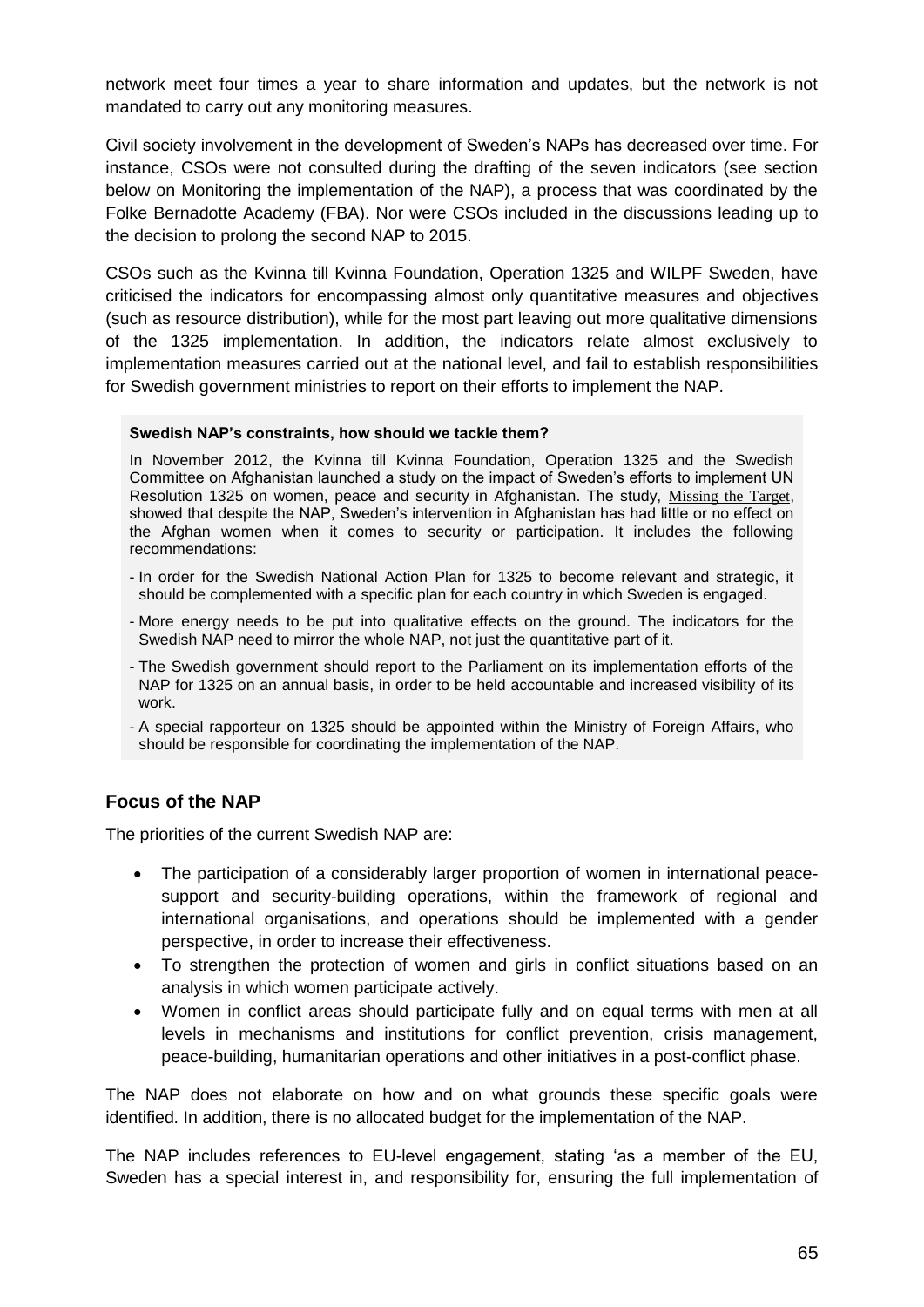network meet four times a year to share information and updates, but the network is not mandated to carry out any monitoring measures.

Civil society involvement in the development of Sweden's NAPs has decreased over time. For instance, CSOs were not consulted during the drafting of the seven indicators (see section below on Monitoring the implementation of the NAP), a process that was coordinated by the Folke Bernadotte Academy (FBA). Nor were CSOs included in the discussions leading up to the decision to prolong the second NAP to 2015.

CSOs such as the Kvinna till Kvinna Foundation, Operation 1325 and WILPF Sweden, have criticised the indicators for encompassing almost only quantitative measures and objectives (such as resource distribution), while for the most part leaving out more qualitative dimensions of the 1325 implementation. In addition, the indicators relate almost exclusively to implementation measures carried out at the national level, and fail to establish responsibilities for Swedish government ministries to report on their efforts to implement the NAP.

**Swedish NAP's constraints, how should we tackle them?**

In November 2012, the Kvinna till Kvinna Foundation, Operation 1325 and the Swedish Committee on Afghanistan launched a study on the impact of Sweden's efforts to implement UN Resolution 1325 on women, peace and security in Afghanistan. The study, Missing the Target, showed that despite the NAP, Sweden's intervention in Afghanistan has had little or no effect on the Afghan women when it comes to security or participation. It includes the following recommendations:

- In order for the Swedish National Action Plan for 1325 to become relevant and strategic, it should be complemented with a specific plan for each country in which Sweden is engaged.
- More energy needs to be put into qualitative effects on the ground. The indicators for the Swedish NAP need to mirror the whole NAP, not just the quantitative part of it.
- The Swedish government should report to the Parliament on its implementation efforts of the NAP for 1325 on an annual basis, in order to be held accountable and increased visibility of its work.
- A special rapporteur on 1325 should be appointed within the Ministry of Foreign Affairs, who should be responsible for coordinating the implementation of the NAP.

### Focus of the NAP

The priorities of the current Swedish NAP are:

- The participation of a considerably larger proportion of women in international peace-support and security-building operations, within the framework of regional and international organisations, and operations should be implemented with a gender perspective, in order to increase their effectiveness.
- To strengthen the protection of women and girls in conflict situations based on an analysis in which women participate actively.
- Women in conflict areas should participate fully and on equal terms with men at all levels in mechanisms and institutions for conflict prevention, crisis management, peace-building, humanitarian operations and other initiatives in a post-conflict phase.

The NAP does not elaborate on how and on what grounds these specific goals were identified. In addition, there is no allocated budget for the implementation of the NAP.

The NAP includes references to EU-level engagement, stating 'as a member of the EU, Sweden has a special interest in, and responsibility for, ensuring the full implementation of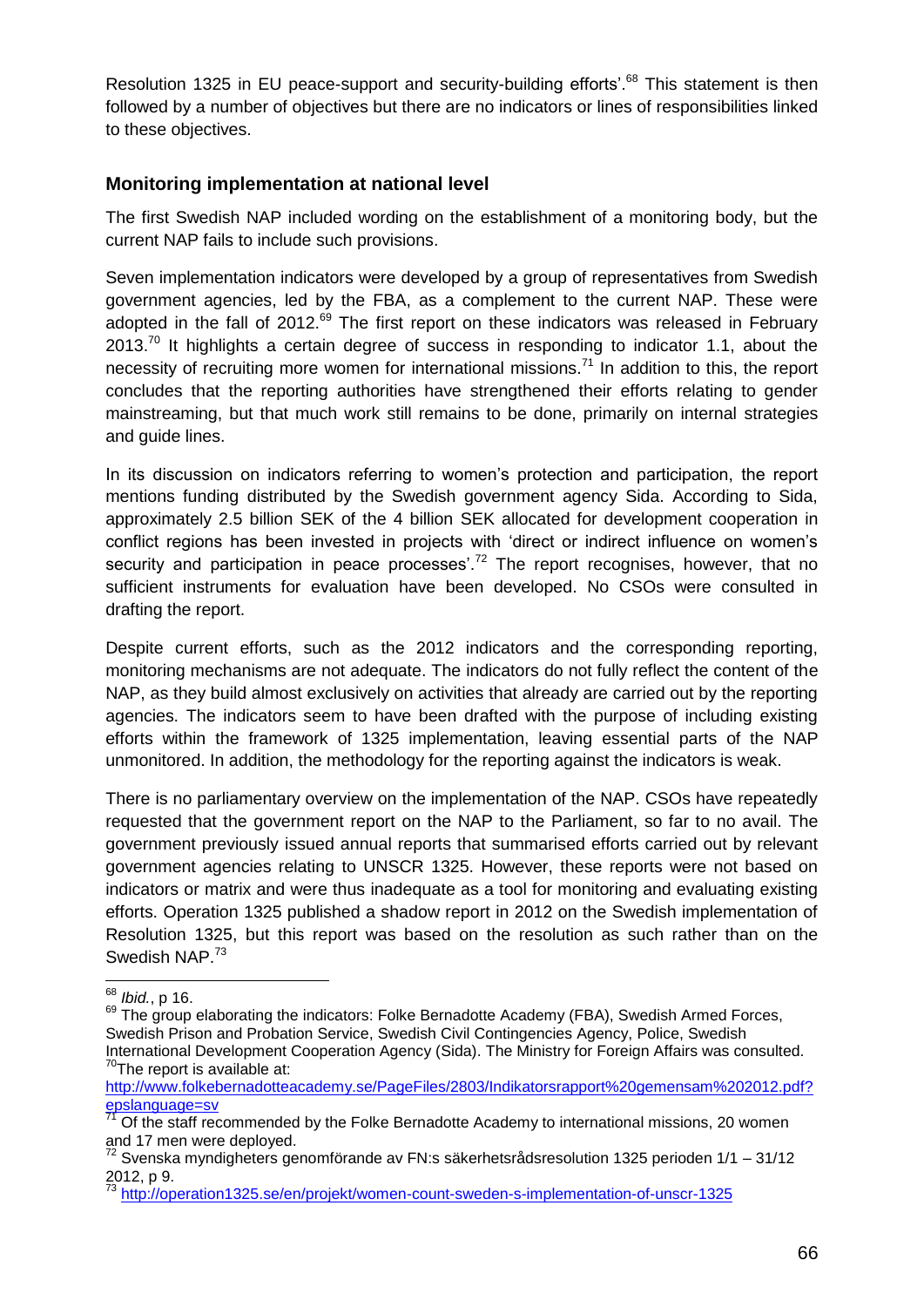Resolution 1325 in EU peace-support and security-building efforts'.[68] This statement is then followed by a number of objectives but there are no indicators or lines of responsibilities linked to these objectives.

### Monitoring implementation at national level

The first Swedish NAP included wording on the establishment of a monitoring body, but the current NAP fails to include such provisions.

Seven implementation indicators were developed by a group of representatives from Swedish government agencies, led by the FBA, as a complement to the current NAP. These were adopted in the fall of 2012.[69] The first report on these indicators was released in February 2013.[70] It highlights a certain degree of success in responding to indicator 1.1, about the necessity of recruiting more women for international missions.[71] In addition to this, the report concludes that the reporting authorities have strengthened their efforts relating to gender mainstreaming, but that much work still remains to be done, primarily on internal strategies and guide lines.

In its discussion on indicators referring to women's protection and participation, the report mentions funding distributed by the Swedish government agency Sida. According to Sida, approximately 2.5 billion SEK of the 4 billion SEK allocated for development cooperation in conflict regions has been invested in projects with 'direct or indirect influence on women's security and participation in peace processes'.[72] The report recognises, however, that no sufficient instruments for evaluation have been developed. No CSOs were consulted in drafting the report.

Despite current efforts, such as the 2012 indicators and the corresponding reporting, monitoring mechanisms are not adequate. The indicators do not fully reflect the content of the NAP, as they build almost exclusively on activities that already are carried out by the reporting agencies. The indicators seem to have been drafted with the purpose of including existing efforts within the framework of 1325 implementation, leaving essential parts of the NAP unmonitored. In addition, the methodology for the reporting against the indicators is weak.

There is no parliamentary overview on the implementation of the NAP. CSOs have repeatedly requested that the government report on the NAP to the Parliament, so far to no avail. The government previously issued annual reports that summarised efforts carried out by relevant government agencies relating to UNSCR 1325. However, these reports were not based on indicators or matrix and were thus inadequate as a tool for monitoring and evaluating existing efforts. Operation 1325 published a shadow report in 2012 on the Swedish implementation of Resolution 1325, but this report was based on the resolution as such rather than on the Swedish NAP.[73]

---

[68] *Ibid.*, p 16.

[69] The group elaborating the indicators: Folke Bernadotte Academy (FBA), Swedish Armed Forces, Swedish Prison and Probation Service, Swedish Civil Contingencies Agency, Police, Swedish International Development Cooperation Agency (Sida). The Ministry for Foreign Affairs was consulted.

[70] The report is available at: http://www.folkebernadotteacademy.se/PageFiles/2803/Indikatorsrapport%20gemensam%202012.pdf?epslanguage=sv

[71] Of the staff recommended by the Folke Bernadotte Academy to international missions, 20 women and 17 men were deployed.

[72] Svenska myndigheters genomförande av FN:s säkerhetsrådsresolution 1325 perioden 1/1 – 31/12 2012, p 9.

[73] http://operation1325.se/en/projekt/women-count-sweden-s-implementation-of-unscr-1325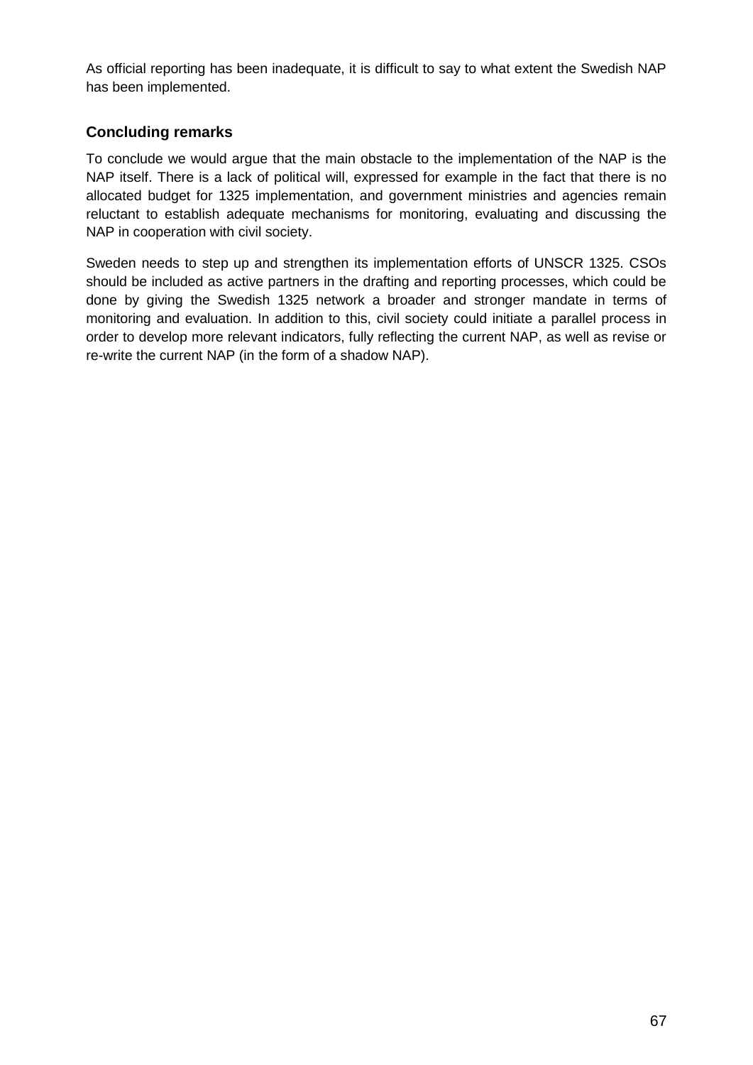As official reporting has been inadequate, it is difficult to say to what extent the Swedish NAP has been implemented.

### Concluding remarks

To conclude we would argue that the main obstacle to the implementation of the NAP is the NAP itself. There is a lack of political will, expressed for example in the fact that there is no allocated budget for 1325 implementation, and government ministries and agencies remain reluctant to establish adequate mechanisms for monitoring, evaluating and discussing the NAP in cooperation with civil society.

Sweden needs to step up and strengthen its implementation efforts of UNSCR 1325. CSOs should be included as active partners in the drafting and reporting processes, which could be done by giving the Swedish 1325 network a broader and stronger mandate in terms of monitoring and evaluation. In addition to this, civil society could initiate a parallel process in order to develop more relevant indicators, fully reflecting the current NAP, as well as revise or re-write the current NAP (in the form of a shadow NAP).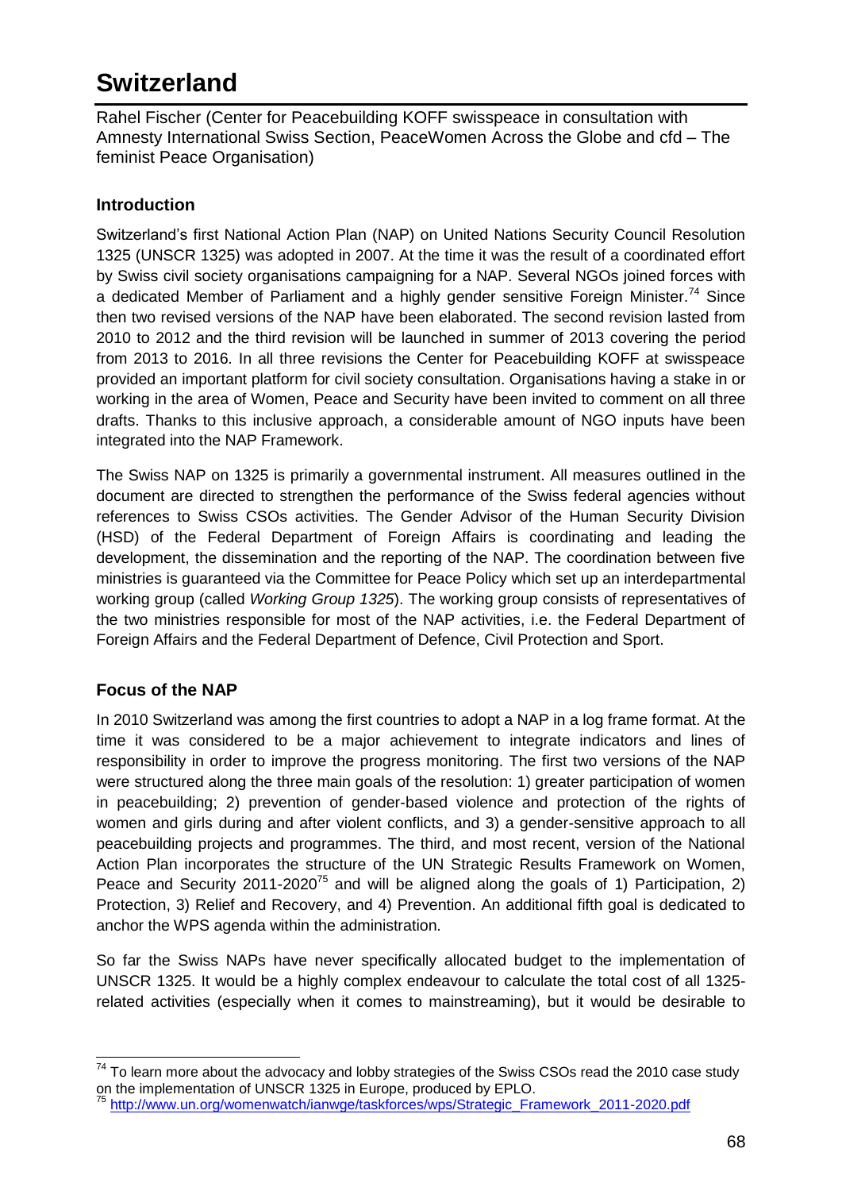# Switzerland

Rahel Fischer (Center for Peacebuilding KOFF swisspeace in consultation with Amnesty International Swiss Section, PeaceWomen Across the Globe and cfd – The feminist Peace Organisation)

## Introduction

Switzerland's first National Action Plan (NAP) on United Nations Security Council Resolution 1325 (UNSCR 1325) was adopted in 2007. At the time it was the result of a coordinated effort by Swiss civil society organisations campaigning for a NAP. Several NGOs joined forces with a dedicated Member of Parliament and a highly gender sensitive Foreign Minister.[74] Since then two revised versions of the NAP have been elaborated. The second revision lasted from 2010 to 2012 and the third revision will be launched in summer of 2013 covering the period from 2013 to 2016. In all three revisions the Center for Peacebuilding KOFF at swisspeace provided an important platform for civil society consultation. Organisations having a stake in or working in the area of Women, Peace and Security have been invited to comment on all three drafts. Thanks to this inclusive approach, a considerable amount of NGO inputs have been integrated into the NAP Framework.

The Swiss NAP on 1325 is primarily a governmental instrument. All measures outlined in the document are directed to strengthen the performance of the Swiss federal agencies without references to Swiss CSOs activities. The Gender Advisor of the Human Security Division (HSD) of the Federal Department of Foreign Affairs is coordinating and leading the development, the dissemination and the reporting of the NAP. The coordination between five ministries is guaranteed via the Committee for Peace Policy which set up an interdepartmental working group (called *Working Group 1325*). The working group consists of representatives of the two ministries responsible for most of the NAP activities, i.e. the Federal Department of Foreign Affairs and the Federal Department of Defence, Civil Protection and Sport.

## Focus of the NAP

In 2010 Switzerland was among the first countries to adopt a NAP in a log frame format. At the time it was considered to be a major achievement to integrate indicators and lines of responsibility in order to improve the progress monitoring. The first two versions of the NAP were structured along the three main goals of the resolution: 1) greater participation of women in peacebuilding; 2) prevention of gender-based violence and protection of the rights of women and girls during and after violent conflicts, and 3) a gender-sensitive approach to all peacebuilding projects and programmes. The third, and most recent, version of the National Action Plan incorporates the structure of the UN Strategic Results Framework on Women, Peace and Security 2011-2020[75] and will be aligned along the goals of 1) Participation, 2) Protection, 3) Relief and Recovery, and 4) Prevention. An additional fifth goal is dedicated to anchor the WPS agenda within the administration.

So far the Swiss NAPs have never specifically allocated budget to the implementation of UNSCR 1325. It would be a highly complex endeavour to calculate the total cost of all 1325-related activities (especially when it comes to mainstreaming), but it would be desirable to

[74] To learn more about the advocacy and lobby strategies of the Swiss CSOs read the 2010 case study on the implementation of UNSCR 1325 in Europe, produced by EPLO.

[75] http://www.un.org/womenwatch/ianwge/taskforces/wps/Strategic_Framework_2011-2020.pdf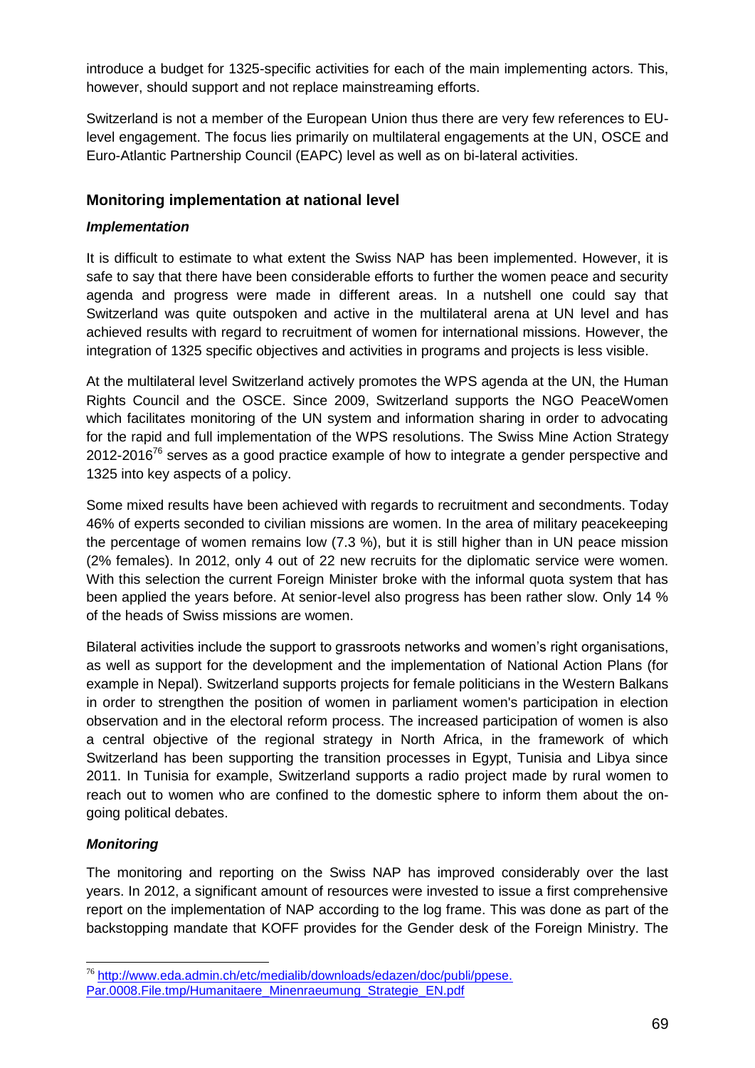introduce a budget for 1325-specific activities for each of the main implementing actors. This, however, should support and not replace mainstreaming efforts.

Switzerland is not a member of the European Union thus there are very few references to EU-level engagement. The focus lies primarily on multilateral engagements at the UN, OSCE and Euro-Atlantic Partnership Council (EAPC) level as well as on bi-lateral activities.

### Monitoring implementation at national level

#### *Implementation*

It is difficult to estimate to what extent the Swiss NAP has been implemented. However, it is safe to say that there have been considerable efforts to further the women peace and security agenda and progress were made in different areas. In a nutshell one could say that Switzerland was quite outspoken and active in the multilateral arena at UN level and has achieved results with regard to recruitment of women for international missions. However, the integration of 1325 specific objectives and activities in programs and projects is less visible.

At the multilateral level Switzerland actively promotes the WPS agenda at the UN, the Human Rights Council and the OSCE. Since 2009, Switzerland supports the NGO PeaceWomen which facilitates monitoring of the UN system and information sharing in order to advocating for the rapid and full implementation of the WPS resolutions. The Swiss Mine Action Strategy 2012-2016[76] serves as a good practice example of how to integrate a gender perspective and 1325 into key aspects of a policy.

Some mixed results have been achieved with regards to recruitment and secondments. Today 46% of experts seconded to civilian missions are women. In the area of military peacekeeping the percentage of women remains low (7.3 %), but it is still higher than in UN peace mission (2% females). In 2012, only 4 out of 22 new recruits for the diplomatic service were women. With this selection the current Foreign Minister broke with the informal quota system that has been applied the years before. At senior-level also progress has been rather slow. Only 14 % of the heads of Swiss missions are women.

Bilateral activities include the support to grassroots networks and women's right organisations, as well as support for the development and the implementation of National Action Plans (for example in Nepal). Switzerland supports projects for female politicians in the Western Balkans in order to strengthen the position of women in parliament women's participation in election observation and in the electoral reform process. The increased participation of women is also a central objective of the regional strategy in North Africa, in the framework of which Switzerland has been supporting the transition processes in Egypt, Tunisia and Libya since 2011. In Tunisia for example, Switzerland supports a radio project made by rural women to reach out to women who are confined to the domestic sphere to inform them about the on-going political debates.

#### *Monitoring*

The monitoring and reporting on the Swiss NAP has improved considerably over the last years. In 2012, a significant amount of resources were invested to issue a first comprehensive report on the implementation of NAP according to the log frame. This was done as part of the backstopping mandate that KOFF provides for the Gender desk of the Foreign Ministry. The

---

[76] http://www.eda.admin.ch/etc/medialib/downloads/edazen/doc/publi/ppese.Par.0008.File.tmp/Humanitaere_Minenraeumung_Strategie_EN.pdf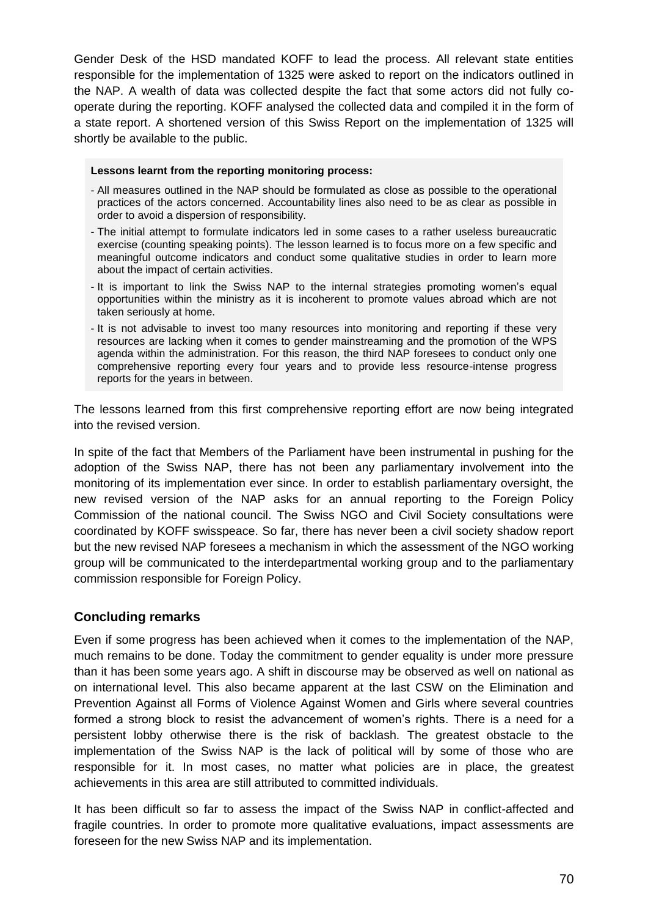Gender Desk of the HSD mandated KOFF to lead the process. All relevant state entities responsible for the implementation of 1325 were asked to report on the indicators outlined in the NAP. A wealth of data was collected despite the fact that some actors did not fully co-operate during the reporting. KOFF analysed the collected data and compiled it in the form of a state report. A shortened version of this Swiss Report on the implementation of 1325 will shortly be available to the public.

**Lessons learnt from the reporting monitoring process:**

- All measures outlined in the NAP should be formulated as close as possible to the operational practices of the actors concerned. Accountability lines also need to be as clear as possible in order to avoid a dispersion of responsibility.
- The initial attempt to formulate indicators led in some cases to a rather useless bureaucratic exercise (counting speaking points). The lesson learned is to focus more on a few specific and meaningful outcome indicators and conduct some qualitative studies in order to learn more about the impact of certain activities.
- It is important to link the Swiss NAP to the internal strategies promoting women's equal opportunities within the ministry as it is incoherent to promote values abroad which are not taken seriously at home.
- It is not advisable to invest too many resources into monitoring and reporting if these very resources are lacking when it comes to gender mainstreaming and the promotion of the WPS agenda within the administration. For this reason, the third NAP foresees to conduct only one comprehensive reporting every four years and to provide less resource-intense progress reports for the years in between.

The lessons learned from this first comprehensive reporting effort are now being integrated into the revised version.

In spite of the fact that Members of the Parliament have been instrumental in pushing for the adoption of the Swiss NAP, there has not been any parliamentary involvement into the monitoring of its implementation ever since. In order to establish parliamentary oversight, the new revised version of the NAP asks for an annual reporting to the Foreign Policy Commission of the national council. The Swiss NGO and Civil Society consultations were coordinated by KOFF swisspeace. So far, there has never been a civil society shadow report but the new revised NAP foresees a mechanism in which the assessment of the NGO working group will be communicated to the interdepartmental working group and to the parliamentary commission responsible for Foreign Policy.

## Concluding remarks

Even if some progress has been achieved when it comes to the implementation of the NAP, much remains to be done. Today the commitment to gender equality is under more pressure than it has been some years ago. A shift in discourse may be observed as well on national as on international level. This also became apparent at the last CSW on the Elimination and Prevention Against all Forms of Violence Against Women and Girls where several countries formed a strong block to resist the advancement of women's rights. There is a need for a persistent lobby otherwise there is the risk of backlash. The greatest obstacle to the implementation of the Swiss NAP is the lack of political will by some of those who are responsible for it. In most cases, no matter what policies are in place, the greatest achievements in this area are still attributed to committed individuals.

It has been difficult so far to assess the impact of the Swiss NAP in conflict-affected and fragile countries. In order to promote more qualitative evaluations, impact assessments are foreseen for the new Swiss NAP and its implementation.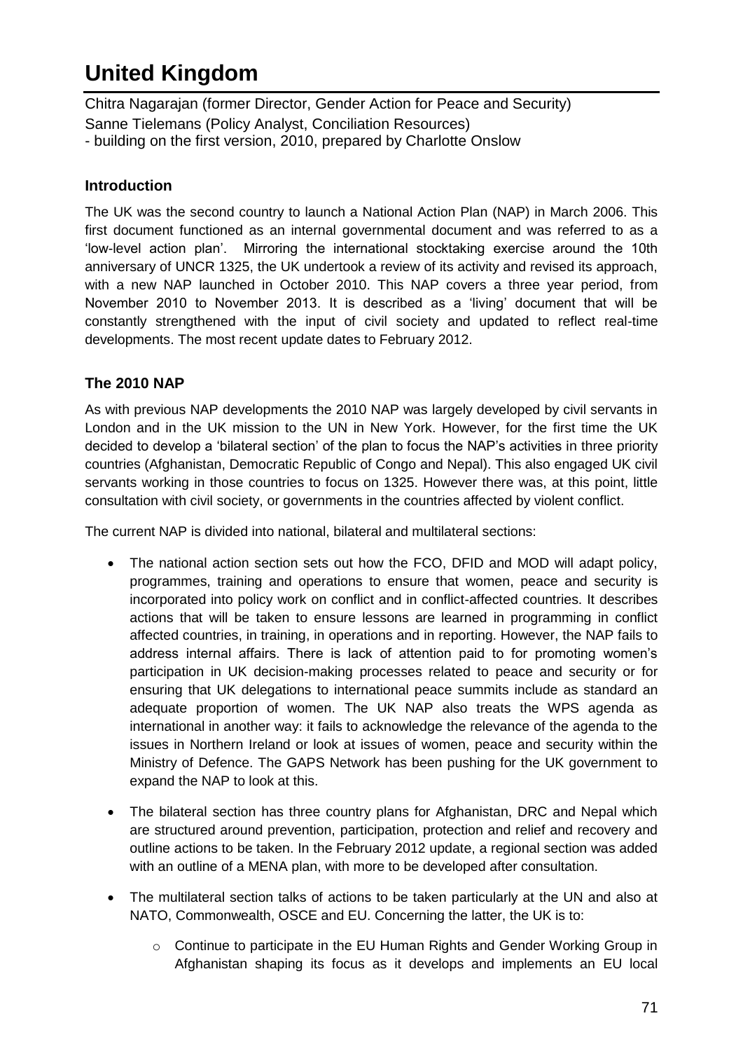# United Kingdom

Chitra Nagarajan (former Director, Gender Action for Peace and Security)
Sanne Tielemans (Policy Analyst, Conciliation Resources)
- building on the first version, 2010, prepared by Charlotte Onslow

### Introduction

The UK was the second country to launch a National Action Plan (NAP) in March 2006. This first document functioned as an internal governmental document and was referred to as a 'low-level action plan'. Mirroring the international stocktaking exercise around the 10th anniversary of UNCR 1325, the UK undertook a review of its activity and revised its approach, with a new NAP launched in October 2010. This NAP covers a three year period, from November 2010 to November 2013. It is described as a 'living' document that will be constantly strengthened with the input of civil society and updated to reflect real-time developments. The most recent update dates to February 2012.

### The 2010 NAP

As with previous NAP developments the 2010 NAP was largely developed by civil servants in London and in the UK mission to the UN in New York. However, for the first time the UK decided to develop a 'bilateral section' of the plan to focus the NAP's activities in three priority countries (Afghanistan, Democratic Republic of Congo and Nepal). This also engaged UK civil servants working in those countries to focus on 1325. However there was, at this point, little consultation with civil society, or governments in the countries affected by violent conflict.

The current NAP is divided into national, bilateral and multilateral sections:

- The national action section sets out how the FCO, DFID and MOD will adapt policy, programmes, training and operations to ensure that women, peace and security is incorporated into policy work on conflict and in conflict-affected countries. It describes actions that will be taken to ensure lessons are learned in programming in conflict affected countries, in training, in operations and in reporting. However, the NAP fails to address internal affairs. There is lack of attention paid to for promoting women's participation in UK decision-making processes related to peace and security or for ensuring that UK delegations to international peace summits include as standard an adequate proportion of women. The UK NAP also treats the WPS agenda as international in another way: it fails to acknowledge the relevance of the agenda to the issues in Northern Ireland or look at issues of women, peace and security within the Ministry of Defence. The GAPS Network has been pushing for the UK government to expand the NAP to look at this.
- The bilateral section has three country plans for Afghanistan, DRC and Nepal which are structured around prevention, participation, protection and relief and recovery and outline actions to be taken. In the February 2012 update, a regional section was added with an outline of a MENA plan, with more to be developed after consultation.
- The multilateral section talks of actions to be taken particularly at the UN and also at NATO, Commonwealth, OSCE and EU. Concerning the latter, the UK is to:
  - Continue to participate in the EU Human Rights and Gender Working Group in Afghanistan shaping its focus as it develops and implements an EU local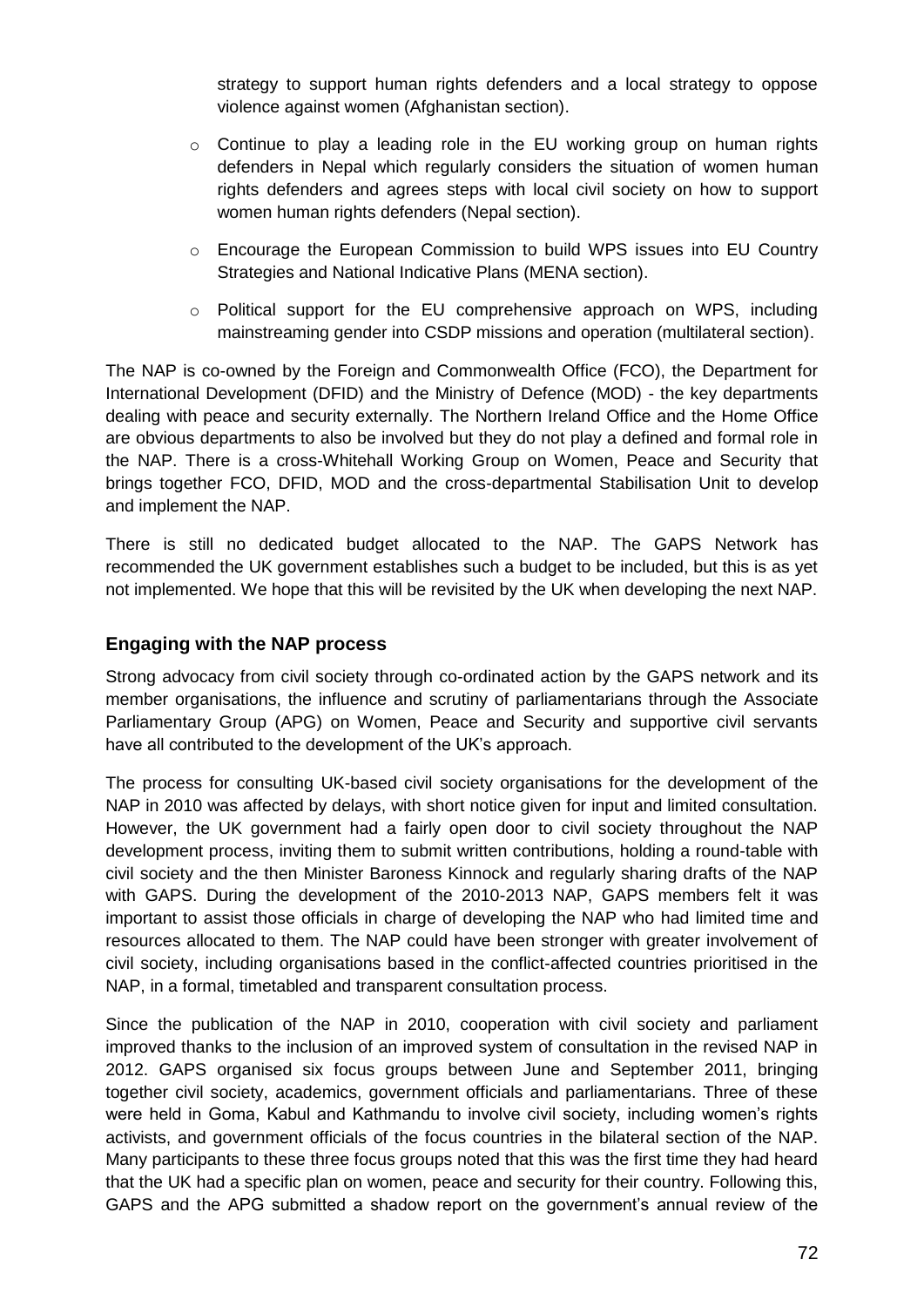strategy to support human rights defenders and a local strategy to oppose violence against women (Afghanistan section).

- Continue to play a leading role in the EU working group on human rights defenders in Nepal which regularly considers the situation of women human rights defenders and agrees steps with local civil society on how to support women human rights defenders (Nepal section).
- Encourage the European Commission to build WPS issues into EU Country Strategies and National Indicative Plans (MENA section).
- Political support for the EU comprehensive approach on WPS, including mainstreaming gender into CSDP missions and operation (multilateral section).

The NAP is co-owned by the Foreign and Commonwealth Office (FCO), the Department for International Development (DFID) and the Ministry of Defence (MOD) - the key departments dealing with peace and security externally. The Northern Ireland Office and the Home Office are obvious departments to also be involved but they do not play a defined and formal role in the NAP. There is a cross-Whitehall Working Group on Women, Peace and Security that brings together FCO, DFID, MOD and the cross-departmental Stabilisation Unit to develop and implement the NAP.

There is still no dedicated budget allocated to the NAP. The GAPS Network has recommended the UK government establishes such a budget to be included, but this is as yet not implemented. We hope that this will be revisited by the UK when developing the next NAP.

### Engaging with the NAP process

Strong advocacy from civil society through co-ordinated action by the GAPS network and its member organisations, the influence and scrutiny of parliamentarians through the Associate Parliamentary Group (APG) on Women, Peace and Security and supportive civil servants have all contributed to the development of the UK's approach.

The process for consulting UK-based civil society organisations for the development of the NAP in 2010 was affected by delays, with short notice given for input and limited consultation. However, the UK government had a fairly open door to civil society throughout the NAP development process, inviting them to submit written contributions, holding a round-table with civil society and the then Minister Baroness Kinnock and regularly sharing drafts of the NAP with GAPS. During the development of the 2010-2013 NAP, GAPS members felt it was important to assist those officials in charge of developing the NAP who had limited time and resources allocated to them. The NAP could have been stronger with greater involvement of civil society, including organisations based in the conflict-affected countries prioritised in the NAP, in a formal, timetabled and transparent consultation process.

Since the publication of the NAP in 2010, cooperation with civil society and parliament improved thanks to the inclusion of an improved system of consultation in the revised NAP in 2012. GAPS organised six focus groups between June and September 2011, bringing together civil society, academics, government officials and parliamentarians. Three of these were held in Goma, Kabul and Kathmandu to involve civil society, including women's rights activists, and government officials of the focus countries in the bilateral section of the NAP. Many participants to these three focus groups noted that this was the first time they had heard that the UK had a specific plan on women, peace and security for their country. Following this, GAPS and the APG submitted a shadow report on the government's annual review of the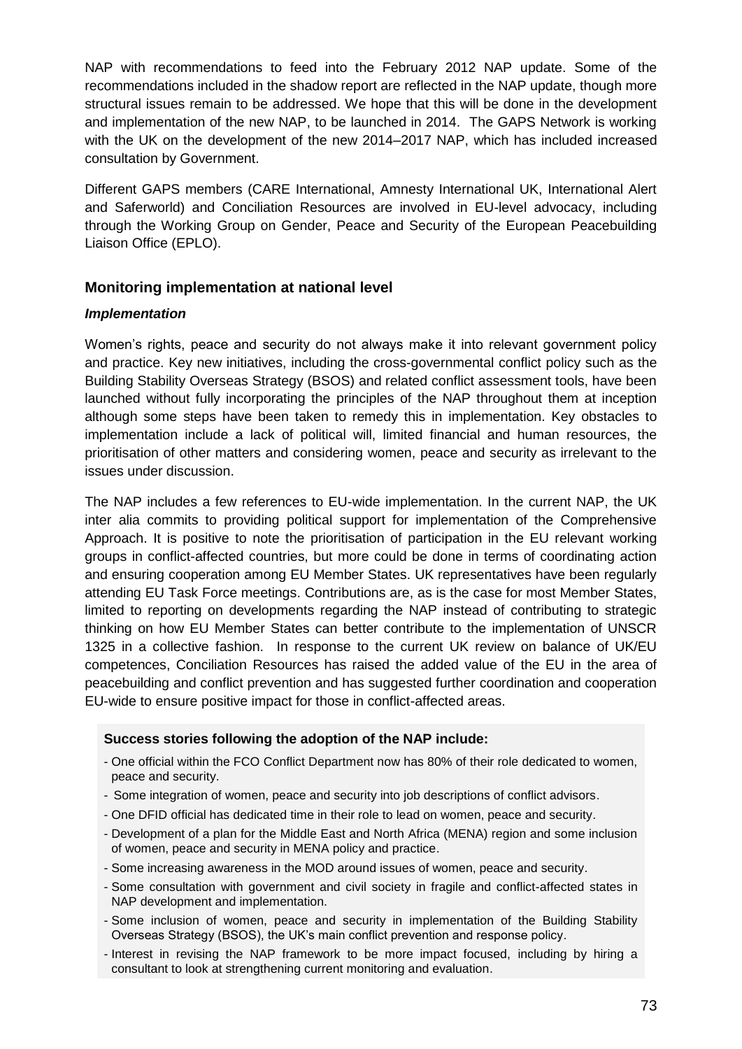NAP with recommendations to feed into the February 2012 NAP update. Some of the recommendations included in the shadow report are reflected in the NAP update, though more structural issues remain to be addressed. We hope that this will be done in the development and implementation of the new NAP, to be launched in 2014. The GAPS Network is working with the UK on the development of the new 2014–2017 NAP, which has included increased consultation by Government.

Different GAPS members (CARE International, Amnesty International UK, International Alert and Saferworld) and Conciliation Resources are involved in EU-level advocacy, including through the Working Group on Gender, Peace and Security of the European Peacebuilding Liaison Office (EPLO).

## Monitoring implementation at national level

### *Implementation*

Women's rights, peace and security do not always make it into relevant government policy and practice. Key new initiatives, including the cross-governmental conflict policy such as the Building Stability Overseas Strategy (BSOS) and related conflict assessment tools, have been launched without fully incorporating the principles of the NAP throughout them at inception although some steps have been taken to remedy this in implementation. Key obstacles to implementation include a lack of political will, limited financial and human resources, the prioritisation of other matters and considering women, peace and security as irrelevant to the issues under discussion.

The NAP includes a few references to EU-wide implementation. In the current NAP, the UK inter alia commits to providing political support for implementation of the Comprehensive Approach. It is positive to note the prioritisation of participation in the EU relevant working groups in conflict-affected countries, but more could be done in terms of coordinating action and ensuring cooperation among EU Member States. UK representatives have been regularly attending EU Task Force meetings. Contributions are, as is the case for most Member States, limited to reporting on developments regarding the NAP instead of contributing to strategic thinking on how EU Member States can better contribute to the implementation of UNSCR 1325 in a collective fashion. In response to the current UK review on balance of UK/EU competences, Conciliation Resources has raised the added value of the EU in the area of peacebuilding and conflict prevention and has suggested further coordination and cooperation EU-wide to ensure positive impact for those in conflict-affected areas.

**Success stories following the adoption of the NAP include:**

- One official within the FCO Conflict Department now has 80% of their role dedicated to women, peace and security.
- Some integration of women, peace and security into job descriptions of conflict advisors.
- One DFID official has dedicated time in their role to lead on women, peace and security.
- Development of a plan for the Middle East and North Africa (MENA) region and some inclusion of women, peace and security in MENA policy and practice.
- Some increasing awareness in the MOD around issues of women, peace and security.
- Some consultation with government and civil society in fragile and conflict-affected states in NAP development and implementation.
- Some inclusion of women, peace and security in implementation of the Building Stability Overseas Strategy (BSOS), the UK's main conflict prevention and response policy.
- Interest in revising the NAP framework to be more impact focused, including by hiring a consultant to look at strengthening current monitoring and evaluation.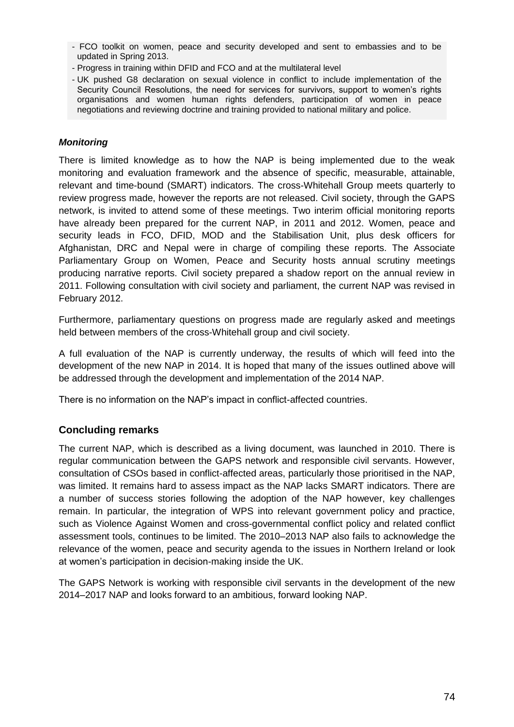- FCO toolkit on women, peace and security developed and sent to embassies and to be updated in Spring 2013.
- Progress in training within DFID and FCO and at the multilateral level
- UK pushed G8 declaration on sexual violence in conflict to include implementation of the Security Council Resolutions, the need for services for survivors, support to women's rights organisations and women human rights defenders, participation of women in peace negotiations and reviewing doctrine and training provided to national military and police.

### *Monitoring*

There is limited knowledge as to how the NAP is being implemented due to the weak monitoring and evaluation framework and the absence of specific, measurable, attainable, relevant and time-bound (SMART) indicators. The cross-Whitehall Group meets quarterly to review progress made, however the reports are not released. Civil society, through the GAPS network, is invited to attend some of these meetings. Two interim official monitoring reports have already been prepared for the current NAP, in 2011 and 2012. Women, peace and security leads in FCO, DFID, MOD and the Stabilisation Unit, plus desk officers for Afghanistan, DRC and Nepal were in charge of compiling these reports. The Associate Parliamentary Group on Women, Peace and Security hosts annual scrutiny meetings producing narrative reports. Civil society prepared a shadow report on the annual review in 2011. Following consultation with civil society and parliament, the current NAP was revised in February 2012.

Furthermore, parliamentary questions on progress made are regularly asked and meetings held between members of the cross-Whitehall group and civil society.

A full evaluation of the NAP is currently underway, the results of which will feed into the development of the new NAP in 2014. It is hoped that many of the issues outlined above will be addressed through the development and implementation of the 2014 NAP.

There is no information on the NAP's impact in conflict-affected countries.

## Concluding remarks

The current NAP, which is described as a living document, was launched in 2010. There is regular communication between the GAPS network and responsible civil servants. However, consultation of CSOs based in conflict-affected areas, particularly those prioritised in the NAP, was limited. It remains hard to assess impact as the NAP lacks SMART indicators. There are a number of success stories following the adoption of the NAP however, key challenges remain. In particular, the integration of WPS into relevant government policy and practice, such as Violence Against Women and cross-governmental conflict policy and related conflict assessment tools, continues to be limited. The 2010–2013 NAP also fails to acknowledge the relevance of the women, peace and security agenda to the issues in Northern Ireland or look at women's participation in decision-making inside the UK.

The GAPS Network is working with responsible civil servants in the development of the new 2014–2017 NAP and looks forward to an ambitious, forward looking NAP.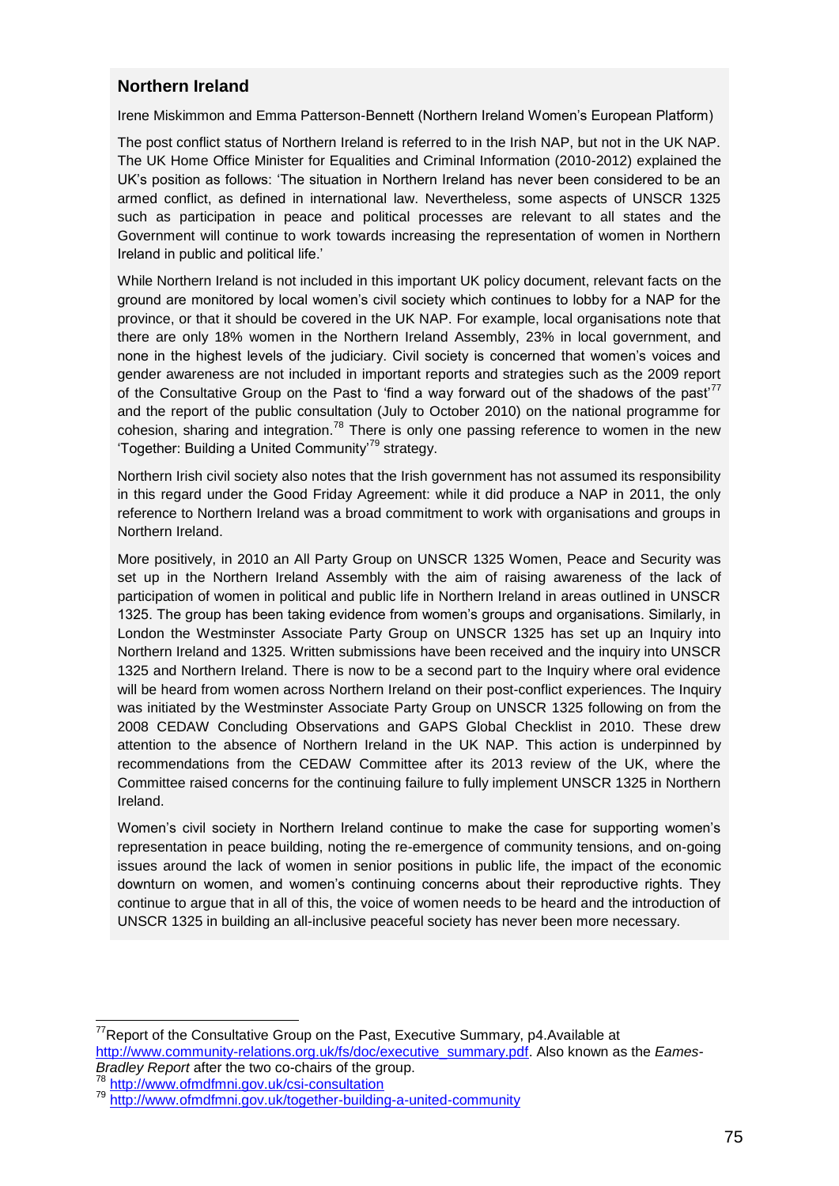## Northern Ireland

Irene Miskimmon and Emma Patterson-Bennett (Northern Ireland Women's European Platform)

The post conflict status of Northern Ireland is referred to in the Irish NAP, but not in the UK NAP. The UK Home Office Minister for Equalities and Criminal Information (2010-2012) explained the UK's position as follows: 'The situation in Northern Ireland has never been considered to be an armed conflict, as defined in international law. Nevertheless, some aspects of UNSCR 1325 such as participation in peace and political processes are relevant to all states and the Government will continue to work towards increasing the representation of women in Northern Ireland in public and political life.'

While Northern Ireland is not included in this important UK policy document, relevant facts on the ground are monitored by local women's civil society which continues to lobby for a NAP for the province, or that it should be covered in the UK NAP. For example, local organisations note that there are only 18% women in the Northern Ireland Assembly, 23% in local government, and none in the highest levels of the judiciary. Civil society is concerned that women's voices and gender awareness are not included in important reports and strategies such as the 2009 report of the Consultative Group on the Past to 'find a way forward out of the shadows of the past'[77] and the report of the public consultation (July to October 2010) on the national programme for cohesion, sharing and integration.[78] There is only one passing reference to women in the new 'Together: Building a United Community'[79] strategy.

Northern Irish civil society also notes that the Irish government has not assumed its responsibility in this regard under the Good Friday Agreement: while it did produce a NAP in 2011, the only reference to Northern Ireland was a broad commitment to work with organisations and groups in Northern Ireland.

More positively, in 2010 an All Party Group on UNSCR 1325 Women, Peace and Security was set up in the Northern Ireland Assembly with the aim of raising awareness of the lack of participation of women in political and public life in Northern Ireland in areas outlined in UNSCR 1325. The group has been taking evidence from women's groups and organisations. Similarly, in London the Westminster Associate Party Group on UNSCR 1325 has set up an Inquiry into Northern Ireland and 1325. Written submissions have been received and the inquiry into UNSCR 1325 and Northern Ireland. There is now to be a second part to the Inquiry where oral evidence will be heard from women across Northern Ireland on their post-conflict experiences. The Inquiry was initiated by the Westminster Associate Party Group on UNSCR 1325 following on from the 2008 CEDAW Concluding Observations and GAPS Global Checklist in 2010. These drew attention to the absence of Northern Ireland in the UK NAP. This action is underpinned by recommendations from the CEDAW Committee after its 2013 review of the UK, where the Committee raised concerns for the continuing failure to fully implement UNSCR 1325 in Northern Ireland.

Women's civil society in Northern Ireland continue to make the case for supporting women's representation in peace building, noting the re-emergence of community tensions, and on-going issues around the lack of women in senior positions in public life, the impact of the economic downturn on women, and women's continuing concerns about their reproductive rights. They continue to argue that in all of this, the voice of women needs to be heard and the introduction of UNSCR 1325 in building an all-inclusive peaceful society has never been more necessary.

---

[77] Report of the Consultative Group on the Past, Executive Summary, p4.Available at http://www.community-relations.org.uk/fs/doc/executive_summary.pdf. Also known as the *Eames-Bradley Report* after the two co-chairs of the group.

[78] http://www.ofmdfmni.gov.uk/csi-consultation

[79] http://www.ofmdfmni.gov.uk/together-building-a-united-community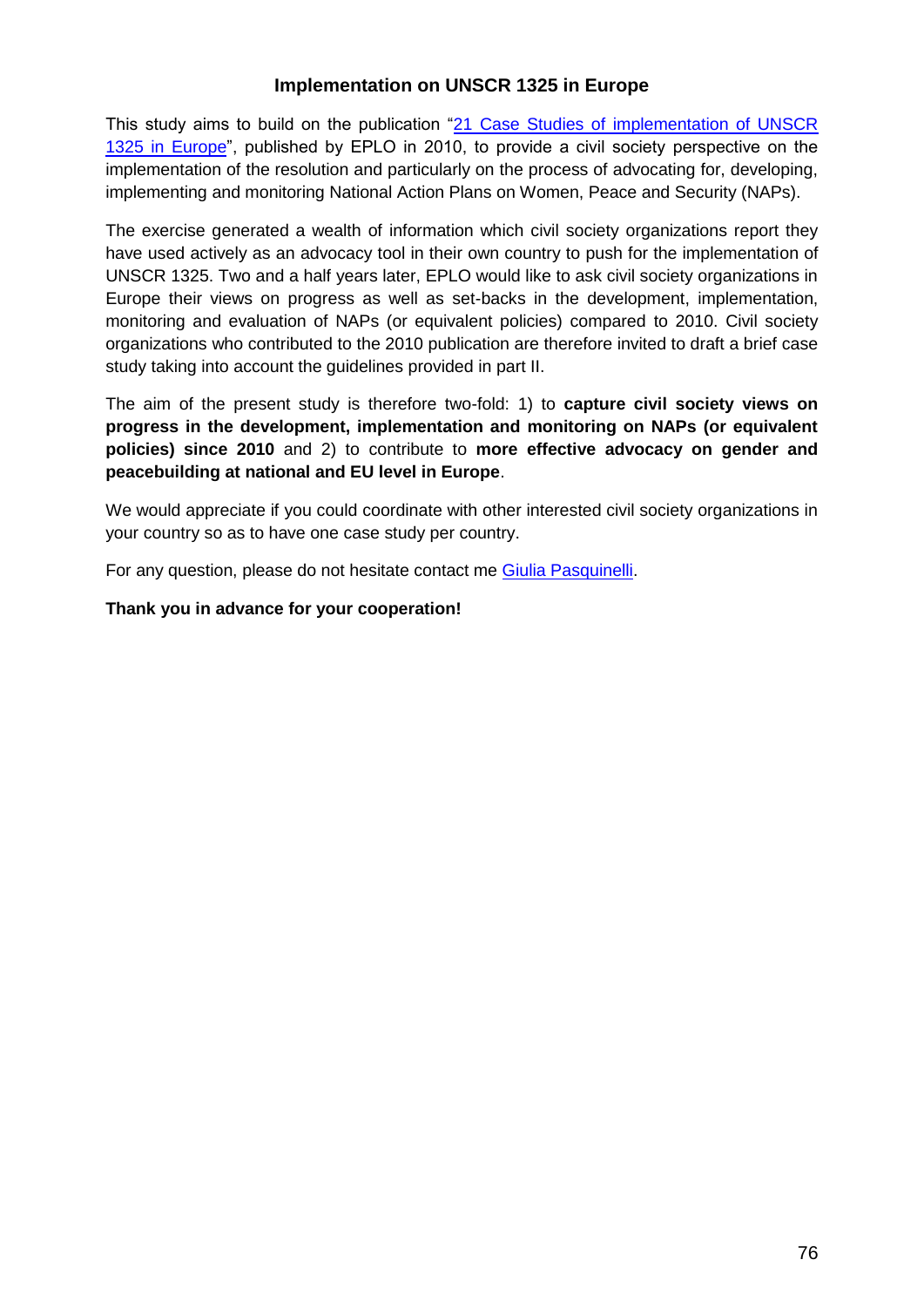## Implementation on UNSCR 1325 in Europe

This study aims to build on the publication "21 Case Studies of implementation of UNSCR 1325 in Europe", published by EPLO in 2010, to provide a civil society perspective on the implementation of the resolution and particularly on the process of advocating for, developing, implementing and monitoring National Action Plans on Women, Peace and Security (NAPs).

The exercise generated a wealth of information which civil society organizations report they have used actively as an advocacy tool in their own country to push for the implementation of UNSCR 1325. Two and a half years later, EPLO would like to ask civil society organizations in Europe their views on progress as well as set-backs in the development, implementation, monitoring and evaluation of NAPs (or equivalent policies) compared to 2010. Civil society organizations who contributed to the 2010 publication are therefore invited to draft a brief case study taking into account the guidelines provided in part II.

The aim of the present study is therefore two-fold: 1) to **capture civil society views on progress in the development, implementation and monitoring on NAPs (or equivalent policies) since 2010** and 2) to contribute to **more effective advocacy on gender and peacebuilding at national and EU level in Europe**.

We would appreciate if you could coordinate with other interested civil society organizations in your country so as to have one case study per country.

For any question, please do not hesitate contact me Giulia Pasquinelli.

**Thank you in advance for your cooperation!**